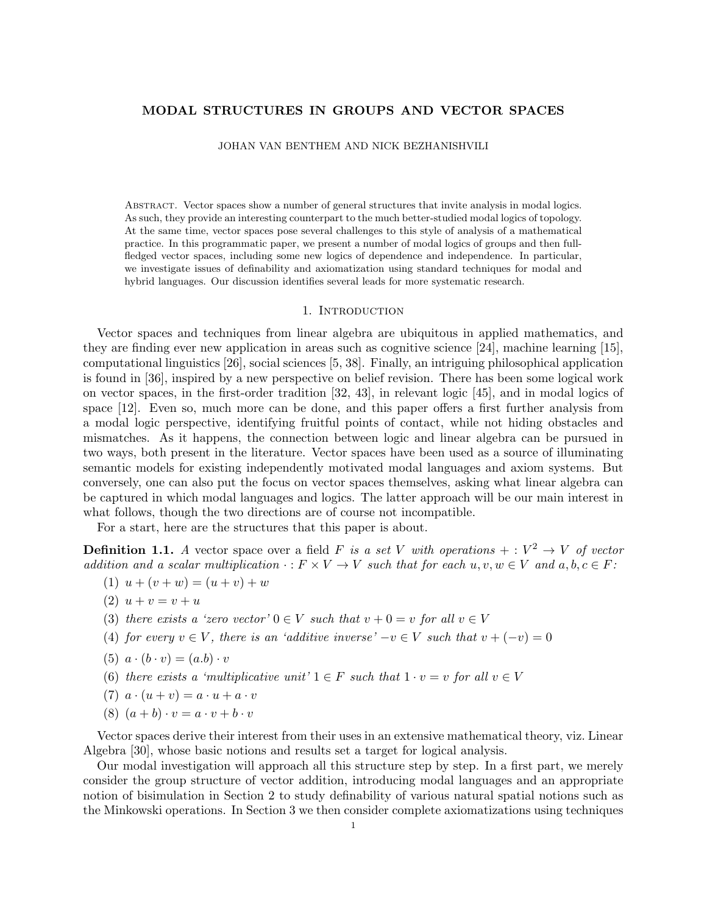# MODAL STRUCTURES IN GROUPS AND VECTOR SPACES

JOHAN VAN BENTHEM AND NICK BEZHANISHVILI

Abstract. Vector spaces show a number of general structures that invite analysis in modal logics. As such, they provide an interesting counterpart to the much better-studied modal logics of topology. At the same time, vector spaces pose several challenges to this style of analysis of a mathematical practice. In this programmatic paper, we present a number of modal logics of groups and then full-fledged vector spaces, including some new logics of dependence and independence. In particular, we investigate issues of definability and axiomatization using standard techniques for modal and hybrid languages. Our discussion identifies several leads for more systematic research.

## 1. Introduction

Vector spaces and techniques from linear algebra are ubiquitous in applied mathematics, and they are finding ever new application in areas such as cognitive science [24], machine learning [15], computational linguistics [26], social sciences [5, 38]. Finally, an intriguing philosophical application is found in [36], inspired by a new perspective on belief revision. There has been some logical work on vector spaces, in the first-order tradition [32, 43], in relevant logic [45], and in modal logics of space [12]. Even so, much more can be done, and this paper offers a first further analysis from a modal logic perspective, identifying fruitful points of contact, while not hiding obstacles and mismatches. As it happens, the connection between logic and linear algebra can be pursued in two ways, both present in the literature. Vector spaces have been used as a source of illuminating semantic models for existing independently motivated modal languages and axiom systems. But conversely, one can also put the focus on vector spaces themselves, asking what linear algebra can be captured in which modal languages and logics. The latter approach will be our main interest in what follows, though the two directions are of course not incompatible.

For a start, here are the structures that this paper is about.

**Definition 1.1.** *A* vector space over a field $F$ *is a set* $V$ *with operations* $+ : V^2 \to V$ *of vector addition and a scalar multiplication* $\cdot : F \times V \to V$ *such that for each* $u, v, w \in V$ *and* $a, b, c \in F$*:*

1. $u + (v + w) = (u + v) + w$
2. $u + v = v + u$
3. *there exists a 'zero vector'* $0 \in V$ *such that* $v + 0 = v$ *for all* $v \in V$
4. *for every* $v \in V$*, there is an 'additive inverse'* $-v \in V$ *such that* $v + (-v) = 0$
5. $a \cdot (b \cdot v) = (a.b) \cdot v$
6. *there exists a 'multiplicative unit'* $1 \in F$ *such that* $1 \cdot v = v$ *for all* $v \in V$
7. $a \cdot (u + v) = a \cdot u + a \cdot v$
8. $(a + b) \cdot v = a \cdot v + b \cdot v$

Vector spaces derive their interest from their uses in an extensive mathematical theory, viz. Linear Algebra [30], whose basic notions and results set a target for logical analysis.

Our modal investigation will approach all this structure step by step. In a first part, we merely consider the group structure of vector addition, introducing modal languages and an appropriate notion of bisimulation in Section 2 to study definability of various natural spatial notions such as the Minkowski operations. In Section 3 we then consider complete axiomatizations using techniques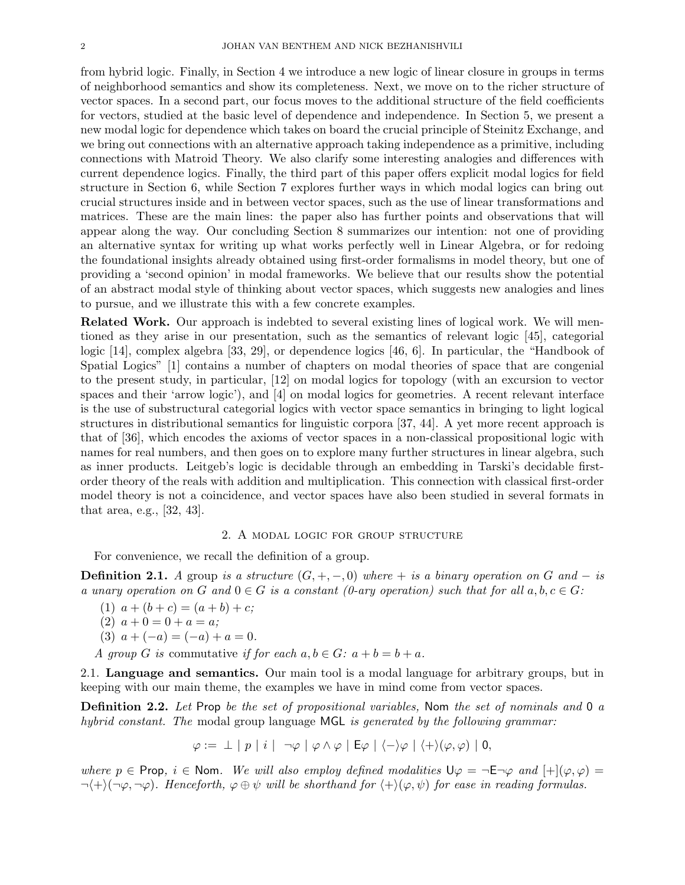from hybrid logic. Finally, in Section 4 we introduce a new logic of linear closure in groups in terms of neighborhood semantics and show its completeness. Next, we move on to the richer structure of vector spaces. In a second part, our focus moves to the additional structure of the field coefficients for vectors, studied at the basic level of dependence and independence. In Section 5, we present a new modal logic for dependence which takes on board the crucial principle of Steinitz Exchange, and we bring out connections with an alternative approach taking independence as a primitive, including connections with Matroid Theory. We also clarify some interesting analogies and differences with current dependence logics. Finally, the third part of this paper offers explicit modal logics for field structure in Section 6, while Section 7 explores further ways in which modal logics can bring out crucial structures inside and in between vector spaces, such as the use of linear transformations and matrices. These are the main lines: the paper also has further points and observations that will appear along the way. Our concluding Section 8 summarizes our intention: not one of providing an alternative syntax for writing up what works perfectly well in Linear Algebra, or for redoing the foundational insights already obtained using first-order formalisms in model theory, but one of providing a 'second opinion' in modal frameworks. We believe that our results show the potential of an abstract modal style of thinking about vector spaces, which suggests new analogies and lines to pursue, and we illustrate this with a few concrete examples.

**Related Work.** Our approach is indebted to several existing lines of logical work. We will mentioned as they arise in our presentation, such as the semantics of relevant logic [45], categorial logic [14], complex algebra [33, 29], or dependence logics [46, 6]. In particular, the "Handbook of Spatial Logics" [1] contains a number of chapters on modal theories of space that are congenial to the present study, in particular, [12] on modal logics for topology (with an excursion to vector spaces and their 'arrow logic'), and [4] on modal logics for geometries. A recent relevant interface is the use of substructural categorial logics with vector space semantics in bringing to light logical structures in distributional semantics for linguistic corpora [37, 44]. A yet more recent approach is that of [36], which encodes the axioms of vector spaces in a non-classical propositional logic with names for real numbers, and then goes on to explore many further structures in linear algebra, such as inner products. Leitgeb's logic is decidable through an embedding in Tarski's decidable first-order theory of the reals with addition and multiplication. This connection with classical first-order model theory is not a coincidence, and vector spaces have also been studied in several formats in that area, e.g., [32, 43].

## 2. A modal logic for group structure

For convenience, we recall the definition of a group.

**Definition 2.1.** *A* group *is a structure $(G, +, -, 0)$ where $+$ is a binary operation on $G$ and $-$ is a unary operation on $G$ and $0 \in G$ is a constant (0-ary operation) such that for all $a, b, c \in G$:*

1. $a + (b + c) = (a + b) + c$;
2. $a + 0 = 0 + a = a$;
3. $a + (-a) = (-a) + a = 0$.

*A group $G$ is* commutative *if for each $a, b \in G$: $a + b = b + a$.*

### 2.1. Language and semantics.

Our main tool is a modal language for arbitrary groups, but in keeping with our main theme, the examples we have in mind come from vector spaces.

**Definition 2.2.** *Let* Prop *be the set of propositional variables,* Nom *the set of nominals and* $\mathsf{0}$ *a hybrid constant. The* modal group language $\mathsf{MGL}$ *is generated by the following grammar:*

$$\varphi := \bot \mid p \mid i \mid \neg\varphi \mid \varphi \wedge \varphi \mid \mathsf{E}\varphi \mid \langle - \rangle\varphi \mid \langle + \rangle(\varphi, \varphi) \mid \mathsf{0},$$

*where $p \in$ Prop, $i \in$ Nom. We will also employ defined modalities $\mathsf{U}\varphi = \neg\mathsf{E}\neg\varphi$ and $[+](\varphi, \varphi) = \neg\langle + \rangle(\neg\varphi, \neg\varphi)$. Henceforth, $\varphi \oplus \psi$ will be shorthand for $\langle + \rangle(\varphi, \psi)$ for ease in reading formulas.*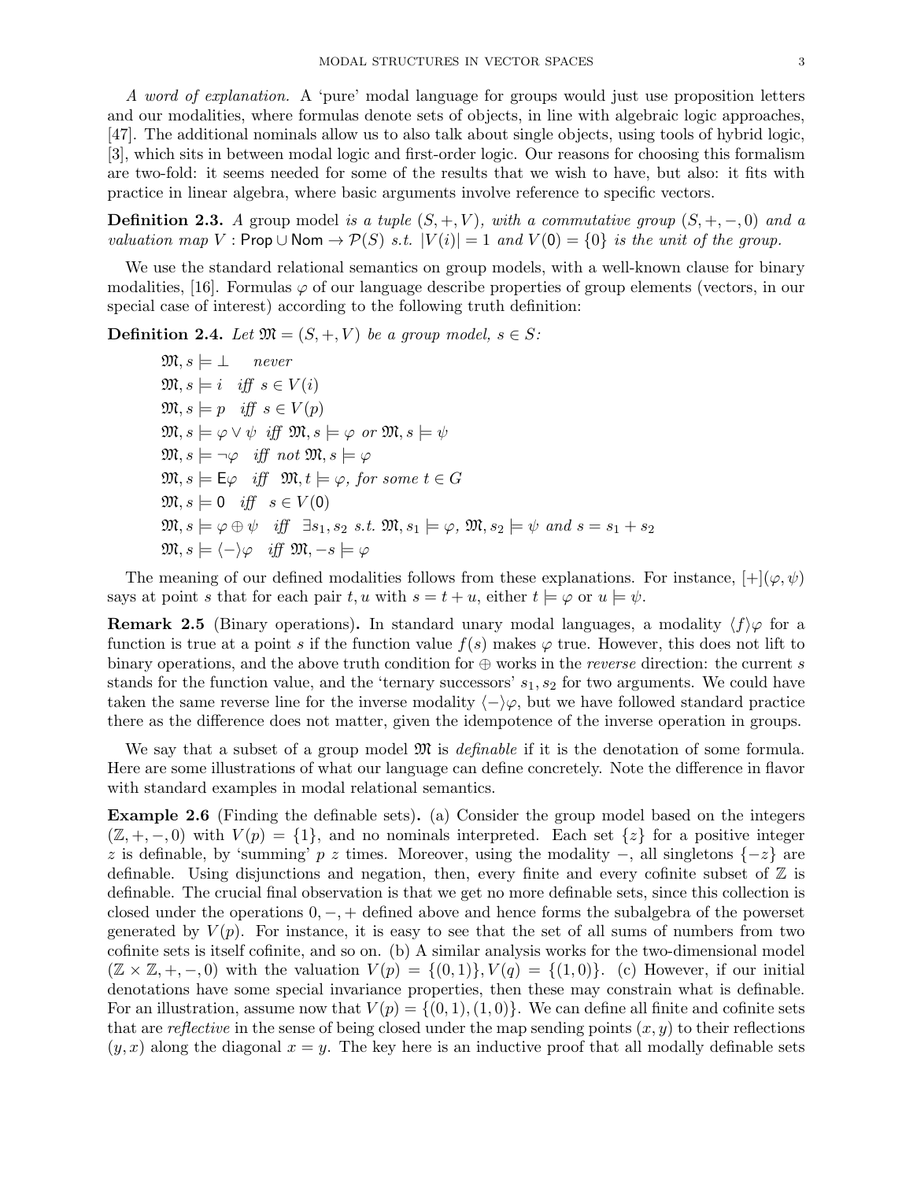*A word of explanation.* A 'pure' modal language for groups would just use proposition letters and our modalities, where formulas denote sets of objects, in line with algebraic logic approaches, [47]. The additional nominals allow us to also talk about single objects, using tools of hybrid logic, [3], which sits in between modal logic and first-order logic. Our reasons for choosing this formalism are two-fold: it seems needed for some of the results that we wish to have, but also: it fits with practice in linear algebra, where basic arguments involve reference to specific vectors.

**Definition 2.3.** *A* group model *is a tuple $(S, +, V)$, with a commutative group $(S, +, -, 0)$ and a valuation map $V : \mathsf{Prop} \cup \mathsf{Nom} \to \mathcal{P}(S)$ s.t. $|V(i)| = 1$ and $V(\mathsf{0}) = \{0\}$ is the unit of the group.*

We use the standard relational semantics on group models, with a well-known clause for binary modalities, [16]. Formulas $\varphi$ of our language describe properties of group elements (vectors, in our special case of interest) according to the following truth definition:

**Definition 2.4.** *Let $\mathfrak{M} = (S, +, V)$ be a group model, $s \in S$:*

$\mathfrak{M}, s \models \bot$ *never*

$\mathfrak{M}, s \models i$ *iff* $s \in V(i)$

$\mathfrak{M}, s \models p$ *iff* $s \in V(p)$

$\mathfrak{M}, s \models \varphi \vee \psi$ *iff* $\mathfrak{M}, s \models \varphi$ *or* $\mathfrak{M}, s \models \psi$

$\mathfrak{M}, s \models \neg\varphi$ *iff not* $\mathfrak{M}, s \models \varphi$

$\mathfrak{M}, s \models \mathsf{E}\varphi$ *iff* $\mathfrak{M}, t \models \varphi$*, for some* $t \in G$

$\mathfrak{M}, s \models \mathsf{0}$ *iff* $s \in V(\mathsf{0})$

$\mathfrak{M}, s \models \varphi \oplus \psi$ *iff* $\exists s_1, s_2$ *s.t.* $\mathfrak{M}, s_1 \models \varphi$, $\mathfrak{M}, s_2 \models \psi$ *and* $s = s_1 + s_2$

$\mathfrak{M}, s \models \langle - \rangle\varphi$ *iff* $\mathfrak{M}, -s \models \varphi$

The meaning of our defined modalities follows from these explanations. For instance, $[+](\varphi, \psi)$ says at point $s$ that for each pair $t, u$ with $s = t + u$, either $t \models \varphi$ or $u \models \psi$.

**Remark 2.5** (Binary operations)**.** In standard unary modal languages, a modality $\langle f \rangle\varphi$ for a function is true at a point $s$ if the function value $f(s)$ makes $\varphi$ true. However, this does not lift to binary operations, and the above truth condition for $\oplus$ works in the *reverse* direction: the current $s$ stands for the function value, and the 'ternary successors' $s_1, s_2$ for two arguments. We could have taken the same reverse line for the inverse modality $\langle - \rangle\varphi$, but we have followed standard practice there as the difference does not matter, given the idempotence of the inverse operation in groups.

We say that a subset of a group model $\mathfrak{M}$ is *definable* if it is the denotation of some formula. Here are some illustrations of what our language can define concretely. Note the difference in flavor with standard examples in modal relational semantics.

**Example 2.6** (Finding the definable sets)**.** (a) Consider the group model based on the integers $(\mathbb{Z}, +, -, 0)$ with $V(p) = \{1\}$, and no nominals interpreted. Each set $\{z\}$ for a positive integer $z$ is definable, by 'summing' $p$ $z$ times. Moreover, using the modality $-$, all singletons $\{-z\}$ are definable. Using disjunctions and negation, then, every finite and every cofinite subset of $\mathbb{Z}$ is definable. The crucial final observation is that we get no more definable sets, since this collection is closed under the operations $0, -, +$ defined above and hence forms the subalgebra of the powerset generated by $V(p)$. For instance, it is easy to see that the set of all sums of numbers from two cofinite sets is itself cofinite, and so on. (b) A similar analysis works for the two-dimensional model $(\mathbb{Z} \times \mathbb{Z}, +, -, 0)$ with the valuation $V(p) = \{(0, 1)\}, V(q) = \{(1, 0)\}$. (c) However, if our initial denotations have some special invariance properties, then these may constrain what is definable. For an illustration, assume now that $V(p) = \{(0, 1), (1, 0)\}$. We can define all finite and cofinite sets that are *reflective* in the sense of being closed under the map sending points $(x, y)$ to their reflections $(y, x)$ along the diagonal $x = y$. The key here is an inductive proof that all modally definable sets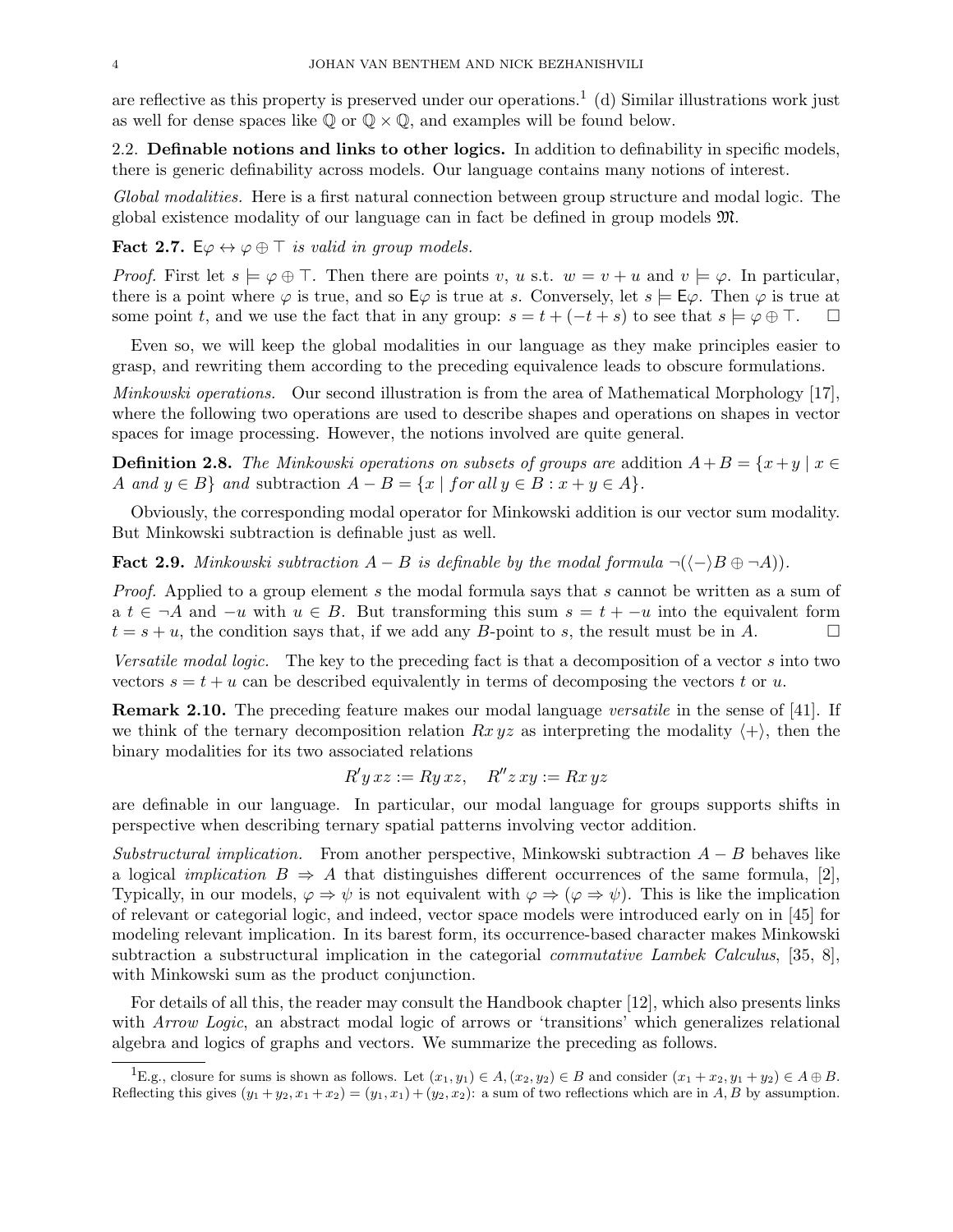are reflective as this property is preserved under our operations.[1] (d) Similar illustrations work just as well for dense spaces like $\mathbb{Q}$ or $\mathbb{Q} \times \mathbb{Q}$, and examples will be found below.

## 2.2. Definable notions and links to other logics.

In addition to definability in specific models, there is generic definability across models. Our language contains many notions of interest.

*Global modalities.* Here is a first natural connection between group structure and modal logic. The global existence modality of our language can in fact be defined in group models $\mathfrak{M}$.

**Fact 2.7.** *$\mathsf{E}\varphi \leftrightarrow \varphi \oplus \top$ is valid in group models.*

*Proof.* First let $s \models \varphi \oplus \top$. Then there are points $v$, $u$ s.t. $w = v + u$ and $v \models \varphi$. In particular, there is a point where $\varphi$ is true, and so $\mathsf{E}\varphi$ is true at $s$. Conversely, let $s \models \mathsf{E}\varphi$. Then $\varphi$ is true at some point $t$, and we use the fact that in any group: $s = t + (-t + s)$ to see that $s \models \varphi \oplus \top$. □

Even so, we will keep the global modalities in our language as they make principles easier to grasp, and rewriting them according to the preceding equivalence leads to obscure formulations.

*Minkowski operations.* Our second illustration is from the area of Mathematical Morphology [17], where the following two operations are used to describe shapes and operations on shapes in vector spaces for image processing. However, the notions involved are quite general.

**Definition 2.8.** *The Minkowski operations on subsets of groups are* addition $A + B = \{x + y \mid x \in A \text{ and } y \in B\}$ *and* subtraction $A - B = \{x \mid \text{for all } y \in B : x + y \in A\}$.

Obviously, the corresponding modal operator for Minkowski addition is our vector sum modality. But Minkowski subtraction is definable just as well.

**Fact 2.9.** *Minkowski subtraction $A - B$ is definable by the modal formula $\neg(\langle - \rangle B \oplus \neg A))$.*

*Proof.* Applied to a group element $s$ the modal formula says that $s$ cannot be written as a sum of a $t \in \neg A$ and $-u$ with $u \in B$. But transforming this sum $s = t + -u$ into the equivalent form $t = s + u$, the condition says that, if we add any $B$-point to $s$, the result must be in $A$. □

*Versatile modal logic.* The key to the preceding fact is that a decomposition of a vector $s$ into two vectors $s = t + u$ can be described equivalently in terms of decomposing the vectors $t$ or $u$.

**Remark 2.10.** The preceding feature makes our modal language *versatile* in the sense of [41]. If we think of the ternary decomposition relation $Rx\,yz$ as interpreting the modality $\langle + \rangle$, then the binary modalities for its two associated relations

$$R'y\,xz := Ry\,xz, \quad R''z\,xy := Rx\,yz$$

are definable in our language. In particular, our modal language for groups supports shifts in perspective when describing ternary spatial patterns involving vector addition.

*Substructural implication.* From another perspective, Minkowski subtraction $A - B$ behaves like a logical *implication* $B \Rightarrow A$ that distinguishes different occurrences of the same formula, [2], Typically, in our models, $\varphi \Rightarrow \psi$ is not equivalent with $\varphi \Rightarrow (\varphi \Rightarrow \psi)$. This is like the implication of relevant or categorial logic, and indeed, vector space models were introduced early on in [45] for modeling relevant implication. In its barest form, its occurrence-based character makes Minkowski subtraction a substructural implication in the categorial *commutative Lambek Calculus*, [35, 8], with Minkowski sum as the product conjunction.

For details of all this, the reader may consult the Handbook chapter [12], which also presents links with *Arrow Logic*, an abstract modal logic of arrows or 'transitions' which generalizes relational algebra and logics of graphs and vectors. We summarize the preceding as follows.

---

[1] E.g., closure for sums is shown as follows. Let $(x_1, y_1) \in A, (x_2, y_2) \in B$ and consider $(x_1 + x_2, y_1 + y_2) \in A \oplus B$. Reflecting this gives $(y_1 + y_2, x_1 + x_2) = (y_1, x_1) + (y_2, x_2)$: a sum of two reflections which are in $A, B$ by assumption.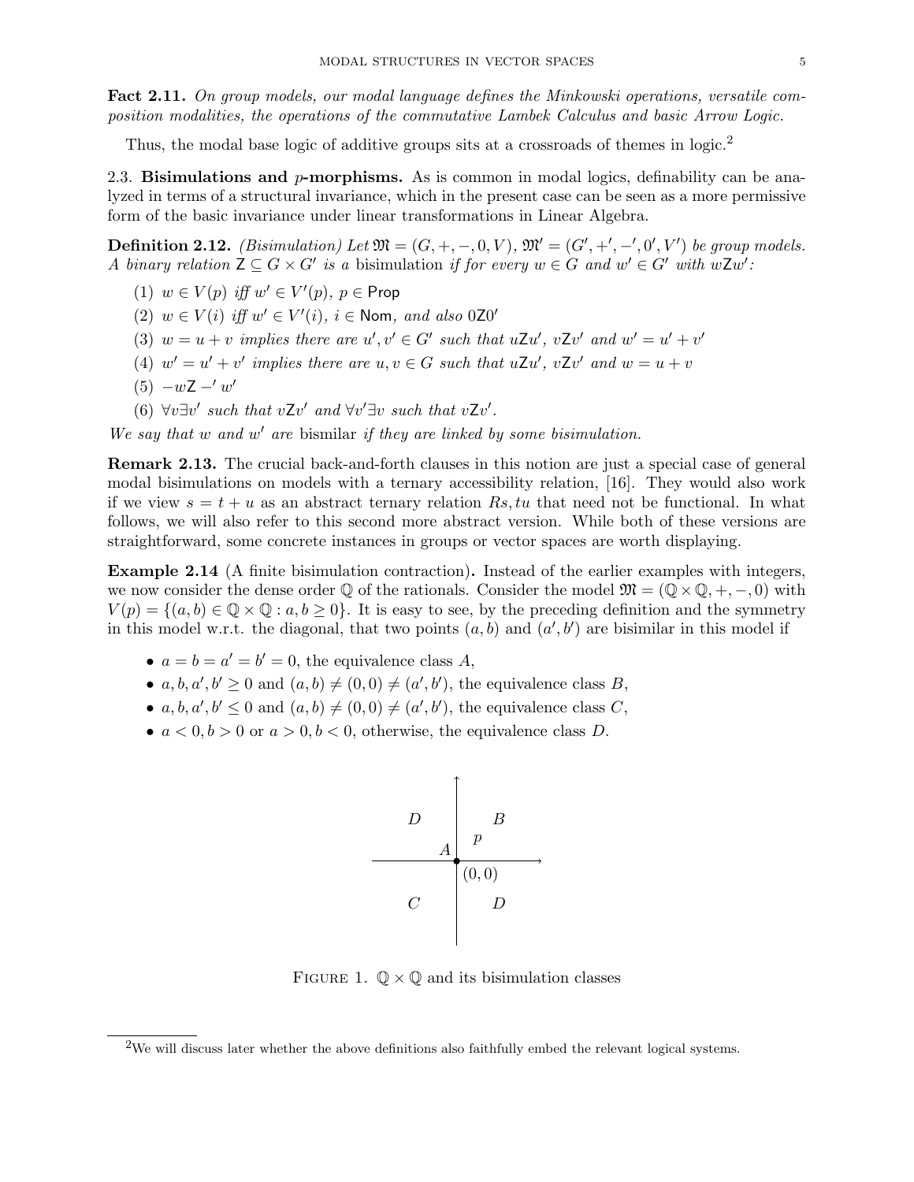**Fact 2.11.** *On group models, our modal language defines the Minkowski operations, versatile composition modalities, the operations of the commutative Lambek Calculus and basic Arrow Logic.*

Thus, the modal base logic of additive groups sits at a crossroads of themes in logic.[2]

### 2.3. Bisimulations and $p$-morphisms.

As is common in modal logics, definability can be analyzed in terms of a structural invariance, which in the present case can be seen as a more permissive form of the basic invariance under linear transformations in Linear Algebra.

**Definition 2.12.** *(Bisimulation) Let $\mathfrak{M} = (G, +, -, 0, V)$, $\mathfrak{M}' = (G', +', -', 0', V')$ be group models. A binary relation $\mathsf{Z} \subseteq G \times G'$ is a* bisimulation *if for every $w \in G$ and $w' \in G'$ with $w\mathsf{Z}w'$:*

1. $w \in V(p)$ *iff* $w' \in V'(p)$, $p \in \mathsf{Prop}$
2. $w \in V(i)$ *iff* $w' \in V'(i)$, $i \in \mathsf{Nom}$, *and also* $0\mathsf{Z}0'$
3. $w = u + v$ *implies there are* $u', v' \in G'$ *such that* $u\mathsf{Z}u'$, $v\mathsf{Z}v'$ *and* $w' = u' + v'$
4. $w' = u' + v'$ *implies there are* $u, v \in G$ *such that* $u\mathsf{Z}u'$, $v\mathsf{Z}v'$ *and* $w = u + v$
5. $-w\mathsf{Z} -' w'$
6. $\forall v \exists v'$ *such that* $v\mathsf{Z}v'$ *and* $\forall v' \exists v$ *such that* $v\mathsf{Z}v'$.

*We say that $w$ and $w'$ are* bismilar *if they are linked by some bisimulation.*

**Remark 2.13.** The crucial back-and-forth clauses in this notion are just a special case of general modal bisimulations on models with a ternary accessibility relation, [16]. They would also work if we view $s = t + u$ as an abstract ternary relation $Rs, tu$ that need not be functional. In what follows, we will also refer to this second more abstract version. While both of these versions are straightforward, some concrete instances in groups or vector spaces are worth displaying.

**Example 2.14** (A finite bisimulation contraction)**.** Instead of the earlier examples with integers, we now consider the dense order $\mathbb{Q}$ of the rationals. Consider the model $\mathfrak{M} = (\mathbb{Q} \times \mathbb{Q}, +, -, 0)$ with $V(p) = \{(a, b) \in \mathbb{Q} \times \mathbb{Q} : a, b \geq 0\}$. It is easy to see, by the preceding definition and the symmetry in this model w.r.t. the diagonal, that two points $(a, b)$ and $(a', b')$ are bisimilar in this model if

- $a = b = a' = b' = 0$, the equivalence class $A$,
- $a, b, a', b' \geq 0$ and $(a, b) \neq (0, 0) \neq (a', b')$, the equivalence class $B$,
- $a, b, a', b' \leq 0$ and $(a, b) \neq (0, 0) \neq (a', b')$, the equivalence class $C$,
- $a < 0, b > 0$ or $a > 0, b < 0$, otherwise, the equivalence class $D$.

FIGURE 1. $\mathbb{Q} \times \mathbb{Q}$ and its bisimulation classes

[2] We will discuss later whether the above definitions also faithfully embed the relevant logical systems.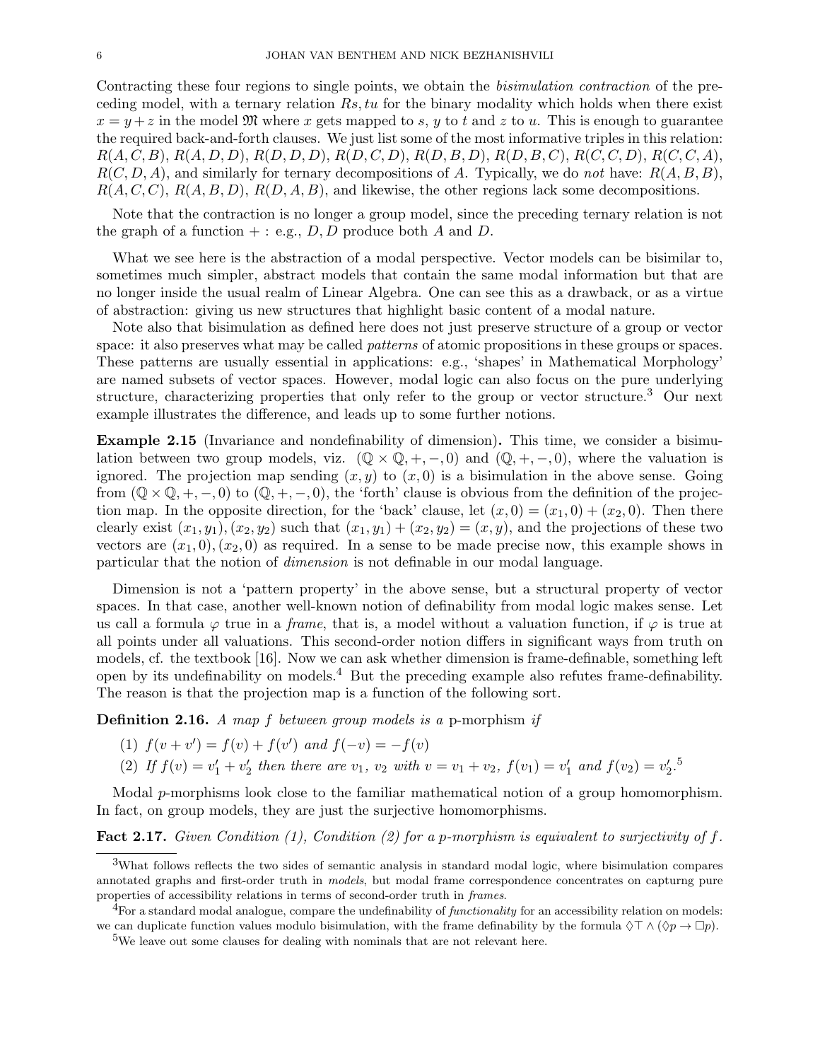Contracting these four regions to single points, we obtain the *bisimulation contraction* of the preceding model, with a ternary relation $Rs, tu$ for the binary modality which holds when there exist $x = y + z$ in the model $\mathfrak{M}$ where $x$ gets mapped to $s$, $y$ to $t$ and $z$ to $u$. This is enough to guarantee the required back-and-forth clauses. We just list some of the most informative triples in this relation: $R(A, C, B)$, $R(A, D, D)$, $R(D, D, D)$, $R(D, C, D)$, $R(D, B, D)$, $R(D, B, C)$, $R(C, C, D)$, $R(C, C, A)$, $R(C, D, A)$, and similarly for ternary decompositions of $A$. Typically, we do *not* have: $R(A, B, B)$, $R(A, C, C)$, $R(A, B, D)$, $R(D, A, B)$, and likewise, the other regions lack some decompositions.

Note that the contraction is no longer a group model, since the preceding ternary relation is not the graph of a function $+$ : e.g., $D, D$ produce both $A$ and $D$.

What we see here is the abstraction of a modal perspective. Vector models can be bisimilar to, sometimes much simpler, abstract models that contain the same modal information but that are no longer inside the usual realm of Linear Algebra. One can see this as a drawback, or as a virtue of abstraction: giving us new structures that highlight basic content of a modal nature.

Note also that bisimulation as defined here does not just preserve structure of a group or vector space: it also preserves what may be called *patterns* of atomic propositions in these groups or spaces. These patterns are usually essential in applications: e.g., 'shapes' in Mathematical Morphology' are named subsets of vector spaces. However, modal logic can also focus on the pure underlying structure, characterizing properties that only refer to the group or vector structure.[3] Our next example illustrates the difference, and leads up to some further notions.

**Example 2.15** (Invariance and nondefinability of dimension)**.** This time, we consider a bisimulation between two group models, viz. $(\mathbb{Q} \times \mathbb{Q}, +, -, 0)$ and $(\mathbb{Q}, +, -, 0)$, where the valuation is ignored. The projection map sending $(x, y)$ to $(x, 0)$ is a bisimulation in the above sense. Going from $(\mathbb{Q} \times \mathbb{Q}, +, -, 0)$ to $(\mathbb{Q}, +, -, 0)$, the 'forth' clause is obvious from the definition of the projection map. In the opposite direction, for the 'back' clause, let $(x, 0) = (x_1, 0) + (x_2, 0)$. Then there clearly exist $(x_1, y_1), (x_2, y_2)$ such that $(x_1, y_1) + (x_2, y_2) = (x, y)$, and the projections of these two vectors are $(x_1, 0), (x_2, 0)$ as required. In a sense to be made precise now, this example shows in particular that the notion of *dimension* is not definable in our modal language.

Dimension is not a 'pattern property' in the above sense, but a structural property of vector spaces. In that case, another well-known notion of definability from modal logic makes sense. Let us call a formula $\varphi$ true in a *frame*, that is, a model without a valuation function, if $\varphi$ is true at all points under all valuations. This second-order notion differs in significant ways from truth on models, cf. the textbook [16]. Now we can ask whether dimension is frame-definable, something left open by its undefinability on models.[4] But the preceding example also refutes frame-definability. The reason is that the projection map is a function of the following sort.

**Definition 2.16.** *A map $f$ between group models is a* p-morphism *if*

(1) $f(v + v') = f(v) + f(v')$ *and* $f(-v) = -f(v)$

(2) *If* $f(v) = v'_1 + v'_2$ *then there are* $v_1$, $v_2$ *with* $v = v_1 + v_2$, $f(v_1) = v'_1$ *and* $f(v_2) = v'_2$.[5]

Modal $p$-morphisms look close to the familiar mathematical notion of a group homomorphism. In fact, on group models, they are just the surjective homomorphisms.

**Fact 2.17.** *Given Condition (1), Condition (2) for a p-morphism is equivalent to surjectivity of $f$.*

---

[3] What follows reflects the two sides of semantic analysis in standard modal logic, where bisimulation compares annotated graphs and first-order truth in *models*, but modal frame correspondence concentrates on capturng pure properties of accessibility relations in terms of second-order truth in *frames*.

[4] For a standard modal analogue, compare the undefinability of *functionality* for an accessibility relation on models: we can duplicate function values modulo bisimulation, with the frame definability by the formula $\Diamond\top \wedge (\Diamond p \to \Box p)$.

[5] We leave out some clauses for dealing with nominals that are not relevant here.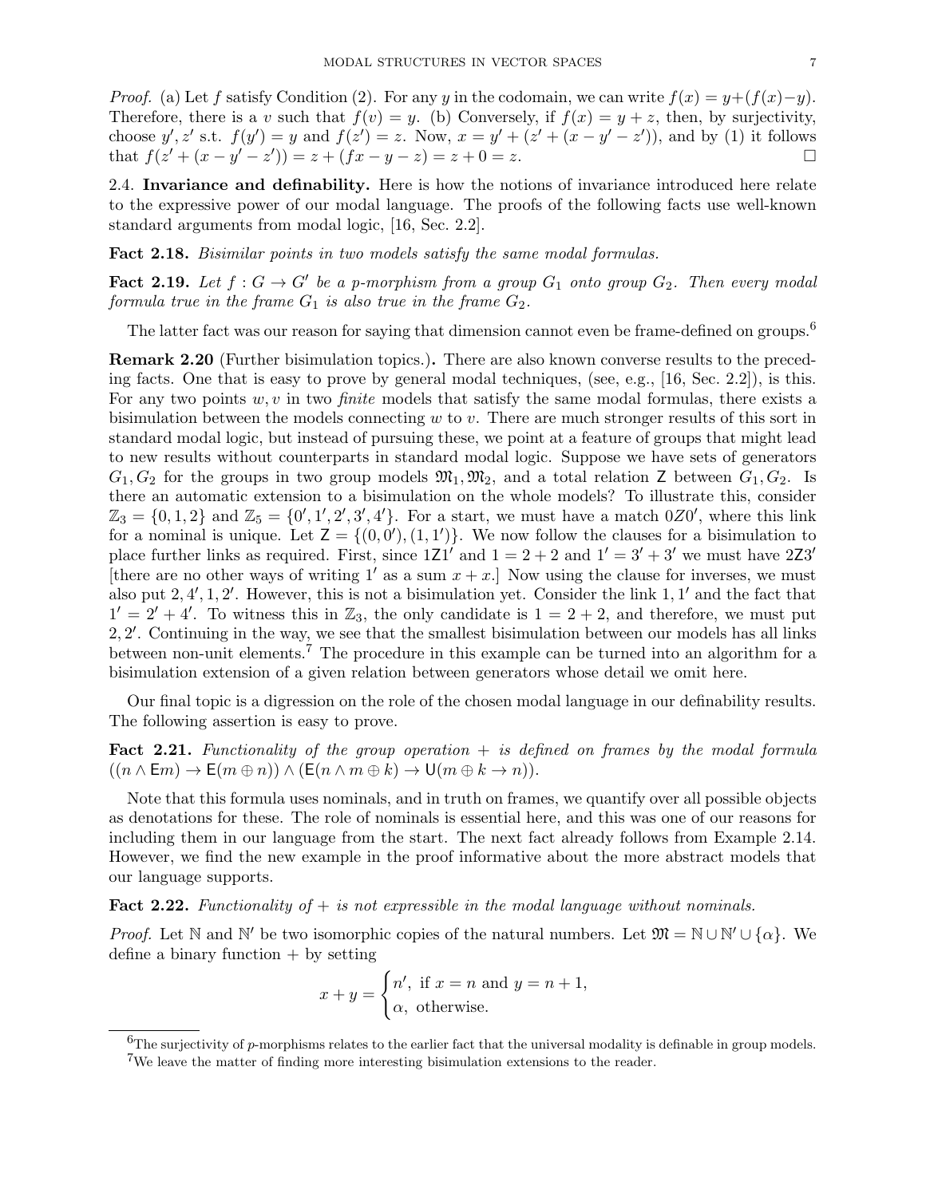*Proof.* (a) Let $f$ satisfy Condition (2). For any $y$ in the codomain, we can write $f(x) = y + (f(x) - y)$. Therefore, there is a $v$ such that $f(v) = y$. (b) Conversely, if $f(x) = y + z$, then, by surjectivity, choose $y', z'$ s.t. $f(y') = y$ and $f(z') = z$. Now, $x = y' + (z' + (x - y' - z'))$, and by (1) it follows that $f(z' + (x - y' - z')) = z + (fx - y - z) = z + 0 = z$. □

**2.4. Invariance and definability.** Here is how the notions of invariance introduced here relate to the expressive power of our modal language. The proofs of the following facts use well-known standard arguments from modal logic, [16, Sec. 2.2].

**Fact 2.18.** *Bisimilar points in two models satisfy the same modal formulas.*

**Fact 2.19.** *Let $f : G \to G'$ be a p-morphism from a group $G_1$ onto group $G_2$. Then every modal formula true in the frame $G_1$ is also true in the frame $G_2$.*

The latter fact was our reason for saying that dimension cannot even be frame-defined on groups.[6]

**Remark 2.20** (Further bisimulation topics.)**.** There are also known converse results to the preceding facts. One that is easy to prove by general modal techniques, (see, e.g., [16, Sec. 2.2]), is this. For any two points $w, v$ in two *finite* models that satisfy the same modal formulas, there exists a bisimulation between the models connecting $w$ to $v$. There are much stronger results of this sort in standard modal logic, but instead of pursuing these, we point at a feature of groups that might lead to new results without counterparts in standard modal logic. Suppose we have sets of generators $G_1, G_2$ for the groups in two group models $\mathfrak{M}_1, \mathfrak{M}_2$, and a total relation $\mathsf{Z}$ between $G_1, G_2$. Is there an automatic extension to a bisimulation on the whole models? To illustrate this, consider $\mathbb{Z}_3 = \{0, 1, 2\}$ and $\mathbb{Z}_5 = \{0', 1', 2', 3', 4'\}$. For a start, we must have a match $0Z0'$, where this link for a nominal is unique. Let $\mathsf{Z} = \{(0, 0'), (1, 1')\}$. We now follow the clauses for a bisimulation to place further links as required. First, since $1\mathsf{Z}1'$ and $1 = 2 + 2$ and $1' = 3' + 3'$ we must have $2\mathsf{Z}3'$ [there are no other ways of writing $1'$ as a sum $x + x$.] Now using the clause for inverses, we must also put $2, 4', 1, 2'$. However, this is not a bisimulation yet. Consider the link $1, 1'$ and the fact that $1' = 2' + 4'$. To witness this in $\mathbb{Z}_3$, the only candidate is $1 = 2 + 2$, and therefore, we must put $2, 2'$. Continuing in the way, we see that the smallest bisimulation between our models has all links between non-unit elements.[7] The procedure in this example can be turned into an algorithm for a bisimulation extension of a given relation between generators whose detail we omit here.

Our final topic is a digression on the role of the chosen modal language in our definability results. The following assertion is easy to prove.

**Fact 2.21.** *Functionality of the group operation $+$ is defined on frames by the modal formula $((n \wedge \mathsf{E}m) \to \mathsf{E}(m \oplus n)) \wedge (\mathsf{E}(n \wedge m \oplus k) \to \mathsf{U}(m \oplus k \to n))$.*

Note that this formula uses nominals, and in truth on frames, we quantify over all possible objects as denotations for these. The role of nominals is essential here, and this was one of our reasons for including them in our language from the start. The next fact already follows from Example 2.14. However, we find the new example in the proof informative about the more abstract models that our language supports.

**Fact 2.22.** *Functionality of $+$ is not expressible in the modal language without nominals.*

*Proof.* Let $\mathbb{N}$ and $\mathbb{N}'$ be two isomorphic copies of the natural numbers. Let $\mathfrak{M} = \mathbb{N} \cup \mathbb{N}' \cup \{\alpha\}$. We define a binary function $+$ by setting

$$x + y = \begin{cases} n', \text{ if } x = n \text{ and } y = n + 1, \\ \alpha, \text{ otherwise.} \end{cases}$$

[6] The surjectivity of $p$-morphisms relates to the earlier fact that the universal modality is definable in group models.

[7] We leave the matter of finding more interesting bisimulation extensions to the reader.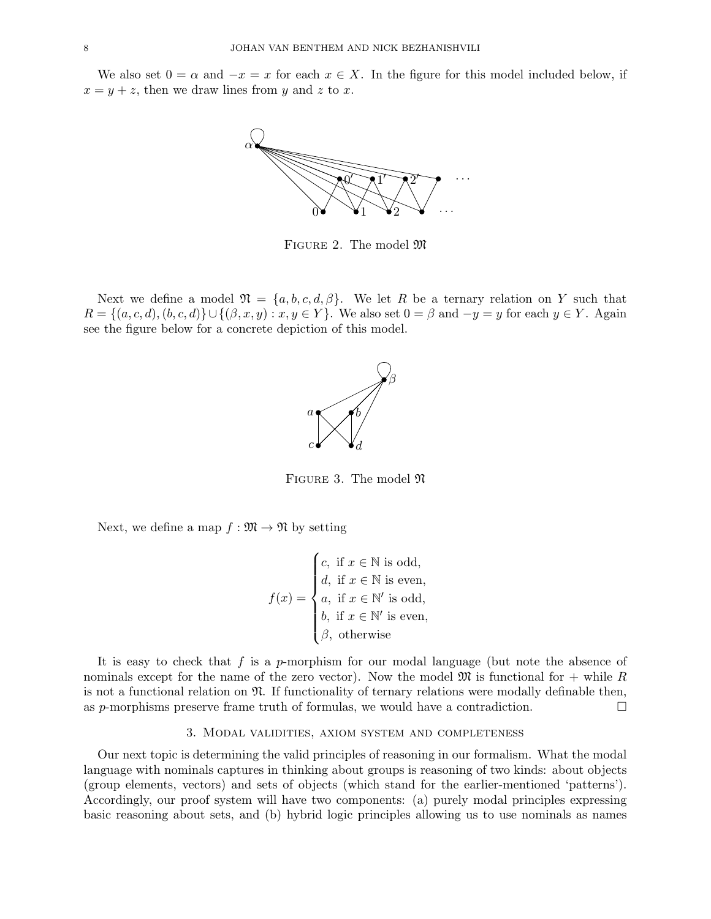We also set $0 = \alpha$ and $-x = x$ for each $x \in X$. In the figure for this model included below, if $x = y + z$, then we draw lines from $y$ and $z$ to $x$.

Figure 2. The model $\mathfrak{M}$

Next we define a model $\mathfrak{N} = \{a, b, c, d, \beta\}$. We let $R$ be a ternary relation on $Y$ such that $R = \{(a, c, d), (b, c, d)\} \cup \{(\beta, x, y) : x, y \in Y\}$. We also set $0 = \beta$ and $-y = y$ for each $y \in Y$. Again see the figure below for a concrete depiction of this model.

Figure 3. The model $\mathfrak{N}$

Next, we define a map $f : \mathfrak{M} \to \mathfrak{N}$ by setting

$$f(x) = \begin{cases} c, & \text{if } x \in \mathbb{N} \text{ is odd,} \\ d, & \text{if } x \in \mathbb{N} \text{ is even,} \\ a, & \text{if } x \in \mathbb{N}' \text{ is odd,} \\ b, & \text{if } x \in \mathbb{N}' \text{ is even,} \\ \beta, & \text{otherwise} \end{cases}$$

It is easy to check that $f$ is a $p$-morphism for our modal language (but note the absence of nominals except for the name of the zero vector). Now the model $\mathfrak{M}$ is functional for $+$ while $R$ is not a functional relation on $\mathfrak{N}$. If functionality of ternary relations were modally definable then, as $p$-morphisms preserve frame truth of formulas, we would have a contradiction. □

## 3. Modal validities, axiom system and completeness

Our next topic is determining the valid principles of reasoning in our formalism. What the modal language with nominals captures in thinking about groups is reasoning of two kinds: about objects (group elements, vectors) and sets of objects (which stand for the earlier-mentioned 'patterns'). Accordingly, our proof system will have two components: (a) purely modal principles expressing basic reasoning about sets, and (b) hybrid logic principles allowing us to use nominals as names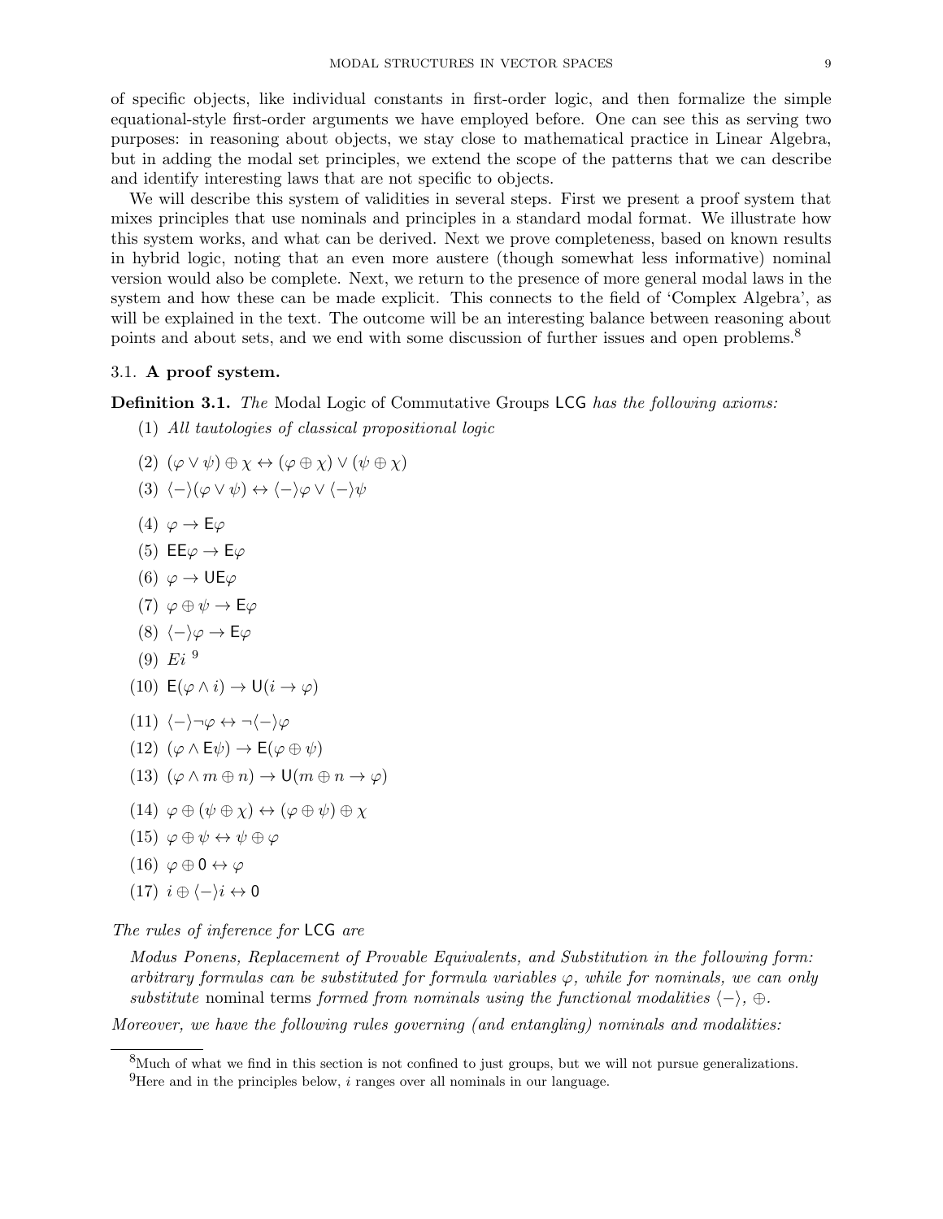of specific objects, like individual constants in first-order logic, and then formalize the simple equational-style first-order arguments we have employed before. One can see this as serving two purposes: in reasoning about objects, we stay close to mathematical practice in Linear Algebra, but in adding the modal set principles, we extend the scope of the patterns that we can describe and identify interesting laws that are not specific to objects.

We will describe this system of validities in several steps. First we present a proof system that mixes principles that use nominals and principles in a standard modal format. We illustrate how this system works, and what can be derived. Next we prove completeness, based on known results in hybrid logic, noting that an even more austere (though somewhat less informative) nominal version would also be complete. Next, we return to the presence of more general modal laws in the system and how these can be made explicit. This connects to the field of 'Complex Algebra', as will be explained in the text. The outcome will be an interesting balance between reasoning about points and about sets, and we end with some discussion of further issues and open problems.[8]

### 3.1. A proof system.

**Definition 3.1.** *The* Modal Logic of Commutative Groups $\mathsf{LCG}$ *has the following axioms:*

(1) *All tautologies of classical propositional logic*

(2) $(\varphi \vee \psi) \oplus \chi \leftrightarrow (\varphi \oplus \chi) \vee (\psi \oplus \chi)$

(3) $\langle - \rangle(\varphi \vee \psi) \leftrightarrow \langle - \rangle\varphi \vee \langle - \rangle\psi$

(4) $\varphi \to \mathsf{E}\varphi$

(5) $\mathsf{EE}\varphi \to \mathsf{E}\varphi$

(6) $\varphi \to \mathsf{UE}\varphi$

(7) $\varphi \oplus \psi \to \mathsf{E}\varphi$

(8) $\langle - \rangle\varphi \to \mathsf{E}\varphi$

(9) $Ei$ [9]

(10) $\mathsf{E}(\varphi \wedge i) \to \mathsf{U}(i \to \varphi)$

(11) $\langle - \rangle\neg\varphi \leftrightarrow \neg\langle - \rangle\varphi$

(12) $(\varphi \wedge \mathsf{E}\psi) \to \mathsf{E}(\varphi \oplus \psi)$

(13) $(\varphi \wedge m \oplus n) \to \mathsf{U}(m \oplus n \to \varphi)$

(14) $\varphi \oplus (\psi \oplus \chi) \leftrightarrow (\varphi \oplus \psi) \oplus \chi$

(15) $\varphi \oplus \psi \leftrightarrow \psi \oplus \varphi$

(16) $\varphi \oplus \mathsf{0} \leftrightarrow \varphi$

(17) $i \oplus \langle - \rangle i \leftrightarrow \mathsf{0}$

*The rules of inference for* $\mathsf{LCG}$ *are*

*Modus Ponens, Replacement of Provable Equivalents, and Substitution in the following form: arbitrary formulas can be substituted for formula variables $\varphi$, while for nominals, we can only substitute* nominal terms *formed from nominals using the functional modalities $\langle - \rangle$, $\oplus$.*

*Moreover, we have the following rules governing (and entangling) nominals and modalities:*

---

[8] Much of what we find in this section is not confined to just groups, but we will not pursue generalizations.

[9] Here and in the principles below, $i$ ranges over all nominals in our language.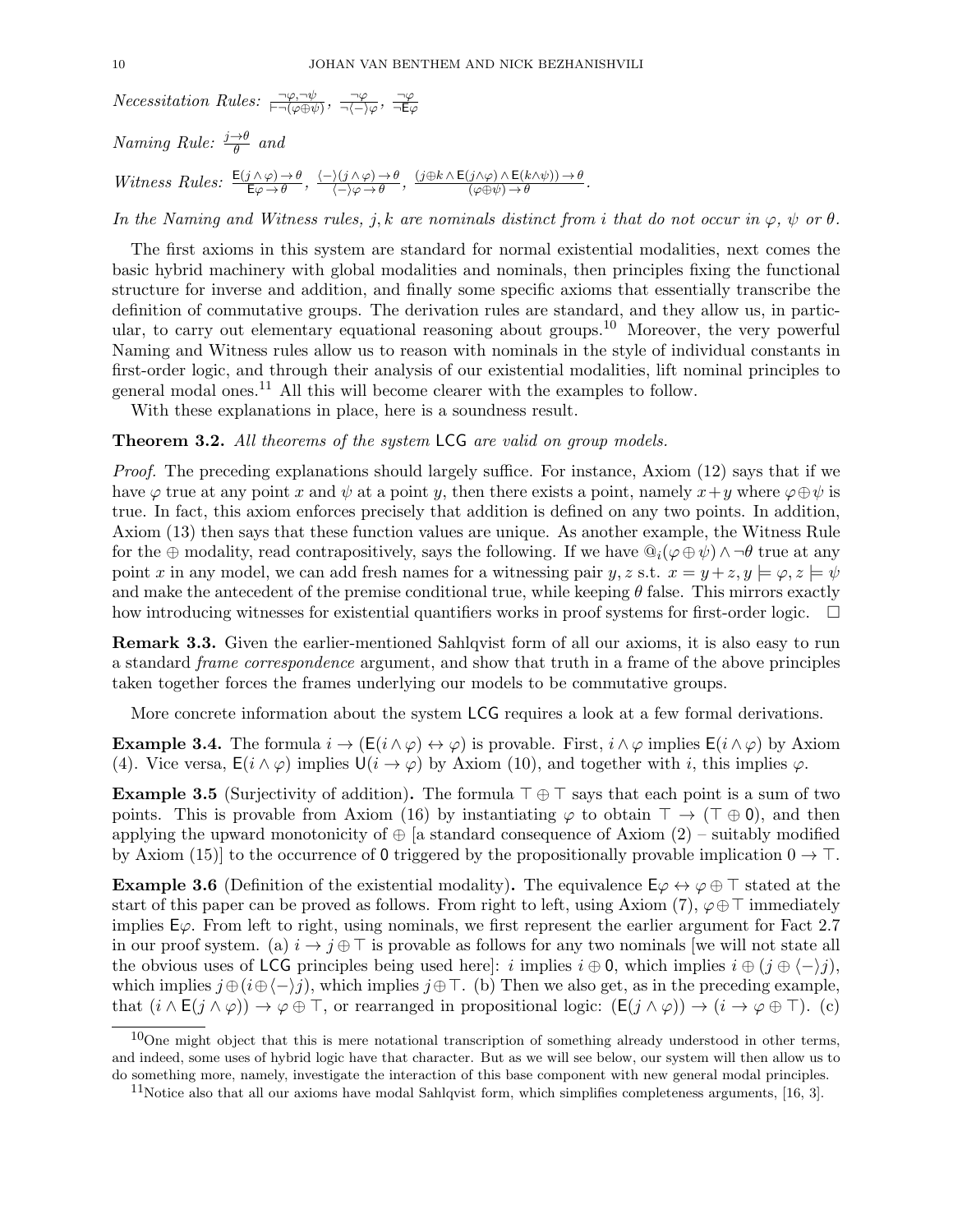*Necessitation Rules:* $\frac{\neg\varphi, \neg\psi}{\vdash \neg(\varphi \oplus \psi)}$, $\frac{\neg\varphi}{\neg\langle - \rangle\varphi}$, $\frac{\neg\varphi}{\neg \mathsf{E}\varphi}$

*Naming Rule:* $\frac{j \to \theta}{\theta}$ *and*

*Witness Rules:* $\frac{\mathsf{E}(j \wedge \varphi) \to \theta}{\mathsf{E}\varphi \to \theta}$, $\frac{\langle - \rangle(j \wedge \varphi) \to \theta}{\langle - \rangle\varphi \to \theta}$, $\frac{(j \oplus k \wedge \mathsf{E}(j \wedge \varphi) \wedge \mathsf{E}(k \wedge \psi)) \to \theta}{(\varphi \oplus \psi) \to \theta}$.

*In the Naming and Witness rules, $j, k$ are nominals distinct from $i$ that do not occur in $\varphi$, $\psi$ or $\theta$.*

The first axioms in this system are standard for normal existential modalities, next comes the basic hybrid machinery with global modalities and nominals, then principles fixing the functional structure for inverse and addition, and finally some specific axioms that essentially transcribe the definition of commutative groups. The derivation rules are standard, and they allow us, in particular, to carry out elementary equational reasoning about groups.[10] Moreover, the very powerful Naming and Witness rules allow us to reason with nominals in the style of individual constants in first-order logic, and through their analysis of our existential modalities, lift nominal principles to general modal ones.[11] All this will become clearer with the examples to follow.

With these explanations in place, here is a soundness result.

**Theorem 3.2.** *All theorems of the system* LCG *are valid on group models.*

*Proof.* The preceding explanations should largely suffice. For instance, Axiom (12) says that if we have $\varphi$ true at any point $x$ and $\psi$ at a point $y$, then there exists a point, namely $x+y$ where $\varphi \oplus \psi$ is true. In fact, this axiom enforces precisely that addition is defined on any two points. In addition, Axiom (13) then says that these function values are unique. As another example, the Witness Rule for the $\oplus$ modality, read contrapositively, says the following. If we have $@_i(\varphi \oplus \psi) \wedge \neg\theta$ true at any point $x$ in any model, we can add fresh names for a witnessing pair $y, z$ s.t. $x = y + z, y \models \varphi, z \models \psi$ and make the antecedent of the premise conditional true, while keeping $\theta$ false. This mirrors exactly how introducing witnesses for existential quantifiers works in proof systems for first-order logic. $\square$

**Remark 3.3.** Given the earlier-mentioned Sahlqvist form of all our axioms, it is also easy to run a standard *frame correspondence* argument, and show that truth in a frame of the above principles taken together forces the frames underlying our models to be commutative groups.

More concrete information about the system LCG requires a look at a few formal derivations.

**Example 3.4.** The formula $i \to (\mathsf{E}(i \wedge \varphi) \leftrightarrow \varphi)$ is provable. First, $i \wedge \varphi$ implies $\mathsf{E}(i \wedge \varphi)$ by Axiom (4). Vice versa, $\mathsf{E}(i \wedge \varphi)$ implies $\mathsf{U}(i \to \varphi)$ by Axiom (10), and together with $i$, this implies $\varphi$.

**Example 3.5** (Surjectivity of addition)**.** The formula $\top \oplus \top$ says that each point is a sum of two points. This is provable from Axiom (16) by instantiating $\varphi$ to obtain $\top \to (\top \oplus \mathsf{0})$, and then applying the upward monotonicity of $\oplus$ [a standard consequence of Axiom (2) – suitably modified by Axiom (15)] to the occurrence of $\mathsf{0}$ triggered by the propositionally provable implication $\mathsf{0} \to \top$.

**Example 3.6** (Definition of the existential modality)**.** The equivalence $\mathsf{E}\varphi \leftrightarrow \varphi \oplus \top$ stated at the start of this paper can be proved as follows. From right to left, using Axiom (7), $\varphi \oplus \top$ immediately implies $\mathsf{E}\varphi$. From left to right, using nominals, we first represent the earlier argument for Fact 2.7 in our proof system. (a) $i \to j \oplus \top$ is provable as follows for any two nominals [we will not state all the obvious uses of LCG principles being used here]: $i$ implies $i \oplus \mathsf{0}$, which implies $i \oplus (j \oplus \langle - \rangle j)$, which implies $j \oplus (i \oplus \langle - \rangle j)$, which implies $j \oplus \top$. (b) Then we also get, as in the preceding example, that $(i \wedge \mathsf{E}(j \wedge \varphi)) \to \varphi \oplus \top$, or rearranged in propositional logic: $(\mathsf{E}(j \wedge \varphi)) \to (i \to \varphi \oplus \top)$. (c)

[10] One might object that this is mere notational transcription of something already understood in other terms, and indeed, some uses of hybrid logic have that character. But as we will see below, our system will then allow us to do something more, namely, investigate the interaction of this base component with new general modal principles.

[11] Notice also that all our axioms have modal Sahlqvist form, which simplifies completeness arguments, [16, 3].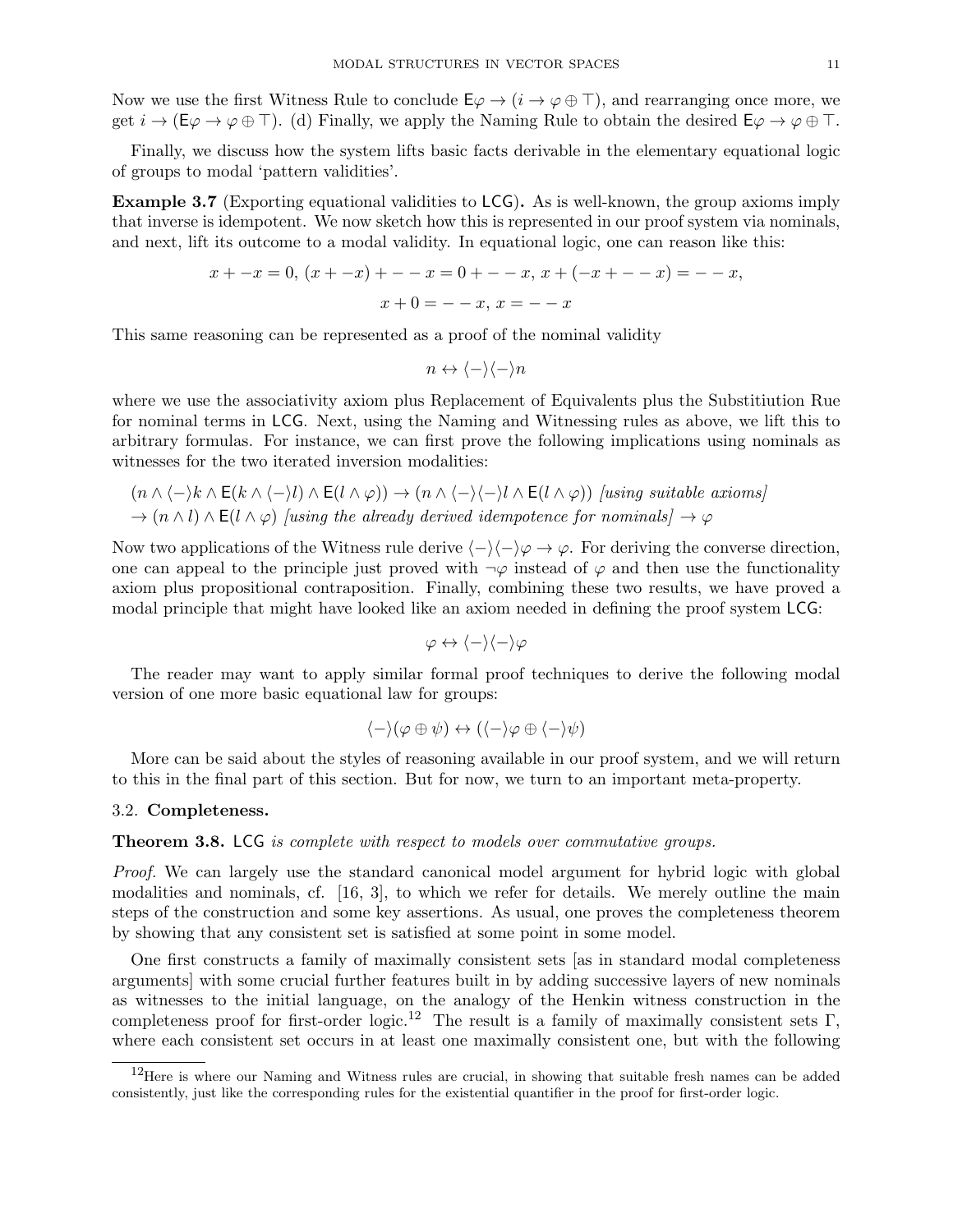Now we use the first Witness Rule to conclude $\mathsf{E}\varphi \to (i \to \varphi \oplus \top)$, and rearranging once more, we get $i \to (\mathsf{E}\varphi \to \varphi \oplus \top)$. (d) Finally, we apply the Naming Rule to obtain the desired $\mathsf{E}\varphi \to \varphi \oplus \top$.

Finally, we discuss how the system lifts basic facts derivable in the elementary equational logic of groups to modal 'pattern validities'.

**Example 3.7** (Exporting equational validities to $\mathsf{LCG}$)**.** As is well-known, the group axioms imply that inverse is idempotent. We now sketch how this is represented in our proof system via nominals, and next, lift its outcome to a modal validity. In equational logic, one can reason like this:

$$x + -x = 0,\ (x + -x) + - - x = 0 + - - x,\ x + (-x + - - x) = - - x,$$

$$x + 0 = - - x,\ x = - - x$$

This same reasoning can be represented as a proof of the nominal validity

$$n \leftrightarrow \langle - \rangle \langle - \rangle n$$

where we use the associativity axiom plus Replacement of Equivalents plus the Substitiution Rue for nominal terms in $\mathsf{LCG}$. Next, using the Naming and Witnessing rules as above, we lift this to arbitrary formulas. For instance, we can first prove the following implications using nominals as witnesses for the two iterated inversion modalities:

$(n \wedge \langle - \rangle k \wedge \mathsf{E}(k \wedge \langle - \rangle l) \wedge \mathsf{E}(l \wedge \varphi)) \to (n \wedge \langle - \rangle \langle - \rangle l \wedge \mathsf{E}(l \wedge \varphi))$ *[using suitable axioms]*
$\to (n \wedge l) \wedge \mathsf{E}(l \wedge \varphi)$ *[using the already derived idempotence for nominals]* $\to \varphi$

Now two applications of the Witness rule derive $\langle - \rangle \langle - \rangle \varphi \to \varphi$. For deriving the converse direction, one can appeal to the principle just proved with $\neg\varphi$ instead of $\varphi$ and then use the functionality axiom plus propositional contraposition. Finally, combining these two results, we have proved a modal principle that might have looked like an axiom needed in defining the proof system $\mathsf{LCG}$:

$$\varphi \leftrightarrow \langle - \rangle \langle - \rangle \varphi$$

The reader may want to apply similar formal proof techniques to derive the following modal version of one more basic equational law for groups:

$$\langle - \rangle (\varphi \oplus \psi) \leftrightarrow (\langle - \rangle \varphi \oplus \langle - \rangle \psi)$$

More can be said about the styles of reasoning available in our proof system, and we will return to this in the final part of this section. But for now, we turn to an important meta-property.

### 3.2. Completeness.

**Theorem 3.8.** *$\mathsf{LCG}$ is complete with respect to models over commutative groups.*

*Proof.* We can largely use the standard canonical model argument for hybrid logic with global modalities and nominals, cf. [16, 3], to which we refer for details. We merely outline the main steps of the construction and some key assertions. As usual, one proves the completeness theorem by showing that any consistent set is satisfied at some point in some model.

One first constructs a family of maximally consistent sets [as in standard modal completeness arguments] with some crucial further features built in by adding successive layers of new nominals as witnesses to the initial language, on the analogy of the Henkin witness construction in the completeness proof for first-order logic.[12] The result is a family of maximally consistent sets $\Gamma$, where each consistent set occurs in at least one maximally consistent one, but with the following

[12] Here is where our Naming and Witness rules are crucial, in showing that suitable fresh names can be added consistently, just like the corresponding rules for the existential quantifier in the proof for first-order logic.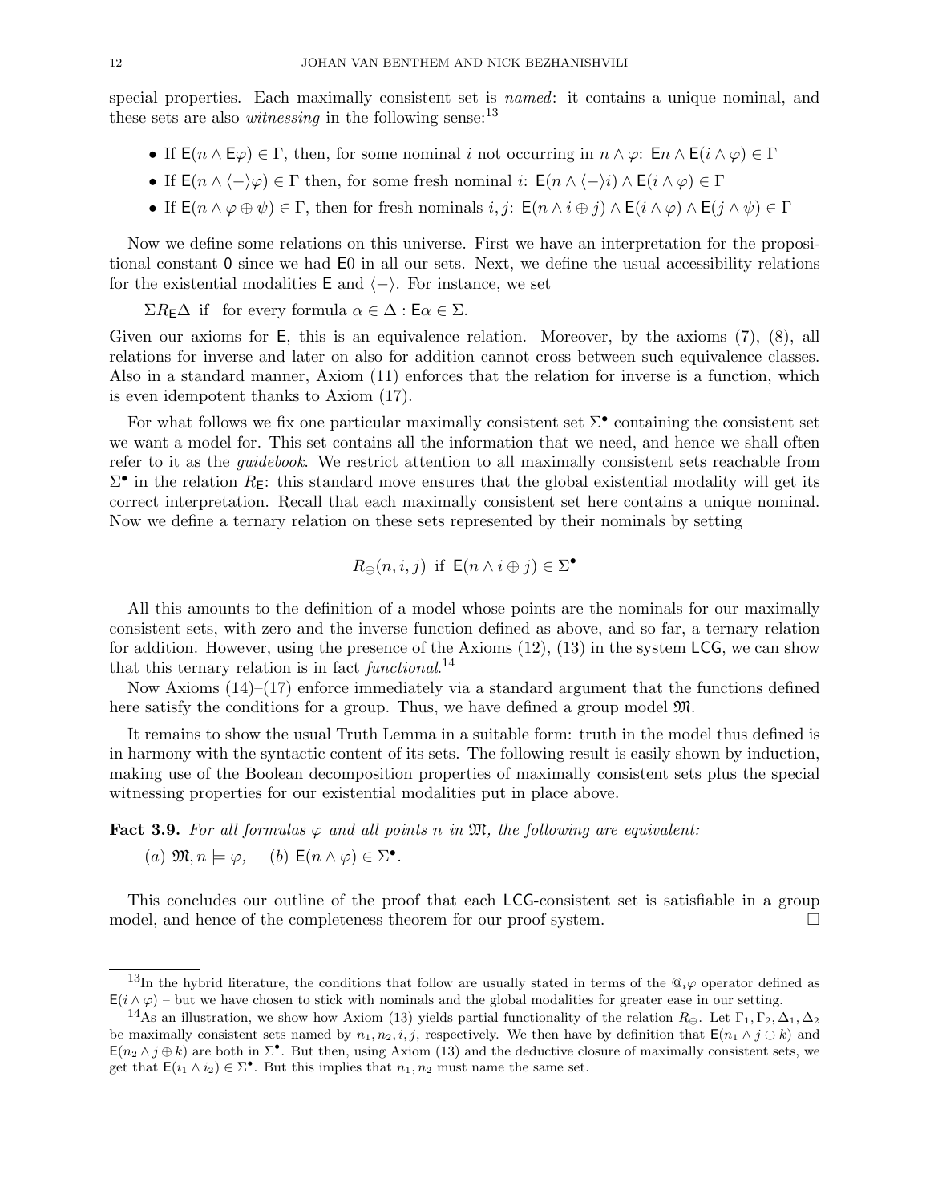special properties. Each maximally consistent set is *named*: it contains a unique nominal, and these sets are also *witnessing* in the following sense:[13]

- If $\mathsf{E}(n \wedge \mathsf{E}\varphi) \in \Gamma$, then, for some nominal $i$ not occurring in $n \wedge \varphi$: $\mathsf{E}n \wedge \mathsf{E}(i \wedge \varphi) \in \Gamma$
- If $\mathsf{E}(n \wedge \langle - \rangle \varphi) \in \Gamma$ then, for some fresh nominal $i$: $\mathsf{E}(n \wedge \langle - \rangle i) \wedge \mathsf{E}(i \wedge \varphi) \in \Gamma$
- If $\mathsf{E}(n \wedge \varphi \oplus \psi) \in \Gamma$, then for fresh nominals $i, j$: $\mathsf{E}(n \wedge i \oplus j) \wedge \mathsf{E}(i \wedge \varphi) \wedge \mathsf{E}(j \wedge \psi) \in \Gamma$

Now we define some relations on this universe. First we have an interpretation for the propositional constant $\mathsf{0}$ since we had $\mathsf{E0}$ in all our sets. Next, we define the usual accessibility relations for the existential modalities $\mathsf{E}$ and $\langle - \rangle$. For instance, we set

$\Sigma R_{\mathsf{E}} \Delta$ if for every formula $\alpha \in \Delta : \mathsf{E}\alpha \in \Sigma$.

Given our axioms for $\mathsf{E}$, this is an equivalence relation. Moreover, by the axioms (7), (8), all relations for inverse and later on also for addition cannot cross between such equivalence classes. Also in a standard manner, Axiom (11) enforces that the relation for inverse is a function, which is even idempotent thanks to Axiom (17).

For what follows we fix one particular maximally consistent set $\Sigma^\bullet$ containing the consistent set we want a model for. This set contains all the information that we need, and hence we shall often refer to it as the *guidebook*. We restrict attention to all maximally consistent sets reachable from $\Sigma^\bullet$ in the relation $R_{\mathsf{E}}$: this standard move ensures that the global existential modality will get its correct interpretation. Recall that each maximally consistent set here contains a unique nominal. Now we define a ternary relation on these sets represented by their nominals by setting

$$R_\oplus(n, i, j) \text{ if } \mathsf{E}(n \wedge i \oplus j) \in \Sigma^\bullet$$

All this amounts to the definition of a model whose points are the nominals for our maximally consistent sets, with zero and the inverse function defined as above, and so far, a ternary relation for addition. However, using the presence of the Axioms (12), (13) in the system $\mathsf{LCG}$, we can show that this ternary relation is in fact *functional*.[14]

Now Axioms (14)–(17) enforce immediately via a standard argument that the functions defined here satisfy the conditions for a group. Thus, we have defined a group model $\mathfrak{M}$.

It remains to show the usual Truth Lemma in a suitable form: truth in the model thus defined is in harmony with the syntactic content of its sets. The following result is easily shown by induction, making use of the Boolean decomposition properties of maximally consistent sets plus the special witnessing properties for our existential modalities put in place above.

**Fact 3.9.** *For all formulas $\varphi$ and all points $n$ in $\mathfrak{M}$, the following are equivalent:*

*(a)* $\mathfrak{M}, n \models \varphi$, *(b)* $\mathsf{E}(n \wedge \varphi) \in \Sigma^\bullet$.

This concludes our outline of the proof that each $\mathsf{LCG}$-consistent set is satisfiable in a group model, and hence of the completeness theorem for our proof system. □

---

[13] In the hybrid literature, the conditions that follow are usually stated in terms of the $@_i\varphi$ operator defined as $\mathsf{E}(i \wedge \varphi)$ – but we have chosen to stick with nominals and the global modalities for greater ease in our setting.

[14] As an illustration, we show how Axiom (13) yields partial functionality of the relation $R_\oplus$. Let $\Gamma_1, \Gamma_2, \Delta_1, \Delta_2$ be maximally consistent sets named by $n_1, n_2, i, j$, respectively. We then have by definition that $\mathsf{E}(n_1 \wedge j \oplus k)$ and $\mathsf{E}(n_2 \wedge j \oplus k)$ are both in $\Sigma^\bullet$. But then, using Axiom (13) and the deductive closure of maximally consistent sets, we get that $\mathsf{E}(i_1 \wedge i_2) \in \Sigma^\bullet$. But this implies that $n_1, n_2$ must name the same set.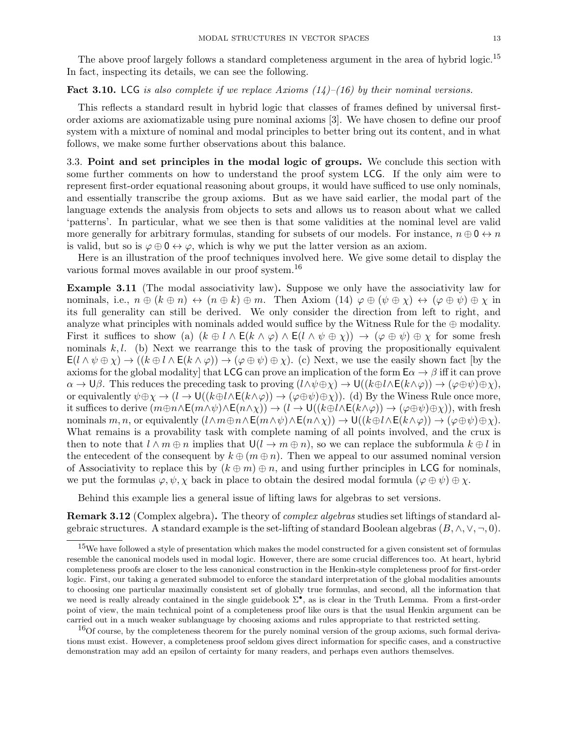The above proof largely follows a standard completeness argument in the area of hybrid logic.[15] In fact, inspecting its details, we can see the following.

**Fact 3.10.** LCG *is also complete if we replace Axioms (14)–(16) by their nominal versions.*

This reflects a standard result in hybrid logic that classes of frames defined by universal first-order axioms are axiomatizable using pure nominal axioms [3]. We have chosen to define our proof system with a mixture of nominal and modal principles to better bring out its content, and in what follows, we make some further observations about this balance.

3.3. **Point and set principles in the modal logic of groups.** We conclude this section with some further comments on how to understand the proof system LCG. If the only aim were to represent first-order equational reasoning about groups, it would have sufficed to use only nominals, and essentially transcribe the group axioms. But as we have said earlier, the modal part of the language extends the analysis from objects to sets and allows us to reason about what we called 'patterns'. In particular, what we see then is that some validities at the nominal level are valid more generally for arbitrary formulas, standing for subsets of our models. For instance, $n \oplus \mathsf{0} \leftrightarrow n$ is valid, but so is $\varphi \oplus \mathsf{0} \leftrightarrow \varphi$, which is why we put the latter version as an axiom.

Here is an illustration of the proof techniques involved here. We give some detail to display the various formal moves available in our proof system.[16]

**Example 3.11** (The modal associativity law)**.** Suppose we only have the associativity law for nominals, i.e., $n \oplus (k \oplus n) \leftrightarrow (n \oplus k) \oplus m$. Then Axiom (14) $\varphi \oplus (\psi \oplus \chi) \leftrightarrow (\varphi \oplus \psi) \oplus \chi$ in its full generality can still be derived. We only consider the direction from left to right, and analyze what principles with nominals added would suffice by the Witness Rule for the $\oplus$ modality. First it suffices to show (a) $(k \oplus l \wedge \mathsf{E}(k \wedge \varphi) \wedge \mathsf{E}(l \wedge \psi \oplus \chi)) \rightarrow (\varphi \oplus \psi) \oplus \chi$ for some fresh nominals $k, l$. (b) Next we rearrange this to the task of proving the propositionally equivalent $\mathsf{E}(l \wedge \psi \oplus \chi) \rightarrow ((k \oplus l \wedge \mathsf{E}(k \wedge \varphi)) \rightarrow (\varphi \oplus \psi) \oplus \chi)$. (c) Next, we use the easily shown fact [by the axioms for the global modality] that LCG can prove an implication of the form $\mathsf{E}\alpha \rightarrow \beta$ iff it can prove $\alpha \rightarrow \mathsf{U}\beta$. This reduces the preceding task to proving $(l \wedge \psi \oplus \chi) \rightarrow \mathsf{U}((k \oplus l \wedge \mathsf{E}(k \wedge \varphi)) \rightarrow (\varphi \oplus \psi) \oplus \chi)$, or equivalently $\psi \oplus \chi \rightarrow (l \rightarrow \mathsf{U}((k \oplus l \wedge \mathsf{E}(k \wedge \varphi)) \rightarrow (\varphi \oplus \psi) \oplus \chi))$. (d) By the Winess Rule once more, it suffices to derive $(m \oplus n \wedge \mathsf{E}(m \wedge \psi) \wedge \mathsf{E}(n \wedge \chi)) \rightarrow (l \rightarrow \mathsf{U}((k \oplus l \wedge \mathsf{E}(k \wedge \varphi)) \rightarrow (\varphi \oplus \psi) \oplus \chi))$, with fresh nominals $m, n$, or equivalently $(l \wedge m \oplus n \wedge \mathsf{E}(m \wedge \psi) \wedge \mathsf{E}(n \wedge \chi)) \rightarrow \mathsf{U}((k \oplus l \wedge \mathsf{E}(k \wedge \varphi)) \rightarrow (\varphi \oplus \psi) \oplus \chi)$. What remains is a provability task with complete naming of all points involved, and the crux is then to note that $l \wedge m \oplus n$ implies that $\mathsf{U}(l \rightarrow m \oplus n)$, so we can replace the subformula $k \oplus l$ in the entecedent of the consequent by $k \oplus (m \oplus n)$. Then we appeal to our assumed nominal version of Associativity to replace this by $(k \oplus m) \oplus n$, and using further principles in LCG for nominals, we put the formulas $\varphi, \psi, \chi$ back in place to obtain the desired modal formula $(\varphi \oplus \psi) \oplus \chi$.

Behind this example lies a general issue of lifting laws for algebras to set versions.

**Remark 3.12** (Complex algebra)**.** The theory of *complex algebras* studies set liftings of standard algebraic structures. A standard example is the set-lifting of standard Boolean algebras $(B, \wedge, \vee, \neg, 0)$.

[15] We have followed a style of presentation which makes the model constructed for a given consistent set of formulas resemble the canonical models used in modal logic. However, there are some crucial differences too. At heart, hybrid completeness proofs are closer to the less canonical construction in the Henkin-style completeness proof for first-order logic. First, our taking a generated submodel to enforce the standard interpretation of the global modalities amounts to choosing one particular maximally consistent set of globally true formulas, and second, all the information that we need is really already contained in the single guidebook $\Sigma^{\bullet}$, as is clear in the Truth Lemma. From a first-order point of view, the main technical point of a completeness proof like ours is that the usual Henkin argument can be carried out in a much weaker sublanguage by choosing axioms and rules appropriate to that restricted setting.

[16] Of course, by the completeness theorem for the purely nominal version of the group axioms, such formal derivations must exist. However, a completeness proof seldom gives direct information for specific cases, and a constructive demonstration may add an epsilon of certainty for many readers, and perhaps even authors themselves.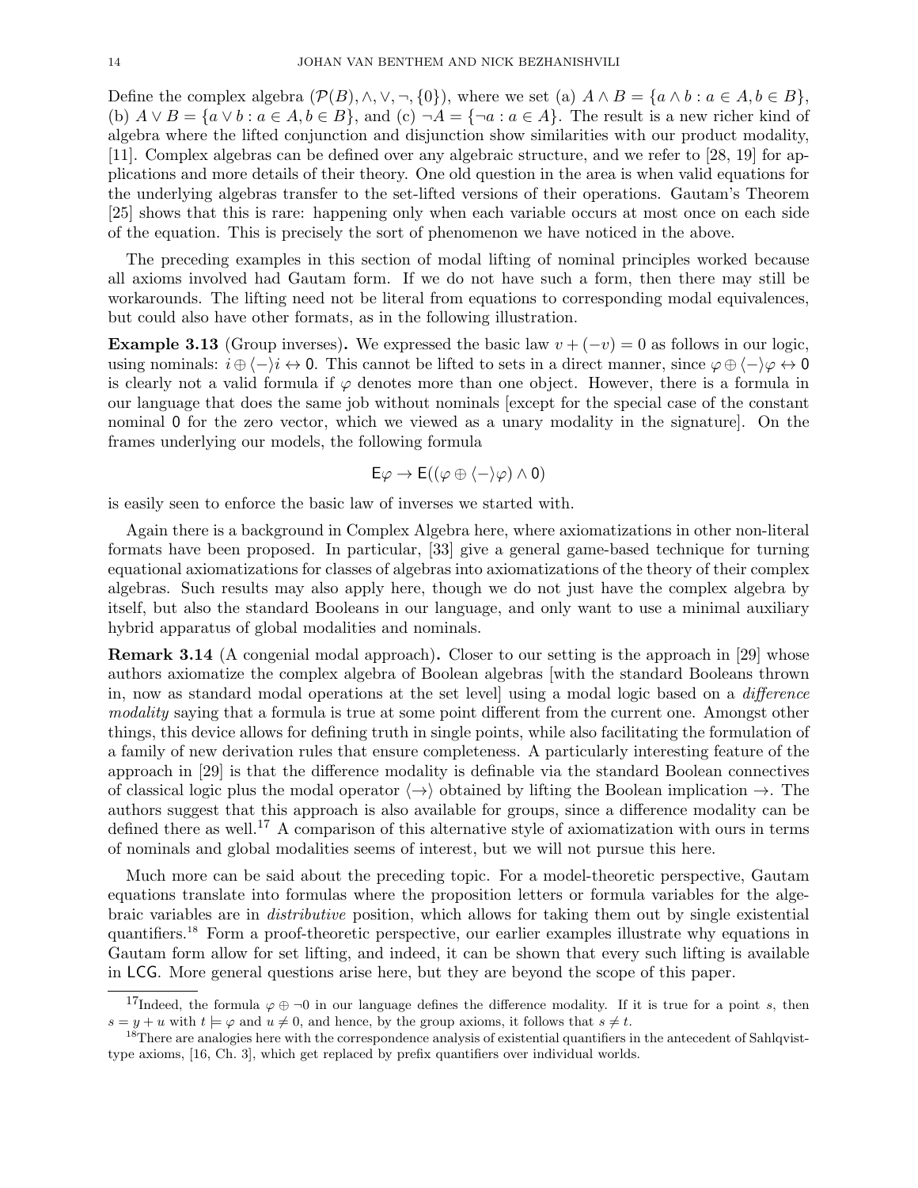Define the complex algebra $(\mathcal{P}(B), \wedge, \vee, \neg, \{0\})$, where we set (a) $A \wedge B = \{a \wedge b : a \in A, b \in B\}$, (b) $A \vee B = \{a \vee b : a \in A, b \in B\}$, and (c) $\neg A = \{\neg a : a \in A\}$. The result is a new richer kind of algebra where the lifted conjunction and disjunction show similarities with our product modality, [11]. Complex algebras can be defined over any algebraic structure, and we refer to [28, 19] for applications and more details of their theory. One old question in the area is when valid equations for the underlying algebras transfer to the set-lifted versions of their operations. Gautam's Theorem [25] shows that this is rare: happening only when each variable occurs at most once on each side of the equation. This is precisely the sort of phenomenon we have noticed in the above.

The preceding examples in this section of modal lifting of nominal principles worked because all axioms involved had Gautam form. If we do not have such a form, then there may still be workarounds. The lifting need not be literal from equations to corresponding modal equivalences, but could also have other formats, as in the following illustration.

**Example 3.13** (Group inverses)**.** We expressed the basic law $v + (-v) = 0$ as follows in our logic, using nominals: $i \oplus \langle - \rangle i \leftrightarrow \mathsf{0}$. This cannot be lifted to sets in a direct manner, since $\varphi \oplus \langle - \rangle \varphi \leftrightarrow \mathsf{0}$ is clearly not a valid formula if $\varphi$ denotes more than one object. However, there is a formula in our language that does the same job without nominals [except for the special case of the constant nominal $\mathsf{0}$ for the zero vector, which we viewed as a unary modality in the signature]. On the frames underlying our models, the following formula

$$\mathsf{E}\varphi \rightarrow \mathsf{E}((\varphi \oplus \langle - \rangle \varphi) \wedge \mathsf{0})$$

is easily seen to enforce the basic law of inverses we started with.

Again there is a background in Complex Algebra here, where axiomatizations in other non-literal formats have been proposed. In particular, [33] give a general game-based technique for turning equational axiomatizations for classes of algebras into axiomatizations of the theory of their complex algebras. Such results may also apply here, though we do not just have the complex algebra by itself, but also the standard Booleans in our language, and only want to use a minimal auxiliary hybrid apparatus of global modalities and nominals.

**Remark 3.14** (A congenial modal approach)**.** Closer to our setting is the approach in [29] whose authors axiomatize the complex algebra of Boolean algebras [with the standard Booleans thrown in, now as standard modal operations at the set level] using a modal logic based on a *difference modality* saying that a formula is true at some point different from the current one. Amongst other things, this device allows for defining truth in single points, while also facilitating the formulation of a family of new derivation rules that ensure completeness. A particularly interesting feature of the approach in [29] is that the difference modality is definable via the standard Boolean connectives of classical logic plus the modal operator $\langle \rightarrow \rangle$ obtained by lifting the Boolean implication $\rightarrow$. The authors suggest that this approach is also available for groups, since a difference modality can be defined there as well.[17] A comparison of this alternative style of axiomatization with ours in terms of nominals and global modalities seems of interest, but we will not pursue this here.

Much more can be said about the preceding topic. For a model-theoretic perspective, Gautam equations translate into formulas where the proposition letters or formula variables for the algebraic variables are in *distributive* position, which allows for taking them out by single existential quantifiers.[18] Form a proof-theoretic perspective, our earlier examples illustrate why equations in Gautam form allow for set lifting, and indeed, it can be shown that every such lifting is available in $\mathsf{LCG}$. More general questions arise here, but they are beyond the scope of this paper.

---

[17] Indeed, the formula $\varphi \oplus \neg 0$ in our language defines the difference modality. If it is true for a point $s$, then $s = y + u$ with $t \models \varphi$ and $u \neq 0$, and hence, by the group axioms, it follows that $s \neq t$.

[18] There are analogies here with the correspondence analysis of existential quantifiers in the antecedent of Sahlqvist-type axioms, [16, Ch. 3], which get replaced by prefix quantifiers over individual worlds.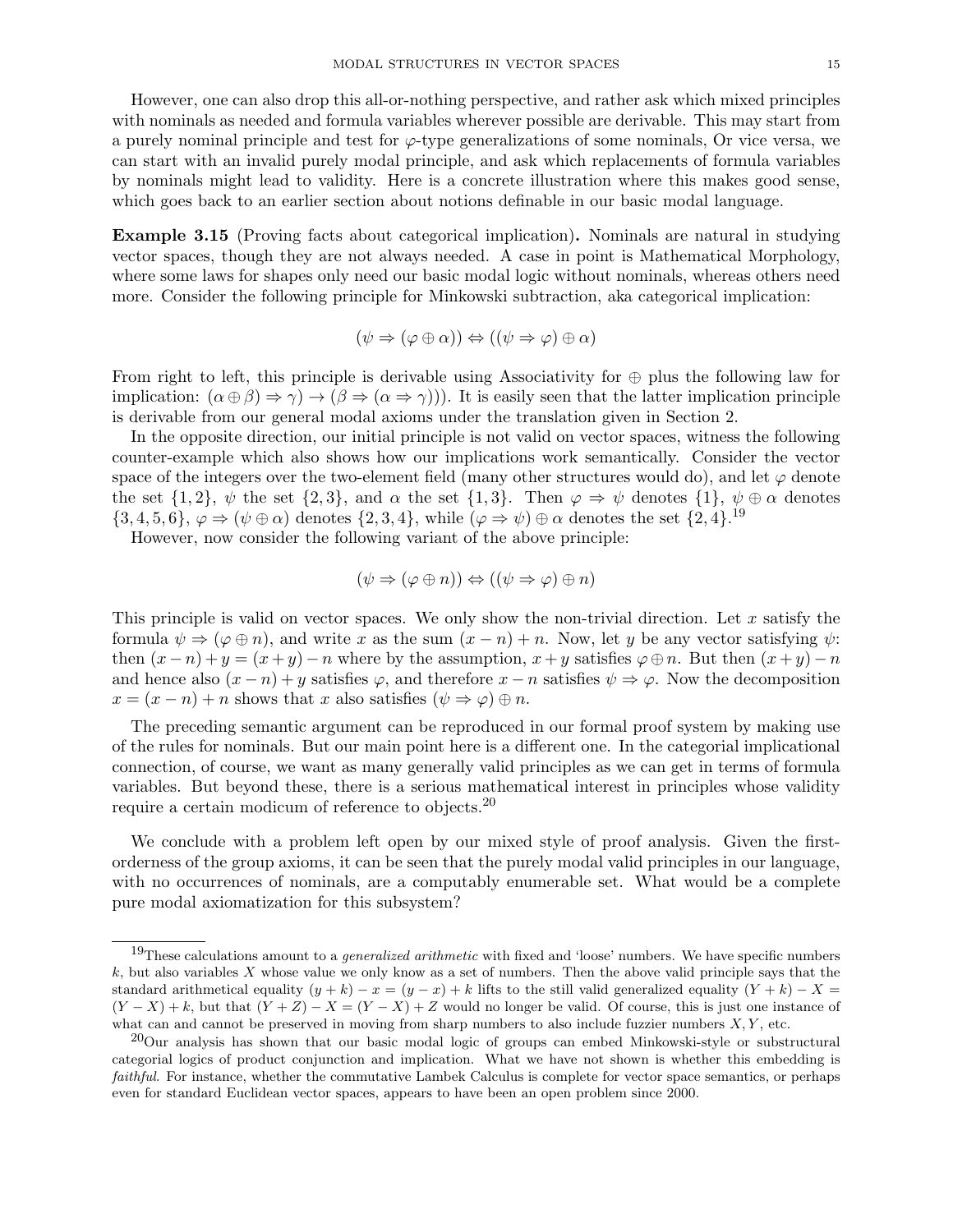However, one can also drop this all-or-nothing perspective, and rather ask which mixed principles with nominals as needed and formula variables wherever possible are derivable. This may start from a purely nominal principle and test for $\varphi$-type generalizations of some nominals, Or vice versa, we can start with an invalid purely modal principle, and ask which replacements of formula variables by nominals might lead to validity. Here is a concrete illustration where this makes good sense, which goes back to an earlier section about notions definable in our basic modal language.

**Example 3.15** (Proving facts about categorical implication)**.** Nominals are natural in studying vector spaces, though they are not always needed. A case in point is Mathematical Morphology, where some laws for shapes only need our basic modal logic without nominals, whereas others need more. Consider the following principle for Minkowski subtraction, aka categorical implication:

$$(\psi \Rightarrow (\varphi \oplus \alpha)) \Leftrightarrow ((\psi \Rightarrow \varphi) \oplus \alpha)$$

From right to left, this principle is derivable using Associativity for $\oplus$ plus the following law for implication: $(\alpha \oplus \beta) \Rightarrow \gamma) \to (\beta \Rightarrow (\alpha \Rightarrow \gamma)))$. It is easily seen that the latter implication principle is derivable from our general modal axioms under the translation given in Section 2.

In the opposite direction, our initial principle is not valid on vector spaces, witness the following counter-example which also shows how our implications work semantically. Consider the vector space of the integers over the two-element field (many other structures would do), and let $\varphi$ denote the set $\{1, 2\}$, $\psi$ the set $\{2, 3\}$, and $\alpha$ the set $\{1, 3\}$. Then $\varphi \Rightarrow \psi$ denotes $\{1\}$, $\psi \oplus \alpha$ denotes $\{3, 4, 5, 6\}$, $\varphi \Rightarrow (\psi \oplus \alpha)$ denotes $\{2, 3, 4\}$, while $(\varphi \Rightarrow \psi) \oplus \alpha$ denotes the set $\{2, 4\}$.[19]

However, now consider the following variant of the above principle:

$$(\psi \Rightarrow (\varphi \oplus n)) \Leftrightarrow ((\psi \Rightarrow \varphi) \oplus n)$$

This principle is valid on vector spaces. We only show the non-trivial direction. Let $x$ satisfy the formula $\psi \Rightarrow (\varphi \oplus n)$, and write $x$ as the sum $(x - n) + n$. Now, let $y$ be any vector satisfying $\psi$: then $(x - n) + y = (x + y) - n$ where by the assumption, $x + y$ satisfies $\varphi \oplus n$. But then $(x + y) - n$ and hence also $(x - n) + y$ satisfies $\varphi$, and therefore $x - n$ satisfies $\psi \Rightarrow \varphi$. Now the decomposition $x = (x - n) + n$ shows that $x$ also satisfies $(\psi \Rightarrow \varphi) \oplus n$.

The preceding semantic argument can be reproduced in our formal proof system by making use of the rules for nominals. But our main point here is a different one. In the categorial implicational connection, of course, we want as many generally valid principles as we can get in terms of formula variables. But beyond these, there is a serious mathematical interest in principles whose validity require a certain modicum of reference to objects.[20]

We conclude with a problem left open by our mixed style of proof analysis. Given the first-orderness of the group axioms, it can be seen that the purely modal valid principles in our language, with no occurrences of nominals, are a computably enumerable set. What would be a complete pure modal axiomatization for this subsystem?

---

[19] These calculations amount to a *generalized arithmetic* with fixed and 'loose' numbers. We have specific numbers $k$, but also variables $X$ whose value we only know as a set of numbers. Then the above valid principle says that the standard arithmetical equality $(y + k) - x = (y - x) + k$ lifts to the still valid generalized equality $(Y + k) - X = (Y - X) + k$, but that $(Y + Z) - X = (Y - X) + Z$ would no longer be valid. Of course, this is just one instance of what can and cannot be preserved in moving from sharp numbers to also include fuzzier numbers $X, Y$, etc.

[20] Our analysis has shown that our basic modal logic of groups can embed Minkowski-style or substructural categorial logics of product conjunction and implication. What we have not shown is whether this embedding is *faithful*. For instance, whether the commutative Lambek Calculus is complete for vector space semantics, or perhaps even for standard Euclidean vector spaces, appears to have been an open problem since 2000.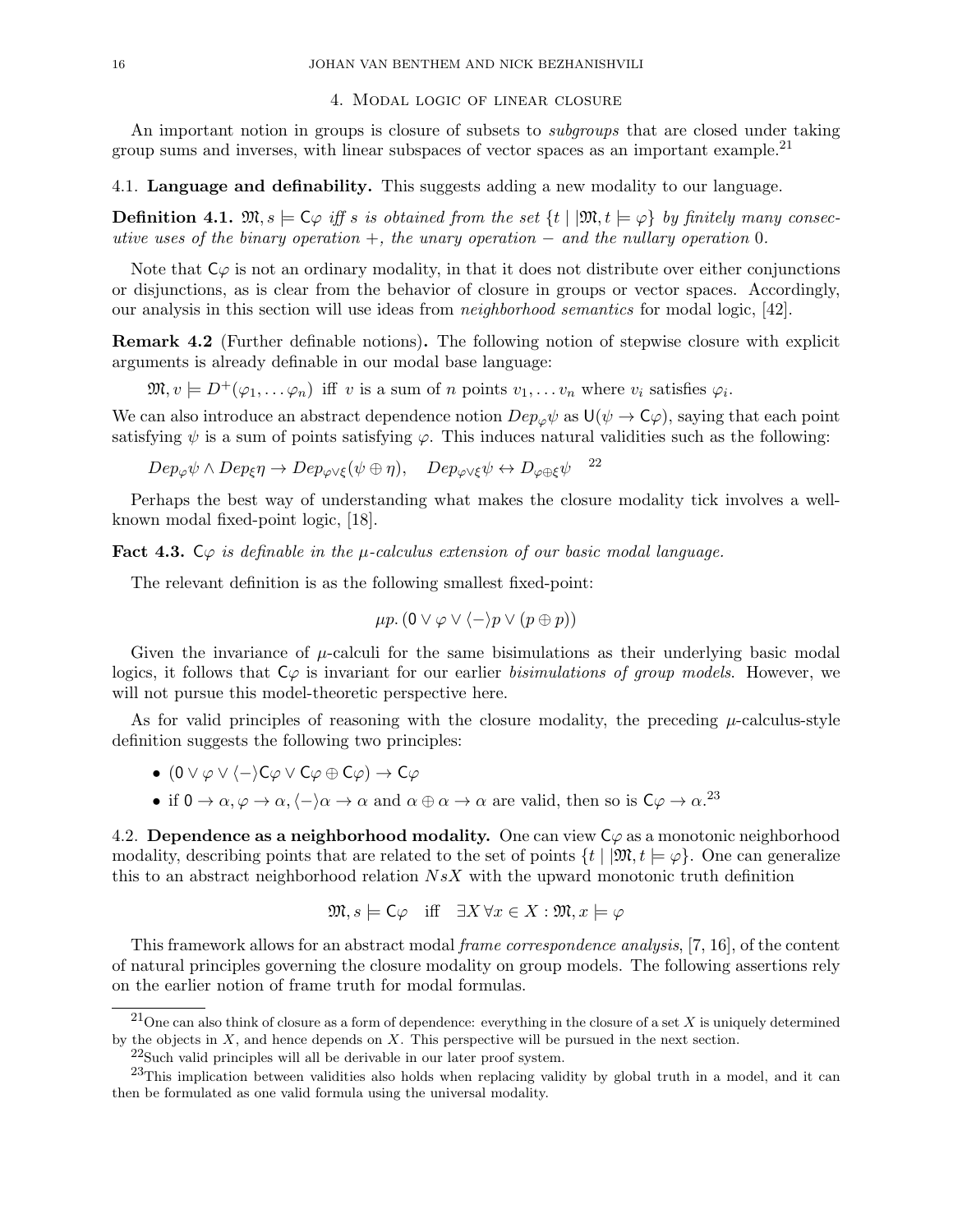## 4. Modal logic of linear closure

An important notion in groups is closure of subsets to *subgroups* that are closed under taking group sums and inverses, with linear subspaces of vector spaces as an important example.[21]

### 4.1. Language and definability.

This suggests adding a new modality to our language.

**Definition 4.1.** *$\mathfrak{M}, s \models \mathsf{C}\varphi$ iff $s$ is obtained from the set $\{t \mid |\mathfrak{M}, t \models \varphi\}$ by finitely many consecutive uses of the binary operation $+$, the unary operation $-$ and the nullary operation $0$.*

Note that $\mathsf{C}\varphi$ is not an ordinary modality, in that it does not distribute over either conjunctions or disjunctions, as is clear from the behavior of closure in groups or vector spaces. Accordingly, our analysis in this section will use ideas from *neighborhood semantics* for modal logic, [42].

**Remark 4.2** (Further definable notions)**.** The following notion of stepwise closure with explicit arguments is already definable in our modal base language:

$\mathfrak{M}, v \models D^{+}(\varphi_1, \dots \varphi_n)$ iff $v$ is a sum of $n$ points $v_1, \dots v_n$ where $v_i$ satisfies $\varphi_i$.

We can also introduce an abstract dependence notion $Dep_{\varphi}\psi$ as $\mathsf{U}(\psi \to \mathsf{C}\varphi)$, saying that each point satisfying $\psi$ is a sum of points satisfying $\varphi$. This induces natural validities such as the following:

$Dep_{\varphi}\psi \wedge Dep_{\xi}\eta \to Dep_{\varphi \vee \xi}(\psi \oplus \eta), \quad Dep_{\varphi \vee \xi}\psi \leftrightarrow D_{\varphi \oplus \xi}\psi$ [22]

Perhaps the best way of understanding what makes the closure modality tick involves a well-known modal fixed-point logic, [18].

**Fact 4.3.** *$\mathsf{C}\varphi$ is definable in the $\mu$-calculus extension of our basic modal language.*

The relevant definition is as the following smallest fixed-point:

$$\mu p. (\mathsf{0} \vee \varphi \vee \langle - \rangle p \vee (p \oplus p))$$

Given the invariance of $\mu$-calculi for the same bisimulations as their underlying basic modal logics, it follows that $\mathsf{C}\varphi$ is invariant for our earlier *bisimulations of group models*. However, we will not pursue this model-theoretic perspective here.

As for valid principles of reasoning with the closure modality, the preceding $\mu$-calculus-style definition suggests the following two principles:

- $(\mathsf{0} \vee \varphi \vee \langle - \rangle \mathsf{C}\varphi \vee \mathsf{C}\varphi \oplus \mathsf{C}\varphi) \to \mathsf{C}\varphi$
- if $\mathsf{0} \to \alpha, \varphi \to \alpha, \langle - \rangle \alpha \to \alpha$ and $\alpha \oplus \alpha \to \alpha$ are valid, then so is $\mathsf{C}\varphi \to \alpha$.[23]

### 4.2. Dependence as a neighborhood modality.

One can view $\mathsf{C}\varphi$ as a monotonic neighborhood modality, describing points that are related to the set of points $\{t \mid |\mathfrak{M}, t \models \varphi\}$. One can generalize this to an abstract neighborhood relation $NsX$ with the upward monotonic truth definition

$$\mathfrak{M}, s \models \mathsf{C}\varphi \quad \text{iff} \quad \exists X \, \forall x \in X : \mathfrak{M}, x \models \varphi$$

This framework allows for an abstract modal *frame correspondence analysis*, [7, 16], of the content of natural principles governing the closure modality on group models. The following assertions rely on the earlier notion of frame truth for modal formulas.

---

[21] One can also think of closure as a form of dependence: everything in the closure of a set $X$ is uniquely determined by the objects in $X$, and hence depends on $X$. This perspective will be pursued in the next section.

[22] Such valid principles will all be derivable in our later proof system.

[23] This implication between validities also holds when replacing validity by global truth in a model, and it can then be formulated as one valid formula using the universal modality.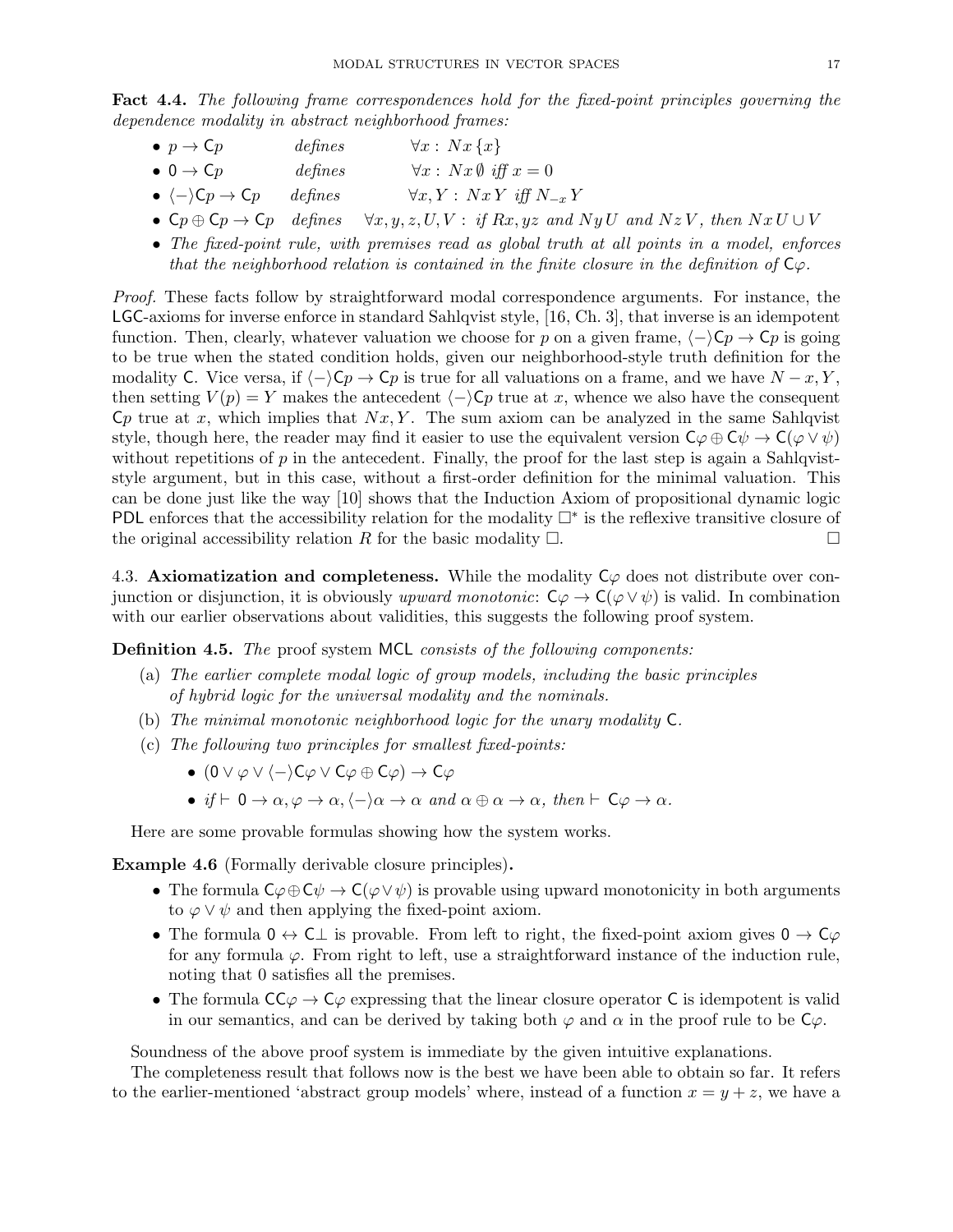**Fact 4.4.** *The following frame correspondences hold for the fixed-point principles governing the dependence modality in abstract neighborhood frames:*

- $p \to \mathsf{C}p$ *defines* $\forall x : Nx\{x\}$
- $0 \to \mathsf{C}p$ *defines* $\forall x : Nx\emptyset$ *iff* $x = 0$
- $\langle - \rangle \mathsf{C}p \to \mathsf{C}p$ *defines* $\forall x, Y : NxY$ *iff* $N_{-x}Y$
- $\mathsf{C}p \oplus \mathsf{C}p \to \mathsf{C}p$ *defines* $\forall x, y, z, U, V$ *: if* $Rx, yz$ *and* $NyU$ *and* $NzV$*, then* $NxU \cup V$
- *The fixed-point rule, with premises read as global truth at all points in a model, enforces that the neighborhood relation is contained in the finite closure in the definition of* $\mathsf{C}\varphi$*.*

*Proof.* These facts follow by straightforward modal correspondence arguments. For instance, the LGC-axioms for inverse enforce in standard Sahlqvist style, [16, Ch. 3], that inverse is an idempotent function. Then, clearly, whatever valuation we choose for $p$ on a given frame, $\langle - \rangle \mathsf{C}p \to \mathsf{C}p$ is going to be true when the stated condition holds, given our neighborhood-style truth definition for the modality $\mathsf{C}$. Vice versa, if $\langle - \rangle \mathsf{C}p \to \mathsf{C}p$ is true for all valuations on a frame, and we have $N - x, Y$, then setting $V(p) = Y$ makes the antecedent $\langle - \rangle \mathsf{C}p$ true at $x$, whence we also have the consequent $\mathsf{C}p$ true at $x$, which implies that $Nx, Y$. The sum axiom can be analyzed in the same Sahlqvist style, though here, the reader may find it easier to use the equivalent version $\mathsf{C}\varphi \oplus \mathsf{C}\psi \to \mathsf{C}(\varphi \vee \psi)$ without repetitions of $p$ in the antecedent. Finally, the proof for the last step is again a Sahlqvist-style argument, but in this case, without a first-order definition for the minimal valuation. This can be done just like the way [10] shows that the Induction Axiom of propositional dynamic logic PDL enforces that the accessibility relation for the modality $\Box^*$ is the reflexive transitive closure of the original accessibility relation $R$ for the basic modality $\Box$. $\Box$

4.3. **Axiomatization and completeness.** While the modality $\mathsf{C}\varphi$ does not distribute over conjunction or disjunction, it is obviously *upward monotonic*: $\mathsf{C}\varphi \to \mathsf{C}(\varphi \vee \psi)$ is valid. In combination with our earlier observations about validities, this suggests the following proof system.

**Definition 4.5.** *The* proof system MCL *consists of the following components:*

(a) *The earlier complete modal logic of group models, including the basic principles of hybrid logic for the universal modality and the nominals.*

(b) *The minimal monotonic neighborhood logic for the unary modality* $\mathsf{C}$*.*

(c) *The following two principles for smallest fixed-points:*

- $(0 \vee \varphi \vee \langle - \rangle \mathsf{C}\varphi \vee \mathsf{C}\varphi \oplus \mathsf{C}\varphi) \to \mathsf{C}\varphi$
- *if* $\vdash 0 \to \alpha, \varphi \to \alpha, \langle - \rangle \alpha \to \alpha$ *and* $\alpha \oplus \alpha \to \alpha$*, then* $\vdash \mathsf{C}\varphi \to \alpha$*.*

Here are some provable formulas showing how the system works.

**Example 4.6** (Formally derivable closure principles)**.**

- The formula $\mathsf{C}\varphi \oplus \mathsf{C}\psi \to \mathsf{C}(\varphi \vee \psi)$ is provable using upward monotonicity in both arguments to $\varphi \vee \psi$ and then applying the fixed-point axiom.
- The formula $0 \leftrightarrow \mathsf{C}\bot$ is provable. From left to right, the fixed-point axiom gives $0 \to \mathsf{C}\varphi$ for any formula $\varphi$. From right to left, use a straightforward instance of the induction rule, noting that 0 satisfies all the premises.
- The formula $\mathsf{C}\mathsf{C}\varphi \to \mathsf{C}\varphi$ expressing that the linear closure operator $\mathsf{C}$ is idempotent is valid in our semantics, and can be derived by taking both $\varphi$ and $\alpha$ in the proof rule to be $\mathsf{C}\varphi$.

Soundness of the above proof system is immediate by the given intuitive explanations.

The completeness result that follows now is the best we have been able to obtain so far. It refers to the earlier-mentioned 'abstract group models' where, instead of a function $x = y + z$, we have a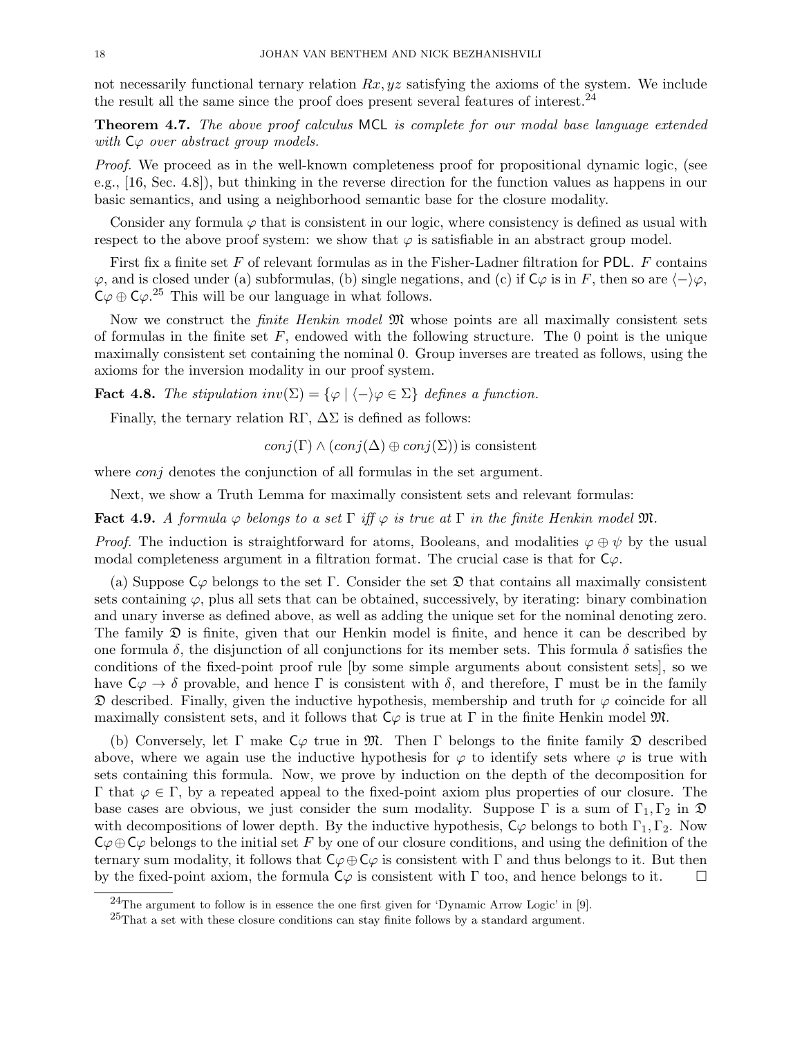not necessarily functional ternary relation $Rx, yz$ satisfying the axioms of the system. We include the result all the same since the proof does present several features of interest.[24]

**Theorem 4.7.** *The above proof calculus* MCL *is complete for our modal base language extended with* $\mathsf{C}\varphi$ *over abstract group models.*

*Proof.* We proceed as in the well-known completeness proof for propositional dynamic logic, (see e.g., [16, Sec. 4.8]), but thinking in the reverse direction for the function values as happens in our basic semantics, and using a neighborhood semantic base for the closure modality.

Consider any formula $\varphi$ that is consistent in our logic, where consistency is defined as usual with respect to the above proof system: we show that $\varphi$ is satisfiable in an abstract group model.

First fix a finite set $F$ of relevant formulas as in the Fisher-Ladner filtration for PDL. $F$ contains $\varphi$, and is closed under (a) subformulas, (b) single negations, and (c) if $\mathsf{C}\varphi$ is in $F$, then so are $\langle - \rangle\varphi$, $\mathsf{C}\varphi \oplus \mathsf{C}\varphi$.[25] This will be our language in what follows.

Now we construct the *finite Henkin model* $\mathfrak{M}$ whose points are all maximally consistent sets of formulas in the finite set $F$, endowed with the following structure. The 0 point is the unique maximally consistent set containing the nominal 0. Group inverses are treated as follows, using the axioms for the inversion modality in our proof system.

**Fact 4.8.** *The stipulation* $inv(\Sigma) = \{\varphi \mid \langle - \rangle\varphi \in \Sigma\}$ *defines a function.*

Finally, the ternary relation R$\Gamma$, $\Delta\Sigma$ is defined as follows:

$$conj(\Gamma) \wedge (conj(\Delta) \oplus conj(\Sigma)) \text{ is consistent}$$

where *conj* denotes the conjunction of all formulas in the set argument.

Next, we show a Truth Lemma for maximally consistent sets and relevant formulas:

**Fact 4.9.** *A formula* $\varphi$ *belongs to a set* $\Gamma$ *iff* $\varphi$ *is true at* $\Gamma$ *in the finite Henkin model* $\mathfrak{M}$.

*Proof.* The induction is straightforward for atoms, Booleans, and modalities $\varphi \oplus \psi$ by the usual modal completeness argument in a filtration format. The crucial case is that for $\mathsf{C}\varphi$.

(a) Suppose $\mathsf{C}\varphi$ belongs to the set $\Gamma$. Consider the set $\mathfrak{D}$ that contains all maximally consistent sets containing $\varphi$, plus all sets that can be obtained, successively, by iterating: binary combination and unary inverse as defined above, as well as adding the unique set for the nominal denoting zero. The family $\mathfrak{D}$ is finite, given that our Henkin model is finite, and hence it can be described by one formula $\delta$, the disjunction of all conjunctions for its member sets. This formula $\delta$ satisfies the conditions of the fixed-point proof rule [by some simple arguments about consistent sets], so we have $\mathsf{C}\varphi \to \delta$ provable, and hence $\Gamma$ is consistent with $\delta$, and therefore, $\Gamma$ must be in the family $\mathfrak{D}$ described. Finally, given the inductive hypothesis, membership and truth for $\varphi$ coincide for all maximally consistent sets, and it follows that $\mathsf{C}\varphi$ is true at $\Gamma$ in the finite Henkin model $\mathfrak{M}$.

(b) Conversely, let $\Gamma$ make $\mathsf{C}\varphi$ true in $\mathfrak{M}$. Then $\Gamma$ belongs to the finite family $\mathfrak{D}$ described above, where we again use the inductive hypothesis for $\varphi$ to identify sets where $\varphi$ is true with sets containing this formula. Now, we prove by induction on the depth of the decomposition for $\Gamma$ that $\varphi \in \Gamma$, by a repeated appeal to the fixed-point axiom plus properties of our closure. The base cases are obvious, we just consider the sum modality. Suppose $\Gamma$ is a sum of $\Gamma_1, \Gamma_2$ in $\mathfrak{D}$ with decompositions of lower depth. By the inductive hypothesis, $\mathsf{C}\varphi$ belongs to both $\Gamma_1, \Gamma_2$. Now $\mathsf{C}\varphi \oplus \mathsf{C}\varphi$ belongs to the initial set $F$ by one of our closure conditions, and using the definition of the ternary sum modality, it follows that $\mathsf{C}\varphi \oplus \mathsf{C}\varphi$ is consistent with $\Gamma$ and thus belongs to it. But then by the fixed-point axiom, the formula $\mathsf{C}\varphi$ is consistent with $\Gamma$ too, and hence belongs to it. ☐

[24] The argument to follow is in essence the one first given for 'Dynamic Arrow Logic' in [9].

[25] That a set with these closure conditions can stay finite follows by a standard argument.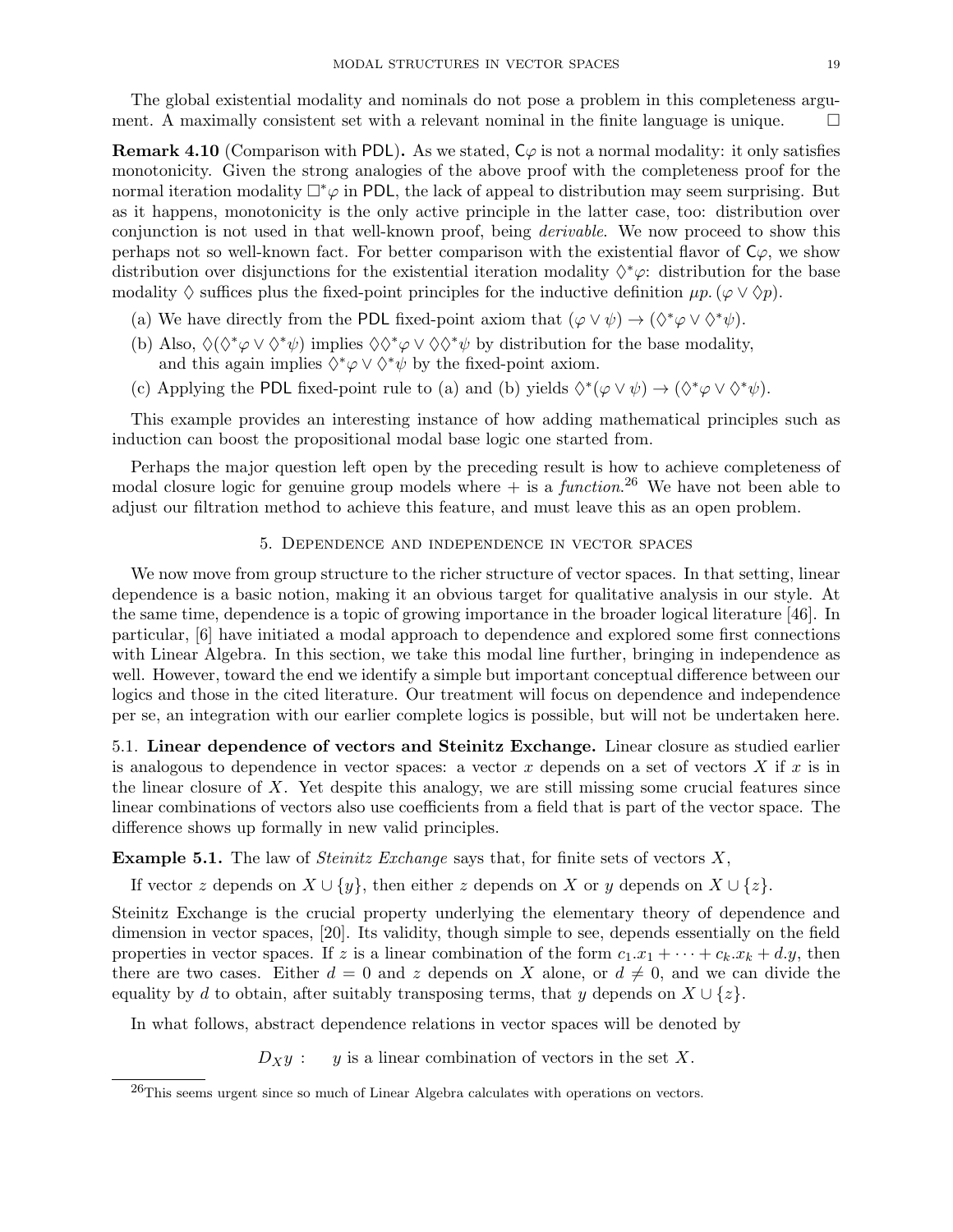The global existential modality and nominals do not pose a problem in this completeness argument. A maximally consistent set with a relevant nominal in the finite language is unique. □

**Remark 4.10** (Comparison with PDL)**.** As we stated, $\mathsf{C}\varphi$ is not a normal modality: it only satisfies monotonicity. Given the strong analogies of the above proof with the completeness proof for the normal iteration modality $\Box^*\varphi$ in PDL, the lack of appeal to distribution may seem surprising. But as it happens, monotonicity is the only active principle in the latter case, too: distribution over conjunction is not used in that well-known proof, being *derivable*. We now proceed to show this perhaps not so well-known fact. For better comparison with the existential flavor of $\mathsf{C}\varphi$, we show distribution over disjunctions for the existential iteration modality $\Diamond^*\varphi$: distribution for the base modality $\Diamond$ suffices plus the fixed-point principles for the inductive definition $\mu p.\,(\varphi \vee \Diamond p)$.

(a) We have directly from the PDL fixed-point axiom that $(\varphi \vee \psi) \to (\Diamond^*\varphi \vee \Diamond^*\psi)$.

(b) Also, $\Diamond(\Diamond^*\varphi \vee \Diamond^*\psi)$ implies $\Diamond\Diamond^*\varphi \vee \Diamond\Diamond^*\psi$ by distribution for the base modality, and this again implies $\Diamond^*\varphi \vee \Diamond^*\psi$ by the fixed-point axiom.

(c) Applying the PDL fixed-point rule to (a) and (b) yields $\Diamond^*(\varphi \vee \psi) \to (\Diamond^*\varphi \vee \Diamond^*\psi)$.

This example provides an interesting instance of how adding mathematical principles such as induction can boost the propositional modal base logic one started from.

Perhaps the major question left open by the preceding result is how to achieve completeness of modal closure logic for genuine group models where $+$ is a *function*.[26] We have not been able to adjust our filtration method to achieve this feature, and must leave this as an open problem.

## 5. Dependence and independence in vector spaces

We now move from group structure to the richer structure of vector spaces. In that setting, linear dependence is a basic notion, making it an obvious target for qualitative analysis in our style. At the same time, dependence is a topic of growing importance in the broader logical literature [46]. In particular, [6] have initiated a modal approach to dependence and explored some first connections with Linear Algebra. In this section, we take this modal line further, bringing in independence as well. However, toward the end we identify a simple but important conceptual difference between our logics and those in the cited literature. Our treatment will focus on dependence and independence per se, an integration with our earlier complete logics is possible, but will not be undertaken here.

### 5.1. Linear dependence of vectors and Steinitz Exchange.

Linear closure as studied earlier is analogous to dependence in vector spaces: a vector $x$ depends on a set of vectors $X$ if $x$ is in the linear closure of $X$. Yet despite this analogy, we are still missing some crucial features since linear combinations of vectors also use coefficients from a field that is part of the vector space. The difference shows up formally in new valid principles.

**Example 5.1.** The law of *Steinitz Exchange* says that, for finite sets of vectors $X$,

If vector $z$ depends on $X \cup \{y\}$, then either $z$ depends on $X$ or $y$ depends on $X \cup \{z\}$.

Steinitz Exchange is the crucial property underlying the elementary theory of dependence and dimension in vector spaces, [20]. Its validity, though simple to see, depends essentially on the field properties in vector spaces. If $z$ is a linear combination of the form $c_1.x_1 + \cdots + c_k.x_k + d.y$, then there are two cases. Either $d = 0$ and $z$ depends on $X$ alone, or $d \neq 0$, and we can divide the equality by $d$ to obtain, after suitably transposing terms, that $y$ depends on $X \cup \{z\}$.

In what follows, abstract dependence relations in vector spaces will be denoted by

$$D_X y: \quad y \text{ is a linear combination of vectors in the set } X.$$

[26] This seems urgent since so much of Linear Algebra calculates with operations on vectors.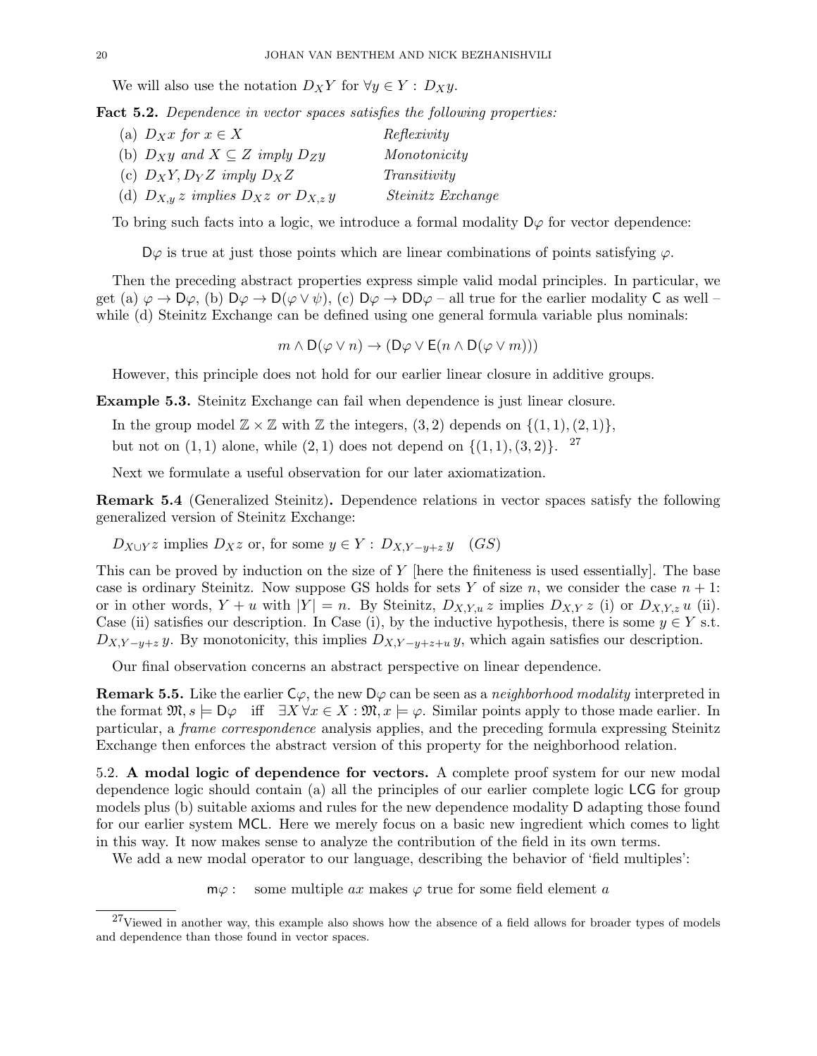We will also use the notation $D_X Y$ for $\forall y \in Y : D_X y$.

**Fact 5.2.** *Dependence in vector spaces satisfies the following properties:*

(a) $D_X x$ *for* $x \in X$ — *Reflexivity*

(b) $D_X y$ *and* $X \subseteq Z$ *imply* $D_Z y$ — *Monotonicity*

(c) $D_X Y, D_Y Z$ *imply* $D_X Z$ — *Transitivity*

(d) $D_{X,y}\, z$ *implies* $D_X z$ *or* $D_{X,z}\, y$ — *Steinitz Exchange*

To bring such facts into a logic, we introduce a formal modality $\mathsf{D}\varphi$ for vector dependence:

$\mathsf{D}\varphi$ is true at just those points which are linear combinations of points satisfying $\varphi$.

Then the preceding abstract properties express simple valid modal principles. In particular, we get (a) $\varphi \to \mathsf{D}\varphi$, (b) $\mathsf{D}\varphi \to \mathsf{D}(\varphi \vee \psi)$, (c) $\mathsf{D}\varphi \to \mathsf{DD}\varphi$ – all true for the earlier modality $\mathsf{C}$ as well – while (d) Steinitz Exchange can be defined using one general formula variable plus nominals:

$$m \wedge \mathsf{D}(\varphi \vee n) \to (\mathsf{D}\varphi \vee \mathsf{E}(n \wedge \mathsf{D}(\varphi \vee m)))$$

However, this principle does not hold for our earlier linear closure in additive groups.

**Example 5.3.** Steinitz Exchange can fail when dependence is just linear closure.

In the group model $\mathbb{Z} \times \mathbb{Z}$ with $\mathbb{Z}$ the integers, $(3, 2)$ depends on $\{(1, 1), (2, 1)\}$,

but not on $(1, 1)$ alone, while $(2, 1)$ does not depend on $\{(1, 1), (3, 2)\}$.[27]

Next we formulate a useful observation for our later axiomatization.

**Remark 5.4** (Generalized Steinitz)**.** Dependence relations in vector spaces satisfy the following generalized version of Steinitz Exchange:

$D_{X \cup Y}\, z$ implies $D_X z$ or, for some $y \in Y : D_{X, Y - y + z}\, y$ $\quad (GS)$

This can be proved by induction on the size of $Y$ [here the finiteness is used essentially]. The base case is ordinary Steinitz. Now suppose GS holds for sets $Y$ of size $n$, we consider the case $n + 1$: or in other words, $Y + u$ with $|Y| = n$. By Steinitz, $D_{X,Y,u}\, z$ implies $D_{X,Y}\, z$ (i) or $D_{X,Y,z}\, u$ (ii). Case (ii) satisfies our description. In Case (i), by the inductive hypothesis, there is some $y \in Y$ s.t. $D_{X,Y-y+z}\, y$. By monotonicity, this implies $D_{X,Y-y+z+u}\, y$, which again satisfies our description.

Our final observation concerns an abstract perspective on linear dependence.

**Remark 5.5.** Like the earlier $\mathsf{C}\varphi$, the new $\mathsf{D}\varphi$ can be seen as a *neighborhood modality* interpreted in the format $\mathfrak{M}, s \models \mathsf{D}\varphi$ iff $\exists X\, \forall x \in X : \mathfrak{M}, x \models \varphi$. Similar points apply to those made earlier. In particular, a *frame correspondence* analysis applies, and the preceding formula expressing Steinitz Exchange then enforces the abstract version of this property for the neighborhood relation.

5.2. **A modal logic of dependence for vectors.** A complete proof system for our new modal dependence logic should contain (a) all the principles of our earlier complete logic $\mathsf{LCG}$ for group models plus (b) suitable axioms and rules for the new dependence modality $\mathsf{D}$ adapting those found for our earlier system $\mathsf{MCL}$. Here we merely focus on a basic new ingredient which comes to light in this way. It now makes sense to analyze the contribution of the field in its own terms.

We add a new modal operator to our language, describing the behavior of 'field multiples':

$\mathsf{m}\varphi :$ some multiple $ax$ makes $\varphi$ true for some field element $a$

[27] Viewed in another way, this example also shows how the absence of a field allows for broader types of models and dependence than those found in vector spaces.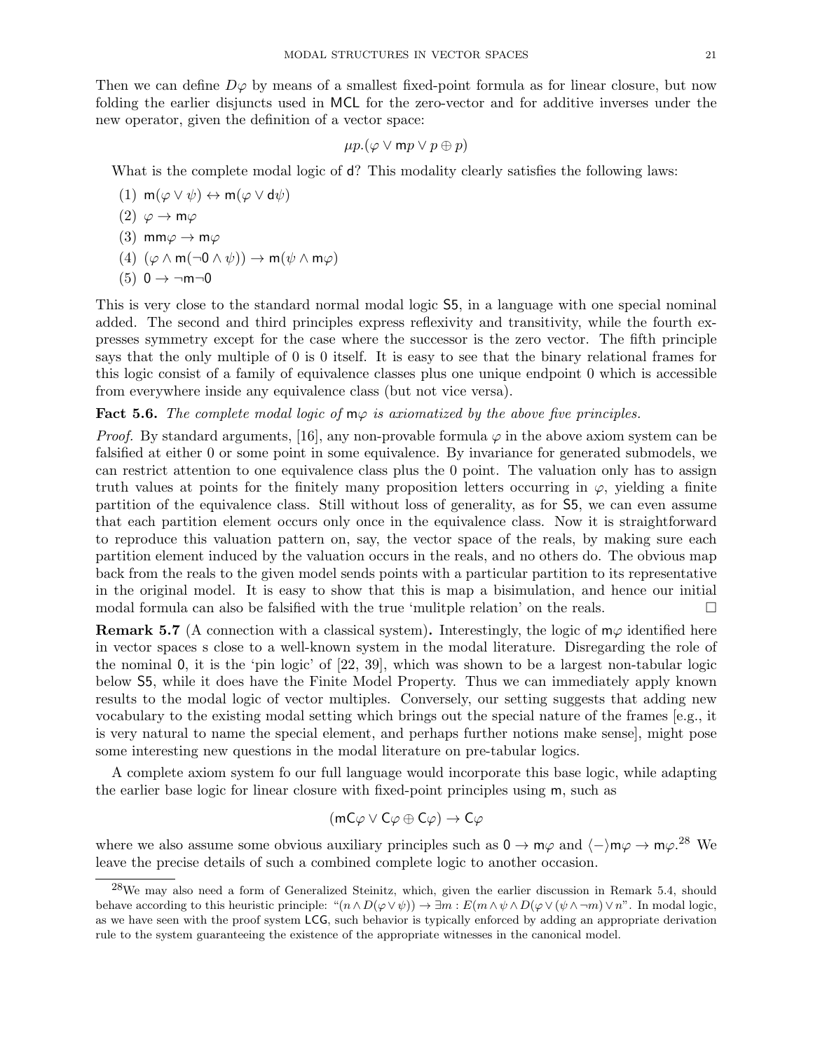Then we can define $D\varphi$ by means of a smallest fixed-point formula as for linear closure, but now folding the earlier disjuncts used in MCL for the zero-vector and for additive inverses under the new operator, given the definition of a vector space:

$$\mu p.(\varphi \vee \mathsf{m}p \vee p \oplus p)$$

What is the complete modal logic of $\mathsf{d}$? This modality clearly satisfies the following laws:

(1) $\mathsf{m}(\varphi \vee \psi) \leftrightarrow \mathsf{m}(\varphi \vee \mathsf{d}\psi)$
(2) $\varphi \to \mathsf{m}\varphi$
(3) $\mathsf{mm}\varphi \to \mathsf{m}\varphi$
(4) $(\varphi \wedge \mathsf{m}(\neg 0 \wedge \psi)) \to \mathsf{m}(\psi \wedge \mathsf{m}\varphi)$
(5) $0 \to \neg\mathsf{m}\neg 0$

This is very close to the standard normal modal logic S5, in a language with one special nominal added. The second and third principles express reflexivity and transitivity, while the fourth expresses symmetry except for the case where the successor is the zero vector. The fifth principle says that the only multiple of 0 is 0 itself. It is easy to see that the binary relational frames for this logic consist of a family of equivalence classes plus one unique endpoint 0 which is accessible from everywhere inside any equivalence class (but not vice versa).

**Fact 5.6.** *The complete modal logic of* $\mathsf{m}\varphi$ *is axiomatized by the above five principles.*

*Proof.* By standard arguments, [16], any non-provable formula $\varphi$ in the above axiom system can be falsified at either 0 or some point in some equivalence. By invariance for generated submodels, we can restrict attention to one equivalence class plus the 0 point. The valuation only has to assign truth values at points for the finitely many proposition letters occurring in $\varphi$, yielding a finite partition of the equivalence class. Still without loss of generality, as for S5, we can even assume that each partition element occurs only once in the equivalence class. Now it is straightforward to reproduce this valuation pattern on, say, the vector space of the reals, by making sure each partition element induced by the valuation occurs in the reals, and no others do. The obvious map back from the reals to the given model sends points with a particular partition to its representative in the original model. It is easy to show that this is map a bisimulation, and hence our initial modal formula can also be falsified with the true 'mulitple relation' on the reals. □

**Remark 5.7** (A connection with a classical system)**.** Interestingly, the logic of $\mathsf{m}\varphi$ identified here in vector spaces s close to a well-known system in the modal literature. Disregarding the role of the nominal 0, it is the 'pin logic' of [22, 39], which was shown to be a largest non-tabular logic below S5, while it does have the Finite Model Property. Thus we can immediately apply known results to the modal logic of vector multiples. Conversely, our setting suggests that adding new vocabulary to the existing modal setting which brings out the special nature of the frames [e.g., it is very natural to name the special element, and perhaps further notions make sense], might pose some interesting new questions in the modal literature on pre-tabular logics.

A complete axiom system fo our full language would incorporate this base logic, while adapting the earlier base logic for linear closure with fixed-point principles using $\mathsf{m}$, such as

$$(\mathsf{mC}\varphi \vee \mathsf{C}\varphi \oplus \mathsf{C}\varphi) \to \mathsf{C}\varphi$$

where we also assume some obvious auxiliary principles such as $0 \to \mathsf{m}\varphi$ and $\langle - \rangle \mathsf{m}\varphi \to \mathsf{m}\varphi$.[28] We leave the precise details of such a combined complete logic to another occasion.

---

[28] We may also need a form of Generalized Steinitz, which, given the earlier discussion in Remark 5.4, should behave according to this heuristic principle: "$(n \wedge D(\varphi \vee \psi)) \to \exists m : E(m \wedge \psi \wedge D(\varphi \vee (\psi \wedge \neg m) \vee n$". In modal logic, as we have seen with the proof system LCG, such behavior is typically enforced by adding an appropriate derivation rule to the system guaranteeing the existence of the appropriate witnesses in the canonical model.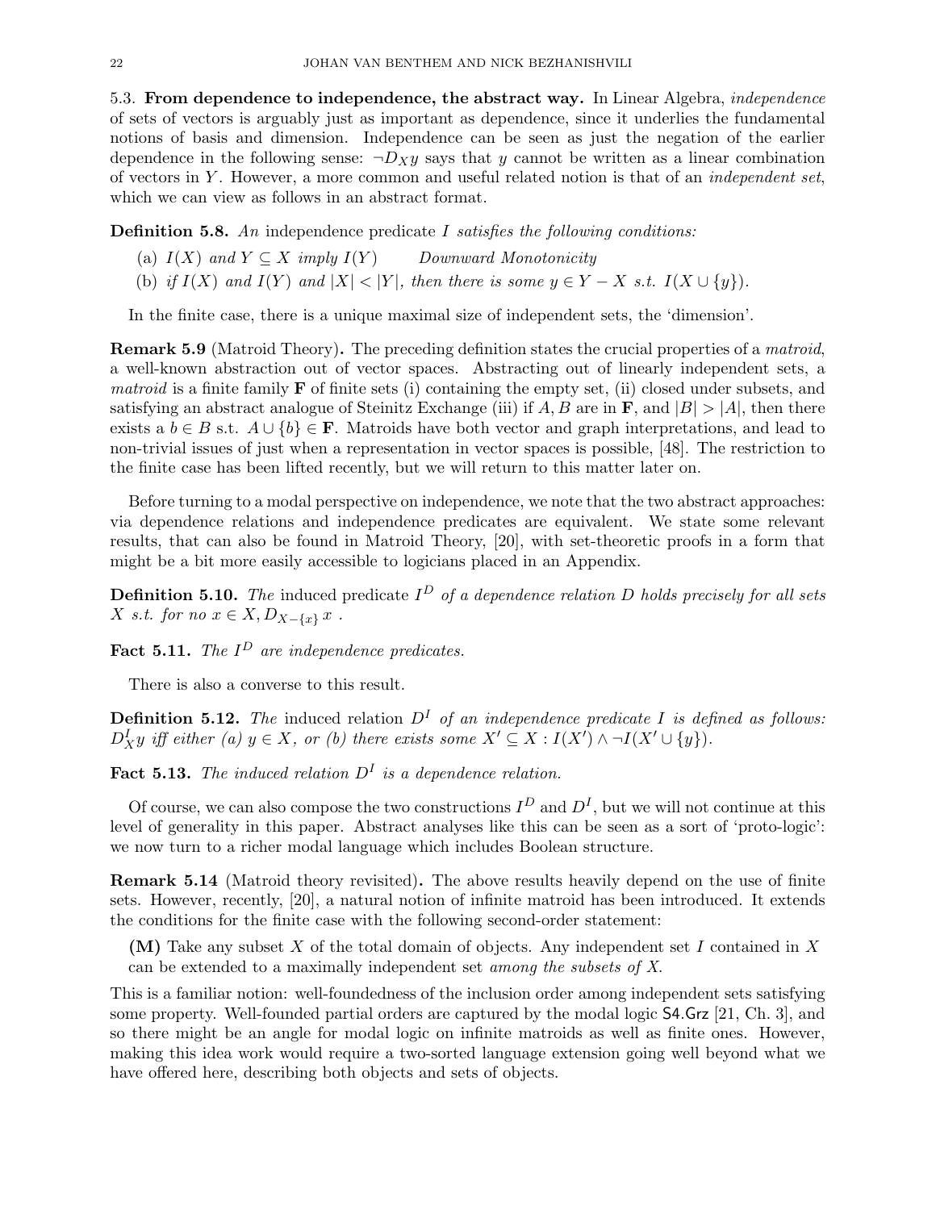5.3. **From dependence to independence, the abstract way.** In Linear Algebra, *independence* of sets of vectors is arguably just as important as dependence, since it underlies the fundamental notions of basis and dimension. Independence can be seen as just the negation of the earlier dependence in the following sense: $\neg D_X y$ says that $y$ cannot be written as a linear combination of vectors in $Y$. However, a more common and useful related notion is that of an *independent set*, which we can view as follows in an abstract format.

**Definition 5.8.** *An* independence predicate $I$ *satisfies the following conditions:*

(a) $I(X)$ *and* $Y \subseteq X$ *imply* $I(Y)$ *Downward Monotonicity*

(b) *if* $I(X)$ *and* $I(Y)$ *and* $|X| < |Y|$, *then there is some* $y \in Y - X$ *s.t.* $I(X \cup \{y\})$.

In the finite case, there is a unique maximal size of independent sets, the 'dimension'.

**Remark 5.9** (Matroid Theory)**.** The preceding definition states the crucial properties of a *matroid*, a well-known abstraction out of vector spaces. Abstracting out of linearly independent sets, a *matroid* is a finite family $\mathbf{F}$ of finite sets (i) containing the empty set, (ii) closed under subsets, and satisfying an abstract analogue of Steinitz Exchange (iii) if $A, B$ are in $\mathbf{F}$, and $|B| > |A|$, then there exists a $b \in B$ s.t. $A \cup \{b\} \in \mathbf{F}$. Matroids have both vector and graph interpretations, and lead to non-trivial issues of just when a representation in vector spaces is possible, [48]. The restriction to the finite case has been lifted recently, but we will return to this matter later on.

Before turning to a modal perspective on independence, we note that the two abstract approaches: via dependence relations and independence predicates are equivalent. We state some relevant results, that can also be found in Matroid Theory, [20], with set-theoretic proofs in a form that might be a bit more easily accessible to logicians placed in an Appendix.

**Definition 5.10.** *The* induced predicate $I^D$ *of a dependence relation* $D$ *holds precisely for all sets* $X$ *s.t. for no* $x \in X, D_{X-\{x\}}\, x$ .

**Fact 5.11.** *The* $I^D$ *are independence predicates.*

There is also a converse to this result.

**Definition 5.12.** *The* induced relation $D^I$ *of an independence predicate* $I$ *is defined as follows:* $D^I_X y$ *iff either (a)* $y \in X$, *or (b) there exists some* $X' \subseteq X : I(X') \wedge \neg I(X' \cup \{y\})$.

**Fact 5.13.** *The induced relation* $D^I$ *is a dependence relation.*

Of course, we can also compose the two constructions $I^D$ and $D^I$, but we will not continue at this level of generality in this paper. Abstract analyses like this can be seen as a sort of 'proto-logic': we now turn to a richer modal language which includes Boolean structure.

**Remark 5.14** (Matroid theory revisited)**.** The above results heavily depend on the use of finite sets. However, recently, [20], a natural notion of infinite matroid has been introduced. It extends the conditions for the finite case with the following second-order statement:

**(M)** Take any subset $X$ of the total domain of objects. Any independent set $I$ contained in $X$ can be extended to a maximally independent set *among the subsets of X*.

This is a familiar notion: well-foundedness of the inclusion order among independent sets satisfying some property. Well-founded partial orders are captured by the modal logic S4.Grz [21, Ch. 3], and so there might be an angle for modal logic on infinite matroids as well as finite ones. However, making this idea work would require a two-sorted language extension going well beyond what we have offered here, describing both objects and sets of objects.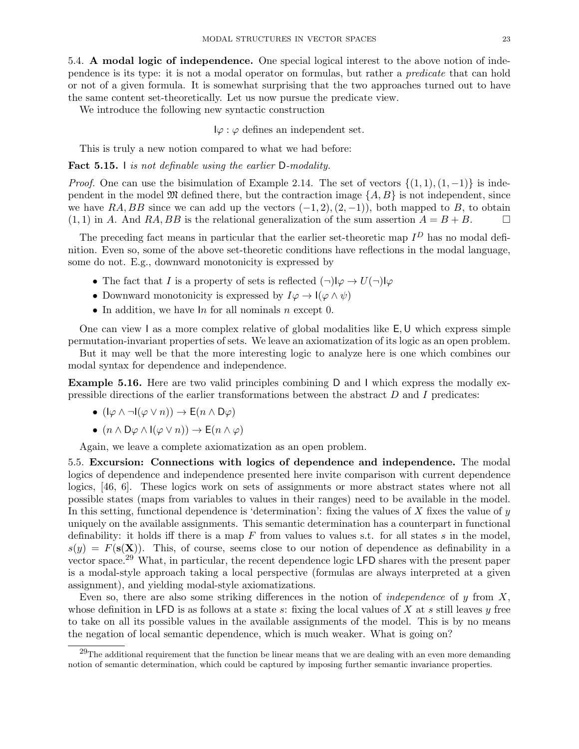### 5.4. A modal logic of independence.

One special logical interest to the above notion of independence is its type: it is not a modal operator on formulas, but rather a *predicate* that can hold or not of a given formula. It is somewhat surprising that the two approaches turned out to have the same content set-theoretically. Let us now pursue the predicate view.

We introduce the following new syntactic construction

$$\mathsf{I}\varphi : \varphi \text{ defines an independent set.}$$

This is truly a new notion compared to what we had before:

**Fact 5.15.** *$\mathsf{I}$ is not definable using the earlier $\mathsf{D}$-modality.*

*Proof.* One can use the bisimulation of Example 2.14. The set of vectors $\{(1, 1), (1, -1)\}$ is independent in the model $\mathfrak{M}$ defined there, but the contraction image $\{A, B\}$ is not independent, since we have $RA, BB$ since we can add up the vectors $(-1, 2), (2, -1))$, both mapped to $B$, to obtain $(1, 1)$ in $A$. And $RA, BB$ is the relational generalization of the sum assertion $A = B + B$. □

The preceding fact means in particular that the earlier set-theoretic map $I^D$ has no modal definition. Even so, some of the above set-theoretic conditions have reflections in the modal language, some do not. E.g., downward monotonicity is expressed by

- The fact that $I$ is a property of sets is reflected $(\neg)\mathsf{I}\varphi \to U(\neg)\mathsf{I}\varphi$
- Downward monotonicity is expressed by $I\varphi \to \mathsf{I}(\varphi \wedge \psi)$
- In addition, we have $\mathsf{I}n$ for all nominals $n$ except 0.

One can view $\mathsf{I}$ as a more complex relative of global modalities like $\mathsf{E}, \mathsf{U}$ which express simple permutation-invariant properties of sets. We leave an axiomatization of its logic as an open problem.

But it may well be that the more interesting logic to analyze here is one which combines our modal syntax for dependence and independence.

**Example 5.16.** Here are two valid principles combining $\mathsf{D}$ and $\mathsf{I}$ which express the modally expressible directions of the earlier transformations between the abstract $D$ and $I$ predicates:

- $(\mathsf{I}\varphi \wedge \neg\mathsf{I}(\varphi \vee n)) \to \mathsf{E}(n \wedge \mathsf{D}\varphi)$
- $(n \wedge \mathsf{D}\varphi \wedge \mathsf{I}(\varphi \vee n)) \to \mathsf{E}(n \wedge \varphi)$

Again, we leave a complete axiomatization as an open problem.

### 5.5. Excursion: Connections with logics of dependence and independence.

The modal logics of dependence and independence presented here invite comparison with current dependence logics, [46, 6]. These logics work on sets of assignments or more abstract states where not all possible states (maps from variables to values in their ranges) need to be available in the model. In this setting, functional dependence is 'determination': fixing the values of $X$ fixes the value of $y$ uniquely on the available assignments. This semantic determination has a counterpart in functional definability: it holds iff there is a map $F$ from values to values s.t. for all states $s$ in the model, $s(y) = F(\mathbf{s}(\mathbf{X}))$. This, of course, seems close to our notion of dependence as definability in a vector space.[29] What, in particular, the recent dependence logic LFD shares with the present paper is a modal-style approach taking a local perspective (formulas are always interpreted at a given assignment), and yielding modal-style axiomatizations.

Even so, there are also some striking differences in the notion of *independence* of $y$ from $X$, whose definition in LFD is as follows at a state $s$: fixing the local values of $X$ at $s$ still leaves $y$ free to take on all its possible values in the available assignments of the model. This is by no means the negation of local semantic dependence, which is much weaker. What is going on?

[29] The additional requirement that the function be linear means that we are dealing with an even more demanding notion of semantic determination, which could be captured by imposing further semantic invariance properties.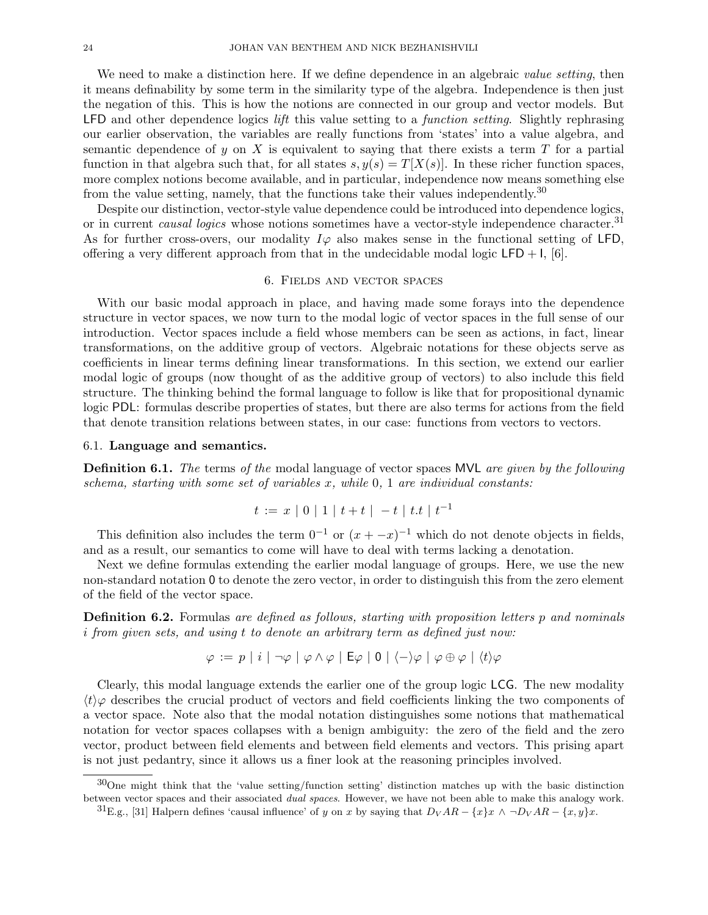We need to make a distinction here. If we define dependence in an algebraic *value setting*, then it means definability by some term in the similarity type of the algebra. Independence is then just the negation of this. This is how the notions are connected in our group and vector models. But LFD and other dependence logics *lift* this value setting to a *function setting*. Slightly rephrasing our earlier observation, the variables are really functions from 'states' into a value algebra, and semantic dependence of $y$ on $X$ is equivalent to saying that there exists a term $T$ for a partial function in that algebra such that, for all states $s, y(s) = T[X(s)]$. In these richer function spaces, more complex notions become available, and in particular, independence now means something else from the value setting, namely, that the functions take their values independently.[30]

Despite our distinction, vector-style value dependence could be introduced into dependence logics, or in current *causal logics* whose notions sometimes have a vector-style independence character.[31] As for further cross-overs, our modality $I\varphi$ also makes sense in the functional setting of LFD, offering a very different approach from that in the undecidable modal logic $\mathsf{LFD} + \mathsf{I}$, [6].

## 6. Fields and vector spaces

With our basic modal approach in place, and having made some forays into the dependence structure in vector spaces, we now turn to the modal logic of vector spaces in the full sense of our introduction. Vector spaces include a field whose members can be seen as actions, in fact, linear transformations, on the additive group of vectors. Algebraic notations for these objects serve as coefficients in linear terms defining linear transformations. In this section, we extend our earlier modal logic of groups (now thought of as the additive group of vectors) to also include this field structure. The thinking behind the formal language to follow is like that for propositional dynamic logic PDL: formulas describe properties of states, but there are also terms for actions from the field that denote transition relations between states, in our case: functions from vectors to vectors.

### 6.1. Language and semantics.

**Definition 6.1.** *The* terms *of the* modal language of vector spaces MVL *are given by the following schema, starting with some set of variables $x$, while $0$, $1$ are individual constants:*

$$t := x \mid 0 \mid 1 \mid t + t \mid -t \mid t.t \mid t^{-1}$$

This definition also includes the term $0^{-1}$ or $(x + -x)^{-1}$ which do not denote objects in fields, and as a result, our semantics to come will have to deal with terms lacking a denotation.

Next we define formulas extending the earlier modal language of groups. Here, we use the new non-standard notation $\mathsf{0}$ to denote the zero vector, in order to distinguish this from the zero element of the field of the vector space.

**Definition 6.2.** Formulas *are defined as follows, starting with proposition letters $p$ and nominals $i$ from given sets, and using $t$ to denote an arbitrary term as defined just now:*

$$\varphi := p \mid i \mid \neg\varphi \mid \varphi \wedge \varphi \mid \mathsf{E}\varphi \mid \mathsf{0} \mid \langle - \rangle\varphi \mid \varphi \oplus \varphi \mid \langle t \rangle\varphi$$

Clearly, this modal language extends the earlier one of the group logic LCG. The new modality $\langle t \rangle\varphi$ describes the crucial product of vectors and field coefficients linking the two components of a vector space. Note also that the modal notation distinguishes some notions that mathematical notation for vector spaces collapses with a benign ambiguity: the zero of the field and the zero vector, product between field elements and between field elements and vectors. This prising apart is not just pedantry, since it allows us a finer look at the reasoning principles involved.

---

[30] One might think that the 'value setting/function setting' distinction matches up with the basic distinction between vector spaces and their associated *dual spaces*. However, we have not been able to make this analogy work.

[31] E.g., [31] Halpern defines 'causal influence' of $y$ on $x$ by saying that $D_V AR - \{x\}x \wedge \neg D_V AR - \{x, y\}x$.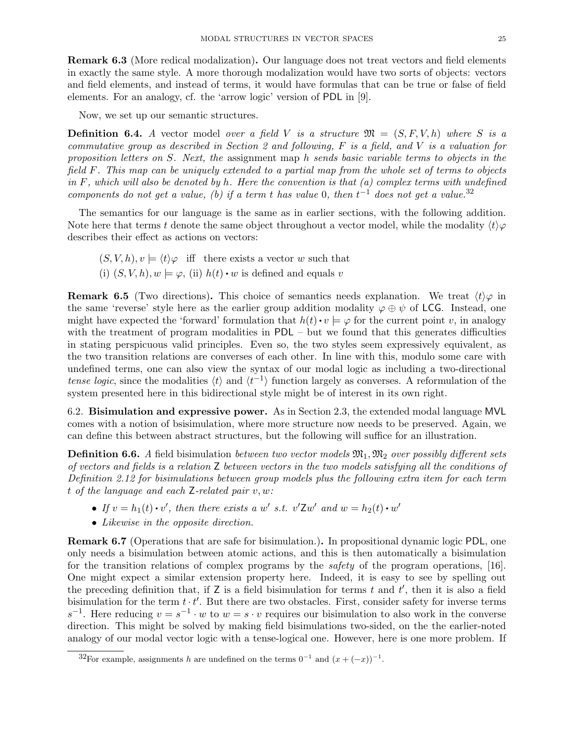**Remark 6.3** (More redical modalization)**.** Our language does not treat vectors and field elements in exactly the same style. A more thorough modalization would have two sorts of objects: vectors and field elements, and instead of terms, it would have formulas that can be true or false of field elements. For an analogy, cf. the 'arrow logic' version of PDL in [9].

Now, we set up our semantic structures.

**Definition 6.4.** *A* vector model *over a field $V$ is a structure $\mathfrak{M} = (S, F, V, h)$ where $S$ is a commutative group as described in Section 2 and following, $F$ is a field, and $V$ is a valuation for proposition letters on $S$. Next, the* assignment map *$h$ sends basic variable terms to objects in the field $F$. This map can be uniquely extended to a partial map from the whole set of terms to objects in $F$, which will also be denoted by $h$. Here the convention is that (a) complex terms with undefined components do not get a value, (b) if a term $t$ has value $0$, then $t^{-1}$ does not get a value.*[32]

The semantics for our language is the same as in earlier sections, with the following addition. Note here that terms $t$ denote the same object throughout a vector model, while the modality $\langle t \rangle \varphi$ describes their effect as actions on vectors:

$(S, V, h), v \models \langle t \rangle \varphi$ iff there exists a vector $w$ such that
(i) $(S, V, h), w \models \varphi$, (ii) $h(t) \bullet w$ is defined and equals $v$

**Remark 6.5** (Two directions)**.** This choice of semantics needs explanation. We treat $\langle t \rangle \varphi$ in the same 'reverse' style here as the earlier group addition modality $\varphi \oplus \psi$ of LCG. Instead, one might have expected the 'forward' formulation that $h(t) \bullet v \models \varphi$ for the current point $v$, in analogy with the treatment of program modalities in PDL – but we found that this generates difficulties in stating perspicuous valid principles. Even so, the two styles seem expressively equivalent, as the two transition relations are converses of each other. In line with this, modulo some care with undefined terms, one can also view the syntax of our modal logic as including a two-directional *tense logic*, since the modalities $\langle t \rangle$ and $\langle t^{-1} \rangle$ function largely as converses. A reformulation of the system presented here in this bidirectional style might be of interest in its own right.

6.2. **Bisimulation and expressive power.** As in Section 2.3, the extended modal language MVL comes with a notion of bsisimulation, where more structure now needs to be preserved. Again, we can define this between abstract structures, but the following will suffice for an illustration.

**Definition 6.6.** *A* field bisimulation *between two vector models $\mathfrak{M}_1, \mathfrak{M}_2$ over possibly different sets of vectors and fields is a relation $\mathsf{Z}$ between vectors in the two models satisfying all the conditions of Definition 2.12 for bisimulations between group models plus the following extra item for each term $t$ of the language and each $\mathsf{Z}$-related pair $v, w$:*

- *If $v = h_1(t) \bullet v'$, then there exists a $w'$ s.t. $v' \mathsf{Z} w'$ and $w = h_2(t) \bullet w'$*
- *Likewise in the opposite direction.*

**Remark 6.7** (Operations that are safe for bisimulation.)**.** In propositional dynamic logic PDL, one only needs a bisimulation between atomic actions, and this is then automatically a bisimulation for the transition relations of complex programs by the *safety* of the program operations, [16]. One might expect a similar extension property here. Indeed, it is easy to see by spelling out the preceding definition that, if $\mathsf{Z}$ is a field bisimulation for terms $t$ and $t'$, then it is also a field bisimulation for the term $t \cdot t'$. But there are two obstacles. First, consider safety for inverse terms $s^{-1}$. Here reducing $v = s^{-1} \cdot w$ to $w = s \cdot v$ requires our bisimulation to also work in the converse direction. This might be solved by making field bisimulations two-sided, on the the earlier-noted analogy of our modal vector logic with a tense-logical one. However, here is one more problem. If

[32] For example, assignments $h$ are undefined on the terms $0^{-1}$ and $(x + (-x))^{-1}$.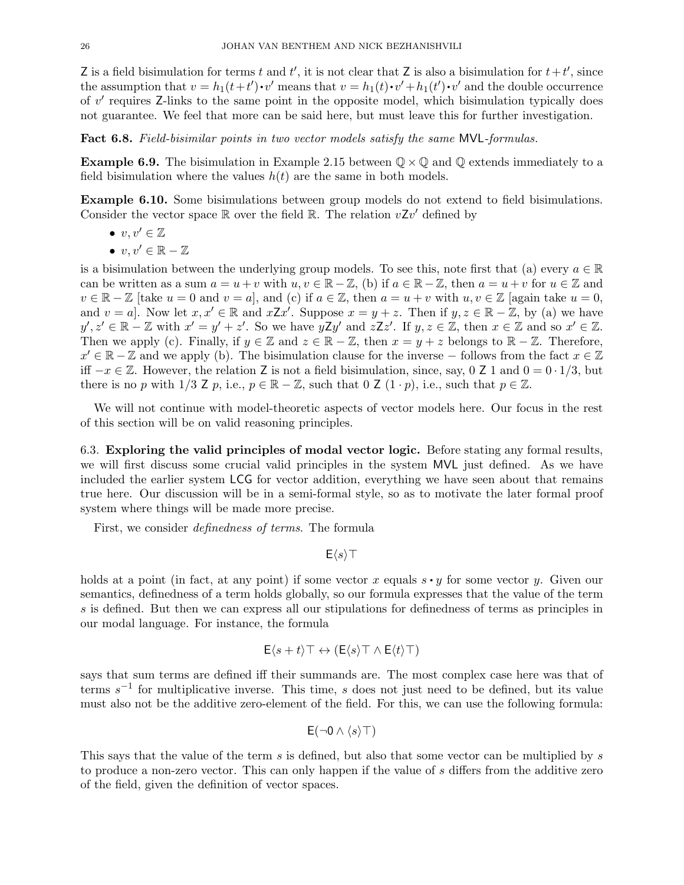$\mathsf{Z}$ is a field bisimulation for terms $t$ and $t'$, it is not clear that $\mathsf{Z}$ is also a bisimulation for $t+t'$, since the assumption that $v = h_1(t+t') \bullet v'$ means that $v = h_1(t) \bullet v' + h_1(t') \bullet v'$ and the double occurrence of $v'$ requires $\mathsf{Z}$-links to the same point in the opposite model, which bisimulation typically does not guarantee. We feel that more can be said here, but must leave this for further investigation.

**Fact 6.8.** *Field-bisimilar points in two vector models satisfy the same* $\mathsf{MVL}$*-formulas.*

**Example 6.9.** The bisimulation in Example 2.15 between $\mathbb{Q} \times \mathbb{Q}$ and $\mathbb{Q}$ extends immediately to a field bisimulation where the values $h(t)$ are the same in both models.

**Example 6.10.** Some bisimulations between group models do not extend to field bisimulations. Consider the vector space $\mathbb{R}$ over the field $\mathbb{R}$. The relation $v\mathsf{Z}v'$ defined by

- $v, v' \in \mathbb{Z}$
- $v, v' \in \mathbb{R} - \mathbb{Z}$

is a bisimulation between the underlying group models. To see this, note first that (a) every $a \in \mathbb{R}$ can be written as a sum $a = u + v$ with $u, v \in \mathbb{R} - \mathbb{Z}$, (b) if $a \in \mathbb{R} - \mathbb{Z}$, then $a = u + v$ for $u \in \mathbb{Z}$ and $v \in \mathbb{R} - \mathbb{Z}$ [take $u = 0$ and $v = a$], and (c) if $a \in \mathbb{Z}$, then $a = u + v$ with $u, v \in \mathbb{Z}$ [again take $u = 0$, and $v = a$]. Now let $x, x' \in \mathbb{R}$ and $x\mathsf{Z}x'$. Suppose $x = y + z$. Then if $y, z \in \mathbb{R} - \mathbb{Z}$, by (a) we have $y', z' \in \mathbb{R} - \mathbb{Z}$ with $x' = y' + z'$. So we have $y\mathsf{Z}y'$ and $z\mathsf{Z}z'$. If $y, z \in \mathbb{Z}$, then $x \in \mathbb{Z}$ and so $x' \in \mathbb{Z}$. Then we apply (c). Finally, if $y \in \mathbb{Z}$ and $z \in \mathbb{R} - \mathbb{Z}$, then $x = y + z$ belongs to $\mathbb{R} - \mathbb{Z}$. Therefore, $x' \in \mathbb{R} - \mathbb{Z}$ and we apply (b). The bisimulation clause for the inverse $-$ follows from the fact $x \in \mathbb{Z}$ iff $-x \in \mathbb{Z}$. However, the relation $\mathsf{Z}$ is not a field bisimulation, since, say, $0 \; \mathsf{Z} \; 1$ and $0 = 0 \cdot 1/3$, but there is no $p$ with $1/3 \; \mathsf{Z} \; p$, i.e., $p \in \mathbb{R} - \mathbb{Z}$, such that $0 \; \mathsf{Z} \; (1 \cdot p)$, i.e., such that $p \in \mathbb{Z}$.

We will not continue with model-theoretic aspects of vector models here. Our focus in the rest of this section will be on valid reasoning principles.

### 6.3. Exploring the valid principles of modal vector logic.

Before stating any formal results, we will first discuss some crucial valid principles in the system $\mathsf{MVL}$ just defined. As we have included the earlier system $\mathsf{LCG}$ for vector addition, everything we have seen about that remains true here. Our discussion will be in a semi-formal style, so as to motivate the later formal proof system where things will be made more precise.

First, we consider *definedness of terms*. The formula

$$\mathsf{E}\langle s \rangle \top$$

holds at a point (in fact, at any point) if some vector $x$ equals $s \bullet y$ for some vector $y$. Given our semantics, definedness of a term holds globally, so our formula expresses that the value of the term $s$ is defined. But then we can express all our stipulations for definedness of terms as principles in our modal language. For instance, the formula

$$\mathsf{E}\langle s + t \rangle \top \leftrightarrow (\mathsf{E}\langle s \rangle \top \wedge \mathsf{E}\langle t \rangle \top)$$

says that sum terms are defined iff their summands are. The most complex case here was that of terms $s^{-1}$ for multiplicative inverse. This time, $s$ does not just need to be defined, but its value must also not be the additive zero-element of the field. For this, we can use the following formula:

$$\mathsf{E}(\neg \mathsf{0} \wedge \langle s \rangle \top)$$

This says that the value of the term $s$ is defined, but also that some vector can be multiplied by $s$ to produce a non-zero vector. This can only happen if the value of $s$ differs from the additive zero of the field, given the definition of vector spaces.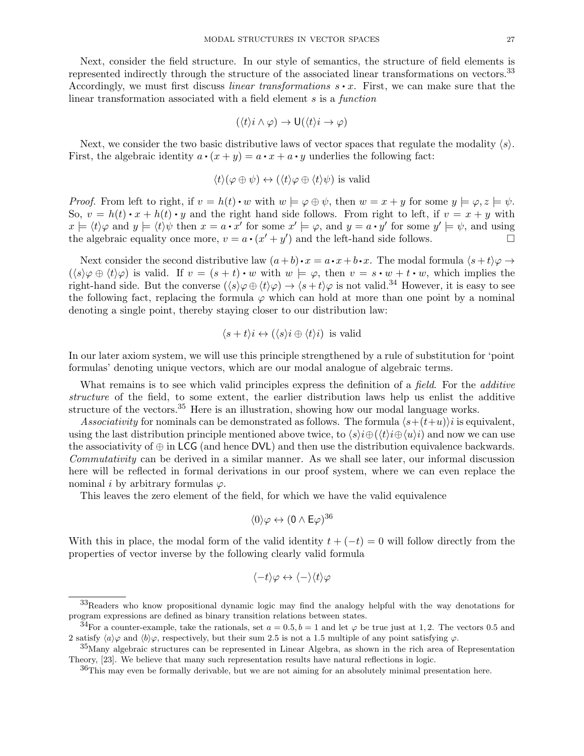Next, consider the field structure. In our style of semantics, the structure of field elements is represented indirectly through the structure of the associated linear transformations on vectors.[33] Accordingly, we must first discuss *linear transformations* $s \bullet x$. First, we can make sure that the linear transformation associated with a field element $s$ is a *function*

$$(\langle t \rangle i \wedge \varphi) \rightarrow \mathsf{U}(\langle t \rangle i \rightarrow \varphi)$$

Next, we consider the two basic distributive laws of vector spaces that regulate the modality $\langle s \rangle$. First, the algebraic identity $a \bullet (x + y) = a \bullet x + a \bullet y$ underlies the following fact:

$$\langle t \rangle (\varphi \oplus \psi) \leftrightarrow (\langle t \rangle \varphi \oplus \langle t \rangle \psi) \text{ is valid}$$

*Proof.* From left to right, if $v = h(t) \bullet w$ with $w \models \varphi \oplus \psi$, then $w = x + y$ for some $y \models \varphi, z \models \psi$. So, $v = h(t) \bullet x + h(t) \bullet y$ and the right hand side follows. From right to left, if $v = x + y$ with $x \models \langle t \rangle \varphi$ and $y \models \langle t \rangle \psi$ then $x = a \bullet x'$ for some $x' \models \varphi$, and $y = a \bullet y'$ for some $y' \models \psi$, and using the algebraic equality once more, $v = a \bullet (x' + y')$ and the left-hand side follows. □

Next consider the second distributive law $(a+b) \bullet x = a \bullet x + b \bullet x$. The modal formula $\langle s + t \rangle \varphi \rightarrow (\langle s \rangle \varphi \oplus \langle t \rangle \varphi)$ is valid. If $v = (s + t) \bullet w$ with $w \models \varphi$, then $v = s \bullet w + t \bullet w$, which implies the right-hand side. But the converse $(\langle s \rangle \varphi \oplus \langle t \rangle \varphi) \rightarrow \langle s + t \rangle \varphi$ is not valid.[34] However, it is easy to see the following fact, replacing the formula $\varphi$ which can hold at more than one point by a nominal denoting a single point, thereby staying closer to our distribution law:

$$\langle s + t \rangle i \leftrightarrow (\langle s \rangle i \oplus \langle t \rangle i) \text{ is valid}$$

In our later axiom system, we will use this principle strengthened by a rule of substitution for 'point formulas' denoting unique vectors, which are our modal analogue of algebraic terms.

What remains is to see which valid principles express the definition of a *field*. For the *additive structure* of the field, to some extent, the earlier distribution laws help us enlist the additive structure of the vectors.[35] Here is an illustration, showing how our modal language works.

*Associativity* for nominals can be demonstrated as follows. The formula $\langle s+(t+u) \rangle i$ is equivalent, using the last distribution principle mentioned above twice, to $\langle s \rangle i \oplus (\langle t \rangle i \oplus \langle u \rangle i)$ and now we can use the associativity of $\oplus$ in $\mathsf{LCG}$ (and hence $\mathsf{DVL}$) and then use the distribution equivalence backwards. *Commutativity* can be derived in a similar manner. As we shall see later, our informal discussion here will be reflected in formal derivations in our proof system, where we can even replace the nominal $i$ by arbitrary formulas $\varphi$.

This leaves the zero element of the field, for which we have the valid equivalence

$$\langle 0 \rangle \varphi \leftrightarrow (\mathsf{0} \wedge \mathsf{E}\varphi)^{36}$$

With this in place, the modal form of the valid identity $t + (-t) = 0$ will follow directly from the properties of vector inverse by the following clearly valid formula

$$\langle -t \rangle \varphi \leftrightarrow \langle - \rangle \langle t \rangle \varphi$$

---

[33] Readers who know propositional dynamic logic may find the analogy helpful with the way denotations for program expressions are defined as binary transition relations between states.

[34] For a counter-example, take the rationals, set $a = 0.5, b = 1$ and let $\varphi$ be true just at $1, 2$. The vectors $0.5$ and $2$ satisfy $\langle a \rangle \varphi$ and $\langle b \rangle \varphi$, respectively, but their sum $2.5$ is not a $1.5$ multiple of any point satisfying $\varphi$.

[35] Many algebraic structures can be represented in Linear Algebra, as shown in the rich area of Representation Theory, [23]. We believe that many such representation results have natural reflections in logic.

[36] This may even be formally derivable, but we are not aiming for an absolutely minimal presentation here.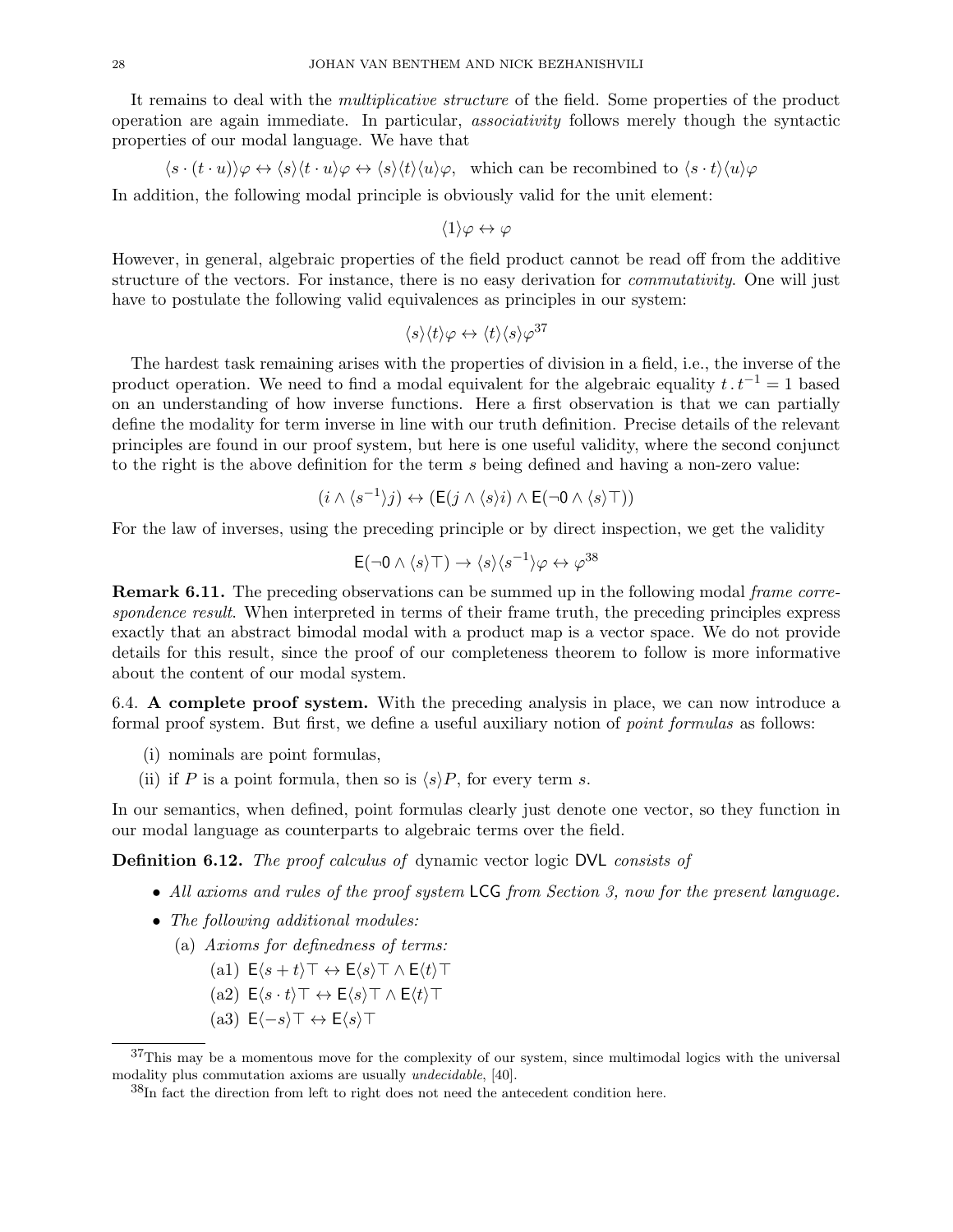It remains to deal with the *multiplicative structure* of the field. Some properties of the product operation are again immediate. In particular, *associativity* follows merely though the syntactic properties of our modal language. We have that

$$\langle s \cdot (t \cdot u)\rangle\varphi \leftrightarrow \langle s\rangle\langle t \cdot u\rangle\varphi \leftrightarrow \langle s\rangle\langle t\rangle\langle u\rangle\varphi, \text{ which can be recombined to } \langle s \cdot t\rangle\langle u\rangle\varphi$$

In addition, the following modal principle is obviously valid for the unit element:

$$\langle 1\rangle\varphi \leftrightarrow \varphi$$

However, in general, algebraic properties of the field product cannot be read off from the additive structure of the vectors. For instance, there is no easy derivation for *commutativity*. One will just have to postulate the following valid equivalences as principles in our system:

$$\langle s\rangle\langle t\rangle\varphi \leftrightarrow \langle t\rangle\langle s\rangle\varphi$$ [37]

The hardest task remaining arises with the properties of division in a field, i.e., the inverse of the product operation. We need to find a modal equivalent for the algebraic equality $t \,.\, t^{-1} = 1$ based on an understanding of how inverse functions. Here a first observation is that we can partially define the modality for term inverse in line with our truth definition. Precise details of the relevant principles are found in our proof system, but here is one useful validity, where the second conjunct to the right is the above definition for the term $s$ being defined and having a non-zero value:

$$(i \wedge \langle s^{-1}\rangle j) \leftrightarrow (\mathsf{E}(j \wedge \langle s\rangle i) \wedge \mathsf{E}(\neg \mathsf{0} \wedge \langle s\rangle\top))$$

For the law of inverses, using the preceding principle or by direct inspection, we get the validity

$$\mathsf{E}(\neg \mathsf{0} \wedge \langle s\rangle\top) \rightarrow \langle s\rangle\langle s^{-1}\rangle\varphi \leftrightarrow \varphi$$ [38]

**Remark 6.11.** The preceding observations can be summed up in the following modal *frame correspondence result*. When interpreted in terms of their frame truth, the preceding principles express exactly that an abstract bimodal modal with a product map is a vector space. We do not provide details for this result, since the proof of our completeness theorem to follow is more informative about the content of our modal system.

## 6.4. A complete proof system.

With the preceding analysis in place, we can now introduce a formal proof system. But first, we define a useful auxiliary notion of *point formulas* as follows:

(i) nominals are point formulas,
(ii) if $P$ is a point formula, then so is $\langle s\rangle P$, for every term $s$.

In our semantics, when defined, point formulas clearly just denote one vector, so they function in our modal language as counterparts to algebraic terms over the field.

**Definition 6.12.** *The proof calculus of* dynamic vector logic DVL *consists of*

- *All axioms and rules of the proof system* LCG *from Section 3, now for the present language.*
- *The following additional modules:*
  - (a) *Axioms for definedness of terms:*
    - (a1) $\mathsf{E}\langle s + t\rangle\top \leftrightarrow \mathsf{E}\langle s\rangle\top \wedge \mathsf{E}\langle t\rangle\top$
    - (a2) $\mathsf{E}\langle s \cdot t\rangle\top \leftrightarrow \mathsf{E}\langle s\rangle\top \wedge \mathsf{E}\langle t\rangle\top$
    - (a3) $\mathsf{E}\langle -s\rangle\top \leftrightarrow \mathsf{E}\langle s\rangle\top$

[37] This may be a momentous move for the complexity of our system, since multimodal logics with the universal modality plus commutation axioms are usually *undecidable*, [40].

[38] In fact the direction from left to right does not need the antecedent condition here.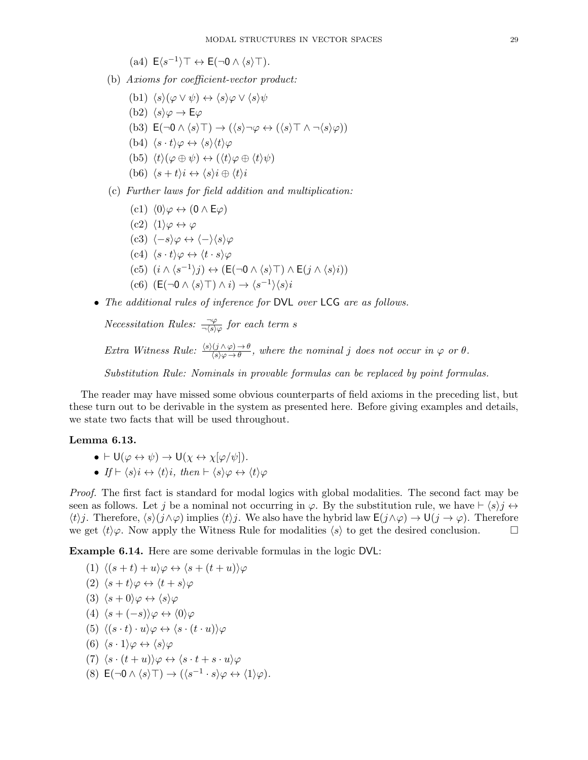(a4) $\mathsf{E}\langle s^{-1}\rangle\top \leftrightarrow \mathsf{E}(\neg\mathsf{0} \wedge \langle s\rangle\top)$.

(b) *Axioms for coefficient-vector product:*

(b1) $\langle s\rangle(\varphi \vee \psi) \leftrightarrow \langle s\rangle\varphi \vee \langle s\rangle\psi$

(b2) $\langle s\rangle\varphi \to \mathsf{E}\varphi$

(b3) $\mathsf{E}(\neg\mathsf{0} \wedge \langle s\rangle\top) \to (\langle s\rangle\neg\varphi \leftrightarrow (\langle s\rangle\top \wedge \neg\langle s\rangle\varphi))$

(b4) $\langle s \cdot t\rangle\varphi \leftrightarrow \langle s\rangle\langle t\rangle\varphi$

(b5) $\langle t\rangle(\varphi \oplus \psi) \leftrightarrow (\langle t\rangle\varphi \oplus \langle t\rangle\psi)$

(b6) $\langle s + t\rangle i \leftrightarrow \langle s\rangle i \oplus \langle t\rangle i$

(c) *Further laws for field addition and multiplication:*

(c1) $\langle 0\rangle\varphi \leftrightarrow (\mathsf{0} \wedge \mathsf{E}\varphi)$

(c2) $\langle 1\rangle\varphi \leftrightarrow \varphi$

(c3) $\langle -s\rangle\varphi \leftrightarrow \langle -\rangle\langle s\rangle\varphi$

(c4) $\langle s \cdot t\rangle\varphi \leftrightarrow \langle t \cdot s\rangle\varphi$

(c5) $(i \wedge \langle s^{-1}\rangle j) \leftrightarrow (\mathsf{E}(\neg\mathsf{0} \wedge \langle s\rangle\top) \wedge \mathsf{E}(j \wedge \langle s\rangle i))$

(c6) $(\mathsf{E}(\neg\mathsf{0} \wedge \langle s\rangle\top) \wedge i) \to \langle s^{-1}\rangle\langle s\rangle i$

- *The additional rules of inference for* DVL *over* LCG *are as follows.*

  *Necessitation Rules:* $\frac{\neg\varphi}{\neg\langle s\rangle\varphi}$ *for each term* $s$

  *Extra Witness Rule:* $\frac{\langle s\rangle(j \wedge \varphi) \to \theta}{\langle s\rangle\varphi \to \theta}$*, where the nominal* $j$ *does not occur in* $\varphi$ *or* $\theta$*.*

  *Substitution Rule: Nominals in provable formulas can be replaced by point formulas.*

The reader may have missed some obvious counterparts of field axioms in the preceding list, but these turn out to be derivable in the system as presented here. Before giving examples and details, we state two facts that will be used throughout.

**Lemma 6.13.**

- $\vdash \mathsf{U}(\varphi \leftrightarrow \psi) \to \mathsf{U}(\chi \leftrightarrow \chi[\varphi/\psi])$.
- *If* $\vdash \langle s\rangle i \leftrightarrow \langle t\rangle i$*, then* $\vdash \langle s\rangle\varphi \leftrightarrow \langle t\rangle\varphi$

*Proof.* The first fact is standard for modal logics with global modalities. The second fact may be seen as follows. Let $j$ be a nominal not occurring in $\varphi$. By the substitution rule, we have $\vdash \langle s\rangle j \leftrightarrow \langle t\rangle j$. Therefore, $\langle s\rangle(j \wedge \varphi)$ implies $\langle t\rangle j$. We also have the hybrid law $\mathsf{E}(j \wedge \varphi) \to \mathsf{U}(j \to \varphi)$. Therefore we get $\langle t\rangle\varphi$. Now apply the Witness Rule for modalities $\langle s\rangle$ to get the desired conclusion. $\square$

**Example 6.14.** Here are some derivable formulas in the logic DVL:

(1) $\langle (s + t) + u\rangle\varphi \leftrightarrow \langle s + (t + u)\rangle\varphi$

(2) $\langle s + t\rangle\varphi \leftrightarrow \langle t + s\rangle\varphi$

(3) $\langle s + 0\rangle\varphi \leftrightarrow \langle s\rangle\varphi$

(4) $\langle s + (-s)\rangle\varphi \leftrightarrow \langle 0\rangle\varphi$

(5) $\langle (s \cdot t) \cdot u\rangle\varphi \leftrightarrow \langle s \cdot (t \cdot u)\rangle\varphi$

(6) $\langle s \cdot 1\rangle\varphi \leftrightarrow \langle s\rangle\varphi$

(7) $\langle s \cdot (t + u)\rangle\varphi \leftrightarrow \langle s \cdot t + s \cdot u\rangle\varphi$

(8) $\mathsf{E}(\neg\mathsf{0} \wedge \langle s\rangle\top) \to (\langle s^{-1} \cdot s\rangle\varphi \leftrightarrow \langle 1\rangle\varphi)$.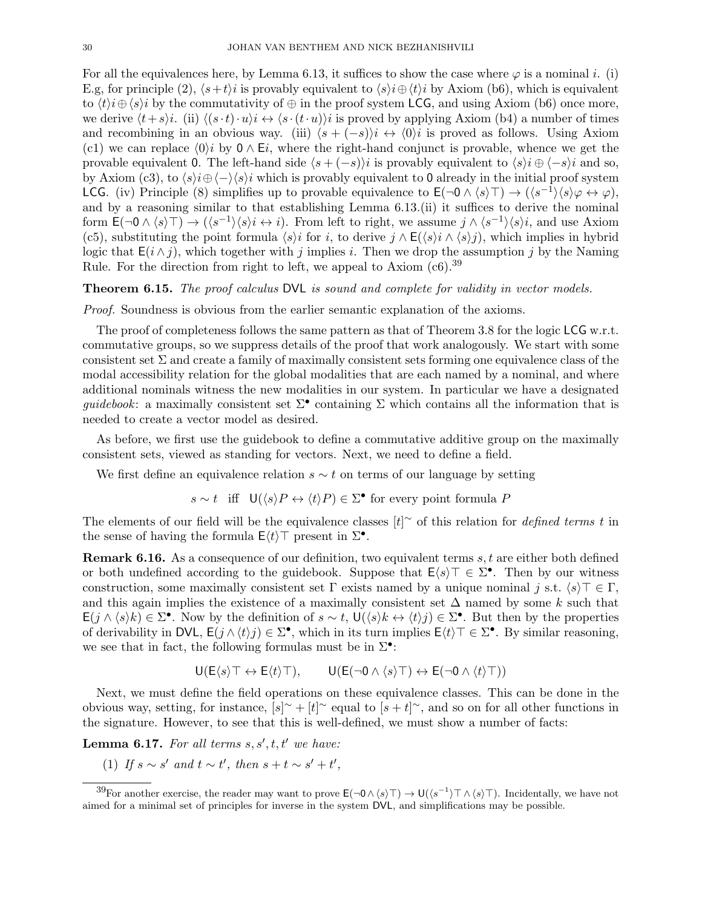For all the equivalences here, by Lemma 6.13, it suffices to show the case where $\varphi$ is a nominal $i$. (i) E.g, for principle (2), $\langle s+t\rangle i$ is provably equivalent to $\langle s\rangle i \oplus \langle t\rangle i$ by Axiom (b6), which is equivalent to $\langle t\rangle i \oplus \langle s\rangle i$ by the commutativity of $\oplus$ in the proof system $\mathsf{LCG}$, and using Axiom (b6) once more, we derive $\langle t+s\rangle i$. (ii) $\langle (s\cdot t)\cdot u\rangle i \leftrightarrow \langle s\cdot (t\cdot u)\rangle i$ is proved by applying Axiom (b4) a number of times and recombining in an obvious way. (iii) $\langle s+(-s)\rangle i \leftrightarrow \langle 0\rangle i$ is proved as follows. Using Axiom (c1) we can replace $\langle 0\rangle i$ by $\mathsf{0} \wedge \mathsf{E}i$, where the right-hand conjunct is provable, whence we get the provable equivalent $\mathsf{0}$. The left-hand side $\langle s+(-s)\rangle i$ is provably equivalent to $\langle s\rangle i \oplus \langle -s\rangle i$ and so, by Axiom (c3), to $\langle s\rangle i \oplus \langle -\rangle\langle s\rangle i$ which is provably equivalent to $\mathsf{0}$ already in the initial proof system $\mathsf{LCG}$. (iv) Principle (8) simplifies up to provable equivalence to $\mathsf{E}(\neg \mathsf{0} \wedge \langle s\rangle\top) \to (\langle s^{-1}\rangle\langle s\rangle\varphi \leftrightarrow \varphi)$, and by a reasoning similar to that establishing Lemma 6.13.(ii) it suffices to derive the nominal form $\mathsf{E}(\neg \mathsf{0} \wedge \langle s\rangle\top) \to (\langle s^{-1}\rangle\langle s\rangle i \leftrightarrow i)$. From left to right, we assume $j \wedge \langle s^{-1}\rangle\langle s\rangle i$, and use Axiom (c5), substituting the point formula $\langle s\rangle i$ for $i$, to derive $j \wedge \mathsf{E}(\langle s\rangle i \wedge \langle s\rangle j)$, which implies in hybrid logic that $\mathsf{E}(i \wedge j)$, which together with $j$ implies $i$. Then we drop the assumption $j$ by the Naming Rule. For the direction from right to left, we appeal to Axiom (c6).[39]

**Theorem 6.15.** *The proof calculus* $\mathsf{DVL}$ *is sound and complete for validity in vector models.*

*Proof.* Soundness is obvious from the earlier semantic explanation of the axioms.

The proof of completeness follows the same pattern as that of Theorem 3.8 for the logic $\mathsf{LCG}$ w.r.t. commutative groups, so we suppress details of the proof that work analogously. We start with some consistent set $\Sigma$ and create a family of maximally consistent sets forming one equivalence class of the modal accessibility relation for the global modalities that are each named by a nominal, and where additional nominals witness the new modalities in our system. In particular we have a designated *guidebook*: a maximally consistent set $\Sigma^\bullet$ containing $\Sigma$ which contains all the information that is needed to create a vector model as desired.

As before, we first use the guidebook to define a commutative additive group on the maximally consistent sets, viewed as standing for vectors. Next, we need to define a field.

We first define an equivalence relation $s \sim t$ on terms of our language by setting

$$s \sim t \quad \text{iff} \quad \mathsf{U}(\langle s\rangle P \leftrightarrow \langle t\rangle P) \in \Sigma^\bullet \text{ for every point formula } P$$

The elements of our field will be the equivalence classes $[t]^\sim$ of this relation for *defined terms* $t$ in the sense of having the formula $\mathsf{E}\langle t\rangle\top$ present in $\Sigma^\bullet$.

**Remark 6.16.** As a consequence of our definition, two equivalent terms $s, t$ are either both defined or both undefined according to the guidebook. Suppose that $\mathsf{E}\langle s\rangle\top \in \Sigma^\bullet$. Then by our witness construction, some maximally consistent set $\Gamma$ exists named by a unique nominal $j$ s.t. $\langle s\rangle\top \in \Gamma$, and this again implies the existence of a maximally consistent set $\Delta$ named by some $k$ such that $\mathsf{E}(j \wedge \langle s\rangle k) \in \Sigma^\bullet$. Now by the definition of $s \sim t$, $\mathsf{U}(\langle s\rangle k \leftrightarrow \langle t\rangle j) \in \Sigma^\bullet$. But then by the properties of derivability in $\mathsf{DVL}$, $\mathsf{E}(j \wedge \langle t\rangle j) \in \Sigma^\bullet$, which in its turn implies $\mathsf{E}\langle t\rangle\top \in \Sigma^\bullet$. By similar reasoning, we see that in fact, the following formulas must be in $\Sigma^\bullet$:

$$\mathsf{U}(\mathsf{E}\langle s\rangle\top \leftrightarrow \mathsf{E}\langle t\rangle\top), \qquad \mathsf{U}(\mathsf{E}(\neg \mathsf{0} \wedge \langle s\rangle\top) \leftrightarrow \mathsf{E}(\neg \mathsf{0} \wedge \langle t\rangle\top))$$

Next, we must define the field operations on these equivalence classes. This can be done in the obvious way, setting, for instance, $[s]^\sim + [t]^\sim$ equal to $[s+t]^\sim$, and so on for all other functions in the signature. However, to see that this is well-defined, we must show a number of facts:

**Lemma 6.17.** *For all terms* $s, s', t, t'$ *we have:*

(1) *If* $s \sim s'$ *and* $t \sim t'$, *then* $s+t \sim s'+t'$,

[39] For another exercise, the reader may want to prove $\mathsf{E}(\neg \mathsf{0} \wedge \langle s\rangle\top) \to \mathsf{U}(\langle s^{-1}\rangle\top \wedge \langle s\rangle\top)$. Incidentally, we have not aimed for a minimal set of principles for inverse in the system $\mathsf{DVL}$, and simplifications may be possible.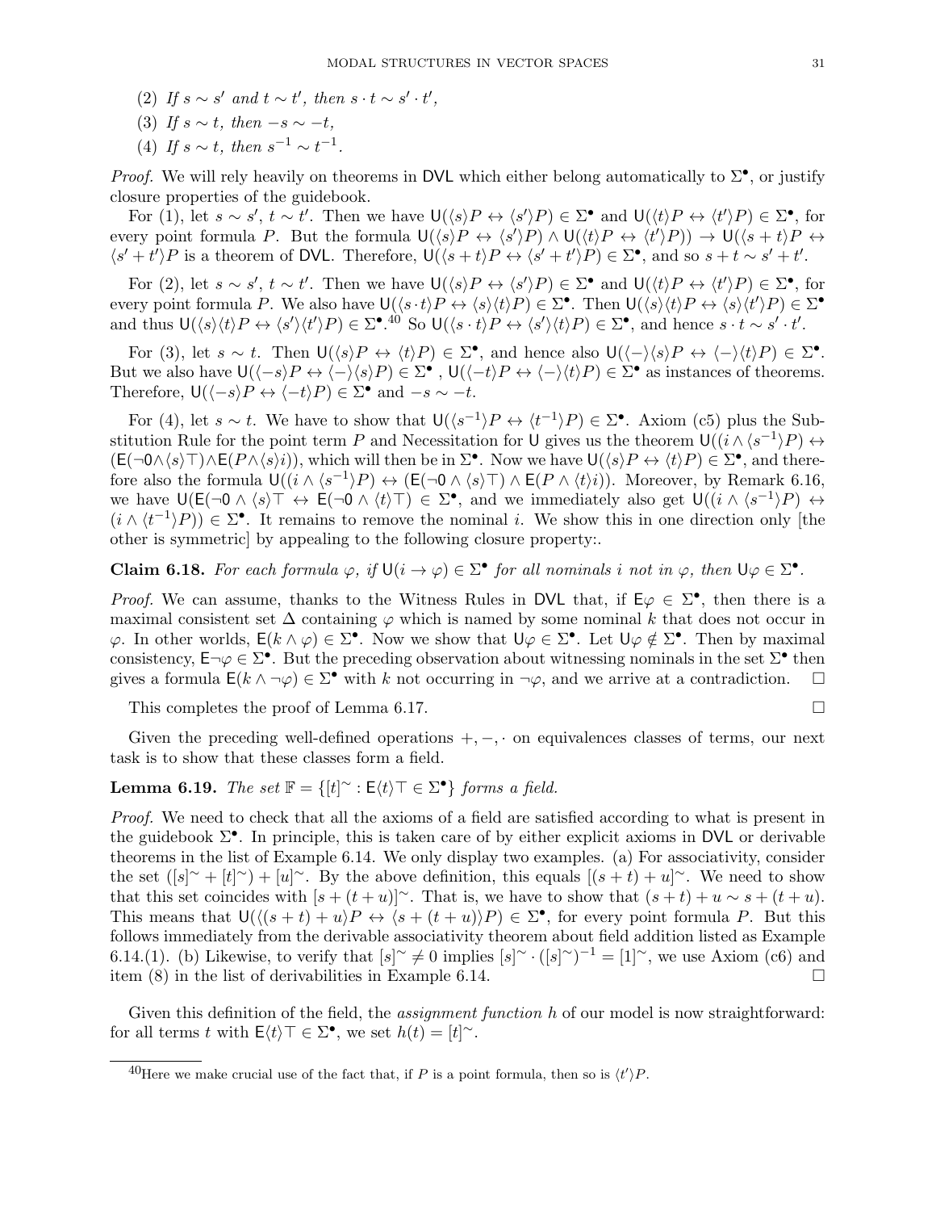(2) *If* $s \sim s'$ *and* $t \sim t'$, *then* $s \cdot t \sim s' \cdot t'$,

(3) *If* $s \sim t$, *then* $-s \sim -t$,

(4) *If* $s \sim t$, *then* $s^{-1} \sim t^{-1}$.

*Proof.* We will rely heavily on theorems in $\mathsf{DVL}$ which either belong automatically to $\Sigma^\bullet$, or justify closure properties of the guidebook.

For (1), let $s \sim s'$, $t \sim t'$. Then we have $\mathsf{U}(\langle s\rangle P \leftrightarrow \langle s'\rangle P) \in \Sigma^\bullet$ and $\mathsf{U}(\langle t\rangle P \leftrightarrow \langle t'\rangle P) \in \Sigma^\bullet$, for every point formula $P$. But the formula $\mathsf{U}(\langle s\rangle P \leftrightarrow \langle s'\rangle P) \wedge \mathsf{U}(\langle t\rangle P \leftrightarrow \langle t'\rangle P)) \rightarrow \mathsf{U}(\langle s+t\rangle P \leftrightarrow \langle s'+t'\rangle P$ is a theorem of $\mathsf{DVL}$. Therefore, $\mathsf{U}(\langle s+t\rangle P \leftrightarrow \langle s'+t'\rangle P) \in \Sigma^\bullet$, and so $s+t \sim s'+t'$.

For (2), let $s \sim s'$, $t \sim t'$. Then we have $\mathsf{U}(\langle s\rangle P \leftrightarrow \langle s'\rangle P) \in \Sigma^\bullet$ and $\mathsf{U}(\langle t\rangle P \leftrightarrow \langle t'\rangle P) \in \Sigma^\bullet$, for every point formula $P$. We also have $\mathsf{U}(\langle s \cdot t\rangle P \leftrightarrow \langle s\rangle\langle t\rangle P) \in \Sigma^\bullet$. Then $\mathsf{U}(\langle s\rangle\langle t\rangle P \leftrightarrow \langle s\rangle\langle t'\rangle P) \in \Sigma^\bullet$ and thus $\mathsf{U}(\langle s\rangle\langle t\rangle P \leftrightarrow \langle s'\rangle\langle t'\rangle P) \in \Sigma^\bullet$.[40] So $\mathsf{U}(\langle s \cdot t\rangle P \leftrightarrow \langle s'\rangle\langle t\rangle P) \in \Sigma^\bullet$, and hence $s \cdot t \sim s' \cdot t'$.

For (3), let $s \sim t$. Then $\mathsf{U}(\langle s\rangle P \leftrightarrow \langle t\rangle P) \in \Sigma^\bullet$, and hence also $\mathsf{U}(\langle -\rangle\langle s\rangle P \leftrightarrow \langle -\rangle\langle t\rangle P) \in \Sigma^\bullet$. But we also have $\mathsf{U}(\langle -s\rangle P \leftrightarrow \langle -\rangle\langle s\rangle P) \in \Sigma^\bullet$ , $\mathsf{U}(\langle -t\rangle P \leftrightarrow \langle -\rangle\langle t\rangle P) \in \Sigma^\bullet$ as instances of theorems. Therefore, $\mathsf{U}(\langle -s\rangle P \leftrightarrow \langle -t\rangle P) \in \Sigma^\bullet$ and $-s \sim -t$.

For (4), let $s \sim t$. We have to show that $\mathsf{U}(\langle s^{-1}\rangle P \leftrightarrow \langle t^{-1}\rangle P) \in \Sigma^\bullet$. Axiom (c5) plus the Substitution Rule for the point term $P$ and Necessitation for $\mathsf{U}$ gives us the theorem $\mathsf{U}((i \wedge \langle s^{-1}\rangle P) \leftrightarrow (\mathsf{E}(\neg 0 \wedge \langle s\rangle \top) \wedge \mathsf{E}(P \wedge \langle s\rangle i))$, which will then be in $\Sigma^\bullet$. Now we have $\mathsf{U}(\langle s\rangle P \leftrightarrow \langle t\rangle P) \in \Sigma^\bullet$, and therefore also the formula $\mathsf{U}((i \wedge \langle s^{-1}\rangle P) \leftrightarrow (\mathsf{E}(\neg 0 \wedge \langle s\rangle \top) \wedge \mathsf{E}(P \wedge \langle t\rangle i))$. Moreover, by Remark 6.16, we have $\mathsf{U}(\mathsf{E}(\neg 0 \wedge \langle s\rangle \top \leftrightarrow \mathsf{E}(\neg 0 \wedge \langle t\rangle \top) \in \Sigma^\bullet$, and we immediately also get $\mathsf{U}((i \wedge \langle s^{-1}\rangle P) \leftrightarrow (i \wedge \langle t^{-1}\rangle P)) \in \Sigma^\bullet$. It remains to remove the nominal $i$. We show this in one direction only [the other is symmetric] by appealing to the following closure property:.

**Claim 6.18.** *For each formula* $\varphi$, *if* $\mathsf{U}(i \rightarrow \varphi) \in \Sigma^\bullet$ *for all nominals* $i$ *not in* $\varphi$, *then* $\mathsf{U}\varphi \in \Sigma^\bullet$.

*Proof.* We can assume, thanks to the Witness Rules in $\mathsf{DVL}$ that, if $\mathsf{E}\varphi \in \Sigma^\bullet$, then there is a maximal consistent set $\Delta$ containing $\varphi$ which is named by some nominal $k$ that does not occur in $\varphi$. In other worlds, $\mathsf{E}(k \wedge \varphi) \in \Sigma^\bullet$. Now we show that $\mathsf{U}\varphi \in \Sigma^\bullet$. Let $\mathsf{U}\varphi \notin \Sigma^\bullet$. Then by maximal consistency, $\mathsf{E}\neg\varphi \in \Sigma^\bullet$. But the preceding observation about witnessing nominals in the set $\Sigma^\bullet$ then gives a formula $\mathsf{E}(k \wedge \neg\varphi) \in \Sigma^\bullet$ with $k$ not occurring in $\neg\varphi$, and we arrive at a contradiction. □

This completes the proof of Lemma 6.17. □

Given the preceding well-defined operations $+, -, \cdot$ on equivalences classes of terms, our next task is to show that these classes form a field.

**Lemma 6.19.** *The set* $\mathbb{F} = \{[t]^\sim : \mathsf{E}\langle t\rangle \top \in \Sigma^\bullet\}$ *forms a field.*

*Proof.* We need to check that all the axioms of a field are satisfied according to what is present in the guidebook $\Sigma^\bullet$. In principle, this is taken care of by either explicit axioms in $\mathsf{DVL}$ or derivable theorems in the list of Example 6.14. We only display two examples. (a) For associativity, consider the set $([s]^\sim + [t]^\sim) + [u]^\sim$. By the above definition, this equals $[(s+t)+u]^\sim$. We need to show that this set coincides with $[s+(t+u)]^\sim$. That is, we have to show that $(s+t)+u \sim s+(t+u)$. This means that $\mathsf{U}(\langle (s+t)+u\rangle P \leftrightarrow \langle s+(t+u)\rangle P) \in \Sigma^\bullet$, for every point formula $P$. But this follows immediately from the derivable associativity theorem about field addition listed as Example 6.14.(1). (b) Likewise, to verify that $[s]^\sim \neq 0$ implies $[s]^\sim \cdot ([s]^\sim)^{-1} = [1]^\sim$, we use Axiom (c6) and item (8) in the list of derivabilities in Example 6.14. □

Given this definition of the field, the *assignment function* $h$ of our model is now straightforward: for all terms $t$ with $\mathsf{E}\langle t\rangle \top \in \Sigma^\bullet$, we set $h(t) = [t]^\sim$.

---

[40] Here we make crucial use of the fact that, if $P$ is a point formula, then so is $\langle t'\rangle P$.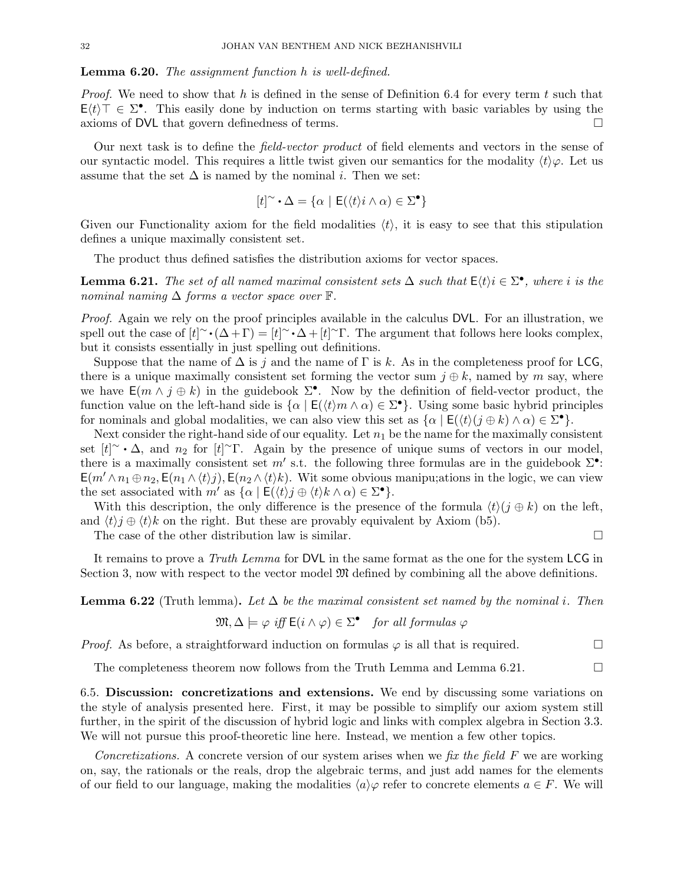**Lemma 6.20.** *The assignment function h is well-defined.*

*Proof.* We need to show that $h$ is defined in the sense of Definition 6.4 for every term $t$ such that $\mathsf{E}\langle t\rangle\top \in \Sigma^\bullet$. This easily done by induction on terms starting with basic variables by using the axioms of DVL that govern definedness of terms. $\square$

Our next task is to define the *field-vector product* of field elements and vectors in the sense of our syntactic model. This requires a little twist given our semantics for the modality $\langle t\rangle\varphi$. Let us assume that the set $\Delta$ is named by the nominal $i$. Then we set:

$$[t]^{\sim} \boldsymbol{\cdot} \Delta = \{\alpha \mid \mathsf{E}(\langle t\rangle i \wedge \alpha) \in \Sigma^\bullet\}$$

Given our Functionality axiom for the field modalities $\langle t\rangle$, it is easy to see that this stipulation defines a unique maximally consistent set.

The product thus defined satisfies the distribution axioms for vector spaces.

**Lemma 6.21.** *The set of all named maximal consistent sets $\Delta$ such that $\mathsf{E}\langle t\rangle i \in \Sigma^\bullet$, where $i$ is the nominal naming $\Delta$ forms a vector space over $\mathbb{F}$.*

*Proof.* Again we rely on the proof principles available in the calculus DVL. For an illustration, we spell out the case of $[t]^{\sim}\boldsymbol{\cdot}(\Delta+\Gamma) = [t]^{\sim}\boldsymbol{\cdot}\Delta + [t]^{\sim}\Gamma$. The argument that follows here looks complex, but it consists essentially in just spelling out definitions.

Suppose that the name of $\Delta$ is $j$ and the name of $\Gamma$ is $k$. As in the completeness proof for LCG, there is a unique maximally consistent set forming the vector sum $j \oplus k$, named by $m$ say, where we have $\mathsf{E}(m \wedge j \oplus k)$ in the guidebook $\Sigma^\bullet$. Now by the definition of field-vector product, the function value on the left-hand side is $\{\alpha \mid \mathsf{E}(\langle t\rangle m \wedge \alpha) \in \Sigma^\bullet\}$. Using some basic hybrid principles for nominals and global modalities, we can also view this set as $\{\alpha \mid \mathsf{E}(\langle t\rangle(j \oplus k) \wedge \alpha) \in \Sigma^\bullet\}$.

Next consider the right-hand side of our equality. Let $n_1$ be the name for the maximally consistent set $[t]^{\sim} \boldsymbol{\cdot} \Delta$, and $n_2$ for $[t]^{\sim}\Gamma$. Again by the presence of unique sums of vectors in our model, there is a maximally consistent set $m'$ s.t. the following three formulas are in the guidebook $\Sigma^\bullet$: $\mathsf{E}(m' \wedge n_1 \oplus n_2, \mathsf{E}(n_1 \wedge \langle t\rangle j), \mathsf{E}(n_2 \wedge \langle t\rangle k)$. Wit some obvious manipu;ations in the logic, we can view the set associated with $m'$ as $\{\alpha \mid \mathsf{E}(\langle t\rangle j \oplus \langle t\rangle k \wedge \alpha) \in \Sigma^\bullet\}$.

With this description, the only difference is the presence of the formula $\langle t\rangle(j \oplus k)$ on the left, and $\langle t\rangle j \oplus \langle t\rangle k$ on the right. But these are provably equivalent by Axiom (b5).

The case of the other distribution law is similar. $\square$

It remains to prove a *Truth Lemma* for DVL in the same format as the one for the system LCG in Section 3, now with respect to the vector model $\mathfrak{M}$ defined by combining all the above definitions.

**Lemma 6.22** (Truth lemma)**.** *Let $\Delta$ be the maximal consistent set named by the nominal $i$. Then*

$$\mathfrak{M}, \Delta \models \varphi \text{ iff } \mathsf{E}(i \wedge \varphi) \in \Sigma^\bullet \quad \text{for all formulas } \varphi$$

*Proof.* As before, a straightforward induction on formulas $\varphi$ is all that is required. $\square$

The completeness theorem now follows from the Truth Lemma and Lemma 6.21. $\square$

6.5. **Discussion: concretizations and extensions.** We end by discussing some variations on the style of analysis presented here. First, it may be possible to simplify our axiom system still further, in the spirit of the discussion of hybrid logic and links with complex algebra in Section 3.3. We will not pursue this proof-theoretic line here. Instead, we mention a few other topics.

*Concretizations.* A concrete version of our system arises when we *fix the field $F$* we are working on, say, the rationals or the reals, drop the algebraic terms, and just add names for the elements of our field to our language, making the modalities $\langle a\rangle\varphi$ refer to concrete elements $a \in F$. We will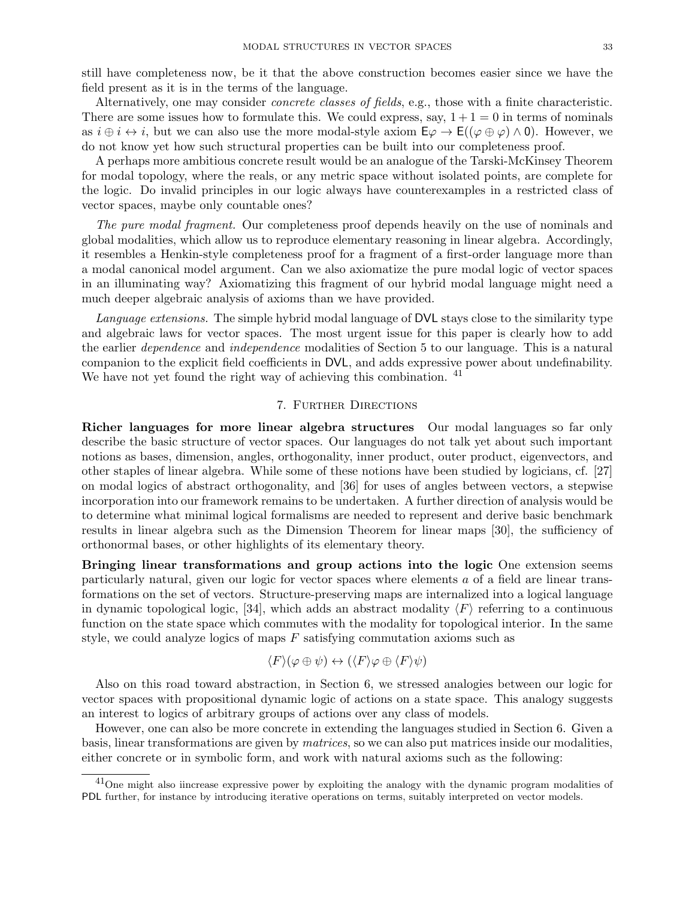still have completeness now, be it that the above construction becomes easier since we have the field present as it is in the terms of the language.

Alternatively, one may consider *concrete classes of fields*, e.g., those with a finite characteristic. There are some issues how to formulate this. We could express, say, $1+1=0$ in terms of nominals as $i \oplus i \leftrightarrow i$, but we can also use the more modal-style axiom $\mathsf{E}\varphi \rightarrow \mathsf{E}((\varphi \oplus \varphi) \wedge \mathsf{0})$. However, we do not know yet how such structural properties can be built into our completeness proof.

A perhaps more ambitious concrete result would be an analogue of the Tarski-McKinsey Theorem for modal topology, where the reals, or any metric space without isolated points, are complete for the logic. Do invalid principles in our logic always have counterexamples in a restricted class of vector spaces, maybe only countable ones?

*The pure modal fragment.* Our completeness proof depends heavily on the use of nominals and global modalities, which allow us to reproduce elementary reasoning in linear algebra. Accordingly, it resembles a Henkin-style completeness proof for a fragment of a first-order language more than a modal canonical model argument. Can we also axiomatize the pure modal logic of vector spaces in an illuminating way? Axiomatizing this fragment of our hybrid modal language might need a much deeper algebraic analysis of axioms than we have provided.

*Language extensions.* The simple hybrid modal language of DVL stays close to the similarity type and algebraic laws for vector spaces. The most urgent issue for this paper is clearly how to add the earlier *dependence* and *independence* modalities of Section 5 to our language. This is a natural companion to the explicit field coefficients in DVL, and adds expressive power about undefinability. We have not yet found the right way of achieving this combination. [41]

## 7. Further Directions

**Richer languages for more linear algebra structures** Our modal languages so far only describe the basic structure of vector spaces. Our languages do not talk yet about such important notions as bases, dimension, angles, orthogonality, inner product, outer product, eigenvectors, and other staples of linear algebra. While some of these notions have been studied by logicians, cf. [27] on modal logics of abstract orthogonality, and [36] for uses of angles between vectors, a stepwise incorporation into our framework remains to be undertaken. A further direction of analysis would be to determine what minimal logical formalisms are needed to represent and derive basic benchmark results in linear algebra such as the Dimension Theorem for linear maps [30], the sufficiency of orthonormal bases, or other highlights of its elementary theory.

**Bringing linear transformations and group actions into the logic** One extension seems particularly natural, given our logic for vector spaces where elements $a$ of a field are linear transformations on the set of vectors. Structure-preserving maps are internalized into a logical language in dynamic topological logic, [34], which adds an abstract modality $\langle F \rangle$ referring to a continuous function on the state space which commutes with the modality for topological interior. In the same style, we could analyze logics of maps $F$ satisfying commutation axioms such as

$$\langle F \rangle(\varphi \oplus \psi) \leftrightarrow (\langle F \rangle \varphi \oplus \langle F \rangle \psi)$$

Also on this road toward abstraction, in Section 6, we stressed analogies between our logic for vector spaces with propositional dynamic logic of actions on a state space. This analogy suggests an interest to logics of arbitrary groups of actions over any class of models.

However, one can also be more concrete in extending the languages studied in Section 6. Given a basis, linear transformations are given by *matrices*, so we can also put matrices inside our modalities, either concrete or in symbolic form, and work with natural axioms such as the following:

[41] One might also iincrease expressive power by exploiting the analogy with the dynamic program modalities of PDL further, for instance by introducing iterative operations on terms, suitably interpreted on vector models.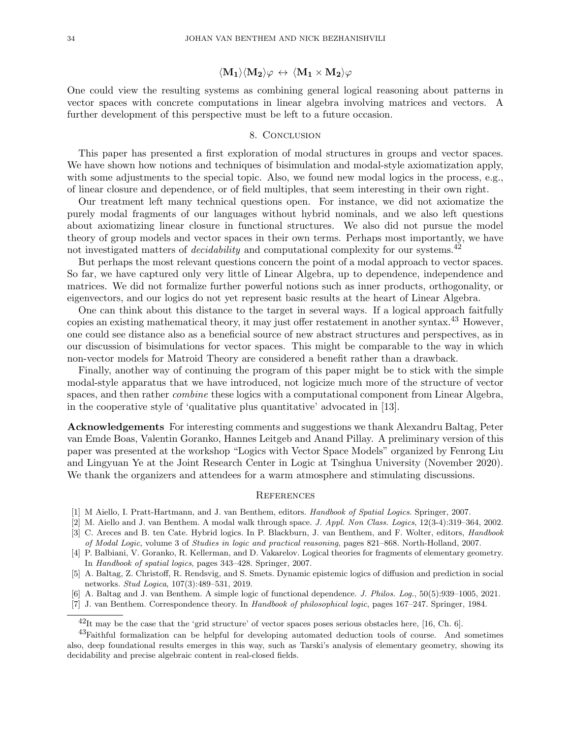$$\langle \mathbf{M_1} \rangle \langle \mathbf{M_2} \rangle \varphi \leftrightarrow \langle \mathbf{M_1} \times \mathbf{M_2} \rangle \varphi$$

One could view the resulting systems as combining general logical reasoning about patterns in vector spaces with concrete computations in linear algebra involving matrices and vectors. A further development of this perspective must be left to a future occasion.

## 8. Conclusion

This paper has presented a first exploration of modal structures in groups and vector spaces. We have shown how notions and techniques of bisimulation and modal-style axiomatization apply, with some adjustments to the special topic. Also, we found new modal logics in the process, e.g., of linear closure and dependence, or of field multiples, that seem interesting in their own right.

Our treatment left many technical questions open. For instance, we did not axiomatize the purely modal fragments of our languages without hybrid nominals, and we also left questions about axiomatizing linear closure in functional structures. We also did not pursue the model theory of group models and vector spaces in their own terms. Perhaps most importantly, we have not investigated matters of *decidability* and computational complexity for our systems.[42]

But perhaps the most relevant questions concern the point of a modal approach to vector spaces. So far, we have captured only very little of Linear Algebra, up to dependence, independence and matrices. We did not formalize further powerful notions such as inner products, orthogonality, or eigenvectors, and our logics do not yet represent basic results at the heart of Linear Algebra.

One can think about this distance to the target in several ways. If a logical approach faitfully copies an existing mathematical theory, it may just offer restatement in another syntax.[43] However, one could see distance also as a beneficial source of new abstract structures and perspectives, as in our discussion of bisimulations for vector spaces. This might be comparable to the way in which non-vector models for Matroid Theory are considered a benefit rather than a drawback.

Finally, another way of continuing the program of this paper might be to stick with the simple modal-style apparatus that we have introduced, not logicize much more of the structure of vector spaces, and then rather *combine* these logics with a computational component from Linear Algebra, in the cooperative style of 'qualitative plus quantitative' advocated in [13].

**Acknowledgements** For interesting comments and suggestions we thank Alexandru Baltag, Peter van Emde Boas, Valentin Goranko, Hannes Leitgeb and Anand Pillay. A preliminary version of this paper was presented at the workshop "Logics with Vector Space Models" organized by Fenrong Liu and Lingyuan Ye at the Joint Research Center in Logic at Tsinghua University (November 2020). We thank the organizers and attendees for a warm atmosphere and stimulating discussions.

## References

[1] M Aiello, I. Pratt-Hartmann, and J. van Benthem, editors. *Handbook of Spatial Logics*. Springer, 2007.

[2] M. Aiello and J. van Benthem. A modal walk through space. *J. Appl. Non Class. Logics*, 12(3-4):319–364, 2002.

[3] C. Areces and B. ten Cate. Hybrid logics. In P. Blackburn, J. van Benthem, and F. Wolter, editors, *Handbook of Modal Logic*, volume 3 of *Studies in logic and practical reasoning*, pages 821–868. North-Holland, 2007.

[4] P. Balbiani, V. Goranko, R. Kellerman, and D. Vakarelov. Logical theories for fragments of elementary geometry. In *Handbook of spatial logics*, pages 343–428. Springer, 2007.

[5] A. Baltag, Z. Christoff, R. Rendsvig, and S. Smets. Dynamic epistemic logics of diffusion and prediction in social networks. *Stud Logica*, 107(3):489–531, 2019.

[6] A. Baltag and J. van Benthem. A simple logic of functional dependence. *J. Philos. Log.*, 50(5):939–1005, 2021.

[7] J. van Benthem. Correspondence theory. In *Handbook of philosophical logic*, pages 167–247. Springer, 1984.

[42] It may be the case that the 'grid structure' of vector spaces poses serious obstacles here, [16, Ch. 6].

[43] Faithful formalization can be helpful for developing automated deduction tools of course. And sometimes also, deep foundational results emerges in this way, such as Tarski's analysis of elementary geometry, showing its decidability and precise algebraic content in real-closed fields.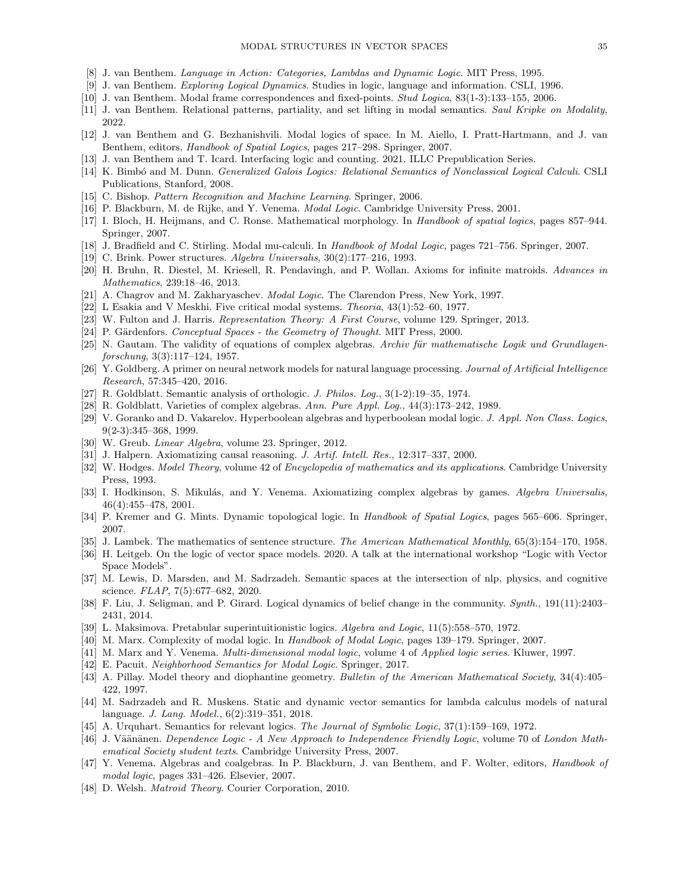[8] J. van Benthem. *Language in Action: Categories, Lambdas and Dynamic Logic*. MIT Press, 1995.

[9] J. van Benthem. *Exploring Logical Dynamics*. Studies in logic, language and information. CSLI, 1996.

[10] J. van Benthem. Modal frame correspondences and fixed-points. *Stud Logica*, 83(1-3):133–155, 2006.

[11] J. van Benthem. Relational patterns, partiality, and set lifting in modal semantics. *Saul Kripke on Modality*, 2022.

[12] J. van Benthem and G. Bezhanishvili. Modal logics of space. In M. Aiello, I. Pratt-Hartmann, and J. van Benthem, editors, *Handbook of Spatial Logics*, pages 217–298. Springer, 2007.

[13] J. van Benthem and T. Icard. Interfacing logic and counting. 2021. ILLC Prepublication Series.

[14] K. Bimbó and M. Dunn. *Generalized Galois Logics: Relational Semantics of Nonclassical Logical Calculi*. CSLI Publications, Stanford, 2008.

[15] C. Bishop. *Pattern Recognition and Machine Learning*. Springer, 2006.

[16] P. Blackburn, M. de Rijke, and Y. Venema. *Modal Logic*. Cambridge University Press, 2001.

[17] I. Bloch, H. Heijmans, and C. Ronse. Mathematical morphology. In *Handbook of spatial logics*, pages 857–944. Springer, 2007.

[18] J. Bradfield and C. Stirling. Modal mu-calculi. In *Handbook of Modal Logic*, pages 721–756. Springer, 2007.

[19] C. Brink. Power structures. *Algebra Universalis*, 30(2):177–216, 1993.

[20] H. Bruhn, R. Diestel, M. Kriesell, R. Pendavingh, and P. Wollan. Axioms for infinite matroids. *Advances in Mathematics*, 239:18–46, 2013.

[21] A. Chagrov and M. Zakharyaschev. *Modal Logic*. The Clarendon Press, New York, 1997.

[22] L Esakia and V Meskhi. Five critical modal systems. *Theoria*, 43(1):52–60, 1977.

[23] W. Fulton and J. Harris. *Representation Theory: A First Course*, volume 129. Springer, 2013.

[24] P. Gärdenfors. *Conceptual Spaces - the Geometry of Thought*. MIT Press, 2000.

[25] N. Gautam. The validity of equations of complex algebras. *Archiv für mathematische Logik und Grundlagenforschung*, 3(3):117–124, 1957.

[26] Y. Goldberg. A primer on neural network models for natural language processing. *Journal of Artificial Intelligence Research*, 57:345–420, 2016.

[27] R. Goldblatt. Semantic analysis of orthologic. *J. Philos. Log.*, 3(1-2):19–35, 1974.

[28] R. Goldblatt. Varieties of complex algebras. *Ann. Pure Appl. Log.*, 44(3):173–242, 1989.

[29] V. Goranko and D. Vakarelov. Hyperboolean algebras and hyperboolean modal logic. *J. Appl. Non Class. Logics*, 9(2-3):345–368, 1999.

[30] W. Greub. *Linear Algebra*, volume 23. Springer, 2012.

[31] J. Halpern. Axiomatizing causal reasoning. *J. Artif. Intell. Res.*, 12:317–337, 2000.

[32] W. Hodges. *Model Theory*, volume 42 of *Encyclopedia of mathematics and its applications*. Cambridge University Press, 1993.

[33] I. Hodkinson, S. Mikulás, and Y. Venema. Axiomatizing complex algebras by games. *Algebra Universalis*, 46(4):455–478, 2001.

[34] P. Kremer and G. Mints. Dynamic topological logic. In *Handbook of Spatial Logics*, pages 565–606. Springer, 2007.

[35] J. Lambek. The mathematics of sentence structure. *The American Mathematical Monthly*, 65(3):154–170, 1958.

[36] H. Leitgeb. On the logic of vector space models. 2020. A talk at the international workshop "Logic with Vector Space Models".

[37] M. Lewis, D. Marsden, and M. Sadrzadeh. Semantic spaces at the intersection of nlp, physics, and cognitive science. *FLAP*, 7(5):677–682, 2020.

[38] F. Liu, J. Seligman, and P. Girard. Logical dynamics of belief change in the community. *Synth.*, 191(11):2403–2431, 2014.

[39] L. Maksimova. Pretabular superintuitionistic logics. *Algebra and Logic*, 11(5):558–570, 1972.

[40] M. Marx. Complexity of modal logic. In *Handbook of Modal Logic*, pages 139–179. Springer, 2007.

[41] M. Marx and Y. Venema. *Multi-dimensional modal logic*, volume 4 of *Applied logic series*. Kluwer, 1997.

[42] E. Pacuit. *Neighborhood Semantics for Modal Logic*. Springer, 2017.

[43] A. Pillay. Model theory and diophantine geometry. *Bulletin of the American Mathematical Society*, 34(4):405–422, 1997.

[44] M. Sadrzadeh and R. Muskens. Static and dynamic vector semantics for lambda calculus models of natural language. *J. Lang. Model.*, 6(2):319–351, 2018.

[45] A. Urquhart. Semantics for relevant logics. *The Journal of Symbolic Logic*, 37(1):159–169, 1972.

[46] J. Väänänen. *Dependence Logic - A New Approach to Independence Friendly Logic*, volume 70 of *London Mathematical Society student texts*. Cambridge University Press, 2007.

[47] Y. Venema. Algebras and coalgebras. In P. Blackburn, J. van Benthem, and F. Wolter, editors, *Handbook of modal logic*, pages 331–426. Elsevier, 2007.

[48] D. Welsh. *Matroid Theory*. Courier Corporation, 2010.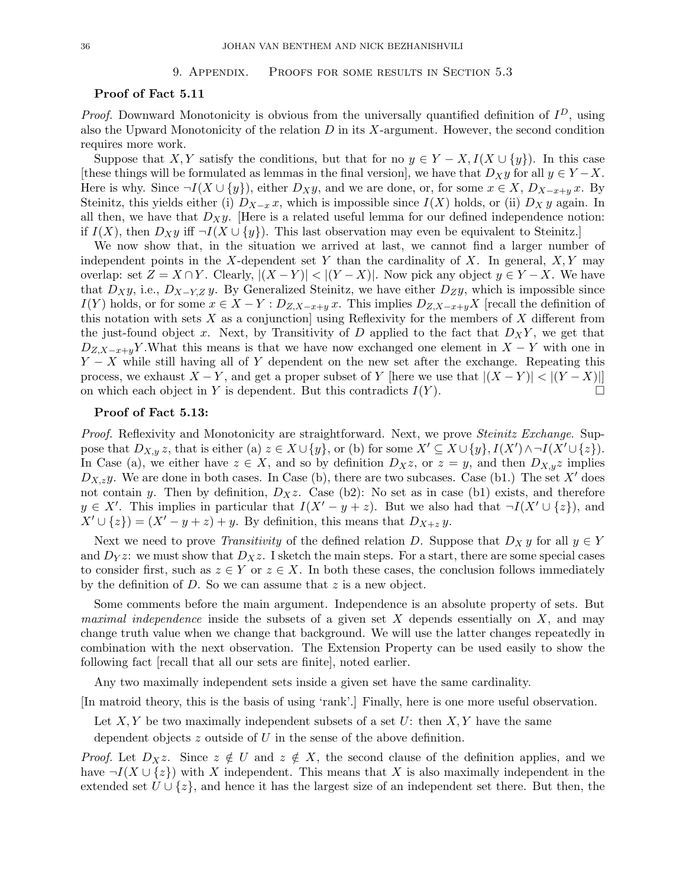## 9. Appendix. Proofs for some results in Section 5.3

**Proof of Fact 5.11**

*Proof.* Downward Monotonicity is obvious from the universally quantified definition of $I^D$, using also the Upward Monotonicity of the relation $D$ in its $X$-argument. However, the second condition requires more work.

Suppose that $X, Y$ satisfy the conditions, but that for no $y \in Y - X, I(X \cup \{y\})$. In this case [these things will be formulated as lemmas in the final version], we have that $D_X y$ for all $y \in Y - X$. Here is why. Since $\neg I(X \cup \{y\})$, either $D_X y$, and we are done, or, for some $x \in X$, $D_{X-x+y}\, x$. By Steinitz, this yields either (i) $D_{X-x}\, x$, which is impossible since $I(X)$ holds, or (ii) $D_X\, y$ again. In all then, we have that $D_X y$. [Here is a related useful lemma for our defined independence notion: if $I(X)$, then $D_X y$ iff $\neg I(X \cup \{y\})$. This last observation may even be equivalent to Steinitz.]

We now show that, in the situation we arrived at last, we cannot find a larger number of independent points in the $X$-dependent set $Y$ than the cardinality of $X$. In general, $X, Y$ may overlap: set $Z = X \cap Y$. Clearly, $|(X - Y)| < |(Y - X)|$. Now pick any object $y \in Y - X$. We have that $D_X y$, i.e., $D_{X-Y,Z}\, y$. By Generalized Steinitz, we have either $D_Z y$, which is impossible since $I(Y)$ holds, or for some $x \in X - Y : D_{Z,X-x+y}\, x$. This implies $D_{Z,X-x+y} X$ [recall the definition of this notation with sets $X$ as a conjunction] using Reflexivity for the members of $X$ different from the just-found object $x$. Next, by Transitivity of $D$ applied to the fact that $D_X Y$, we get that $D_{Z,X-x+y} Y$.What this means is that we have now exchanged one element in $X - Y$ with one in $Y - X$ while still having all of $Y$ dependent on the new set after the exchange. Repeating this process, we exhaust $X - Y$, and get a proper subset of $Y$ [here we use that $|(X - Y)| < |(Y - X)|$] on which each object in $Y$ is dependent. But this contradicts $I(Y)$. $\square$

**Proof of Fact 5.13:**

*Proof.* Reflexivity and Monotonicity are straightforward. Next, we prove *Steinitz Exchange*. Suppose that $D_{X,y}\, z$, that is either (a) $z \in X \cup \{y\}$, or (b) for some $X' \subseteq X \cup \{y\}, I(X') \wedge \neg I(X' \cup \{z\})$. In Case (a), we either have $z \in X$, and so by definition $D_X z$, or $z = y$, and then $D_{X,y} z$ implies $D_{X,z} y$. We are done in both cases. In Case (b), there are two subcases. Case (b1.) The set $X'$ does not contain $y$. Then by definition, $D_X z$. Case (b2): No set as in case (b1) exists, and therefore $y \in X'$. This implies in particular that $I(X' - y + z)$. But we also had that $\neg I(X' \cup \{z\})$, and $X' \cup \{z\}) = (X' - y + z) + y$. By definition, this means that $D_{X+z}\, y$.

Next we need to prove *Transitivity* of the defined relation $D$. Suppose that $D_X\, y$ for all $y \in Y$ and $D_Y z$: we must show that $D_X z$. I sketch the main steps. For a start, there are some special cases to consider first, such as $z \in Y$ or $z \in X$. In both these cases, the conclusion follows immediately by the definition of $D$. So we can assume that $z$ is a new object.

Some comments before the main argument. Independence is an absolute property of sets. But *maximal independence* inside the subsets of a given set $X$ depends essentially on $X$, and may change truth value when we change that background. We will use the latter changes repeatedly in combination with the next observation. The Extension Property can be used easily to show the following fact [recall that all our sets are finite], noted earlier.

Any two maximally independent sets inside a given set have the same cardinality.

[In matroid theory, this is the basis of using 'rank'.] Finally, here is one more useful observation.

Let $X, Y$ be two maximally independent subsets of a set $U$: then $X, Y$ have the same dependent objects $z$ outside of $U$ in the sense of the above definition.

*Proof.* Let $D_X z$. Since $z \notin U$ and $z \notin X$, the second clause of the definition applies, and we have $\neg I(X \cup \{z\})$ with $X$ independent. This means that $X$ is also maximally independent in the extended set $U \cup \{z\}$, and hence it has the largest size of an independent set there. But then, the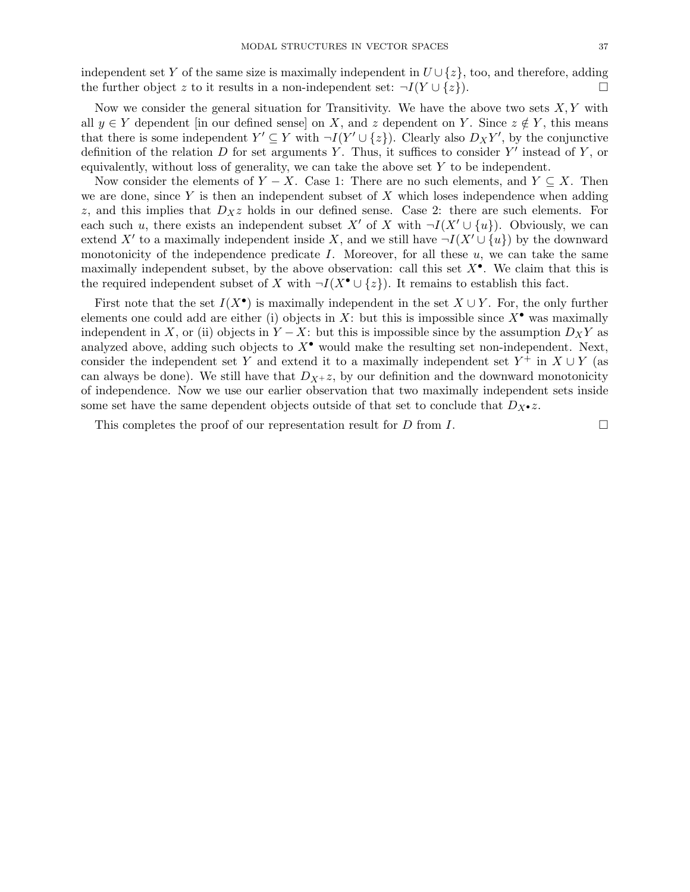independent set $Y$ of the same size is maximally independent in $U \cup \{z\}$, too, and therefore, adding the further object $z$ to it results in a non-independent set: $\neg I(Y \cup \{z\})$. □

Now we consider the general situation for Transitivity. We have the above two sets $X, Y$ with all $y \in Y$ dependent [in our defined sense] on $X$, and $z$ dependent on $Y$. Since $z \notin Y$, this means that there is some independent $Y' \subseteq Y$ with $\neg I(Y' \cup \{z\})$. Clearly also $D_X Y'$, by the conjunctive definition of the relation $D$ for set arguments $Y$. Thus, it suffices to consider $Y'$ instead of $Y$, or equivalently, without loss of generality, we can take the above set $Y$ to be independent.

Now consider the elements of $Y - X$. Case 1: There are no such elements, and $Y \subseteq X$. Then we are done, since $Y$ is then an independent subset of $X$ which loses independence when adding $z$, and this implies that $D_X z$ holds in our defined sense. Case 2: there are such elements. For each such $u$, there exists an independent subset $X'$ of $X$ with $\neg I(X' \cup \{u\})$. Obviously, we can extend $X'$ to a maximally independent inside $X$, and we still have $\neg I(X' \cup \{u\})$ by the downward monotonicity of the independence predicate $I$. Moreover, for all these $u$, we can take the same maximally independent subset, by the above observation: call this set $X^\bullet$. We claim that this is the required independent subset of $X$ with $\neg I(X^\bullet \cup \{z\})$. It remains to establish this fact.

First note that the set $I(X^\bullet)$ is maximally independent in the set $X \cup Y$. For, the only further elements one could add are either (i) objects in $X$: but this is impossible since $X^\bullet$ was maximally independent in $X$, or (ii) objects in $Y - X$: but this is impossible since by the assumption $D_X Y$ as analyzed above, adding such objects to $X^\bullet$ would make the resulting set non-independent. Next, consider the independent set $Y$ and extend it to a maximally independent set $Y^+$ in $X \cup Y$ (as can always be done). We still have that $D_{X^+} z$, by our definition and the downward monotonicity of independence. Now we use our earlier observation that two maximally independent sets inside some set have the same dependent objects outside of that set to conclude that $D_{X^\bullet} z$.

This completes the proof of our representation result for $D$ from $I$. □